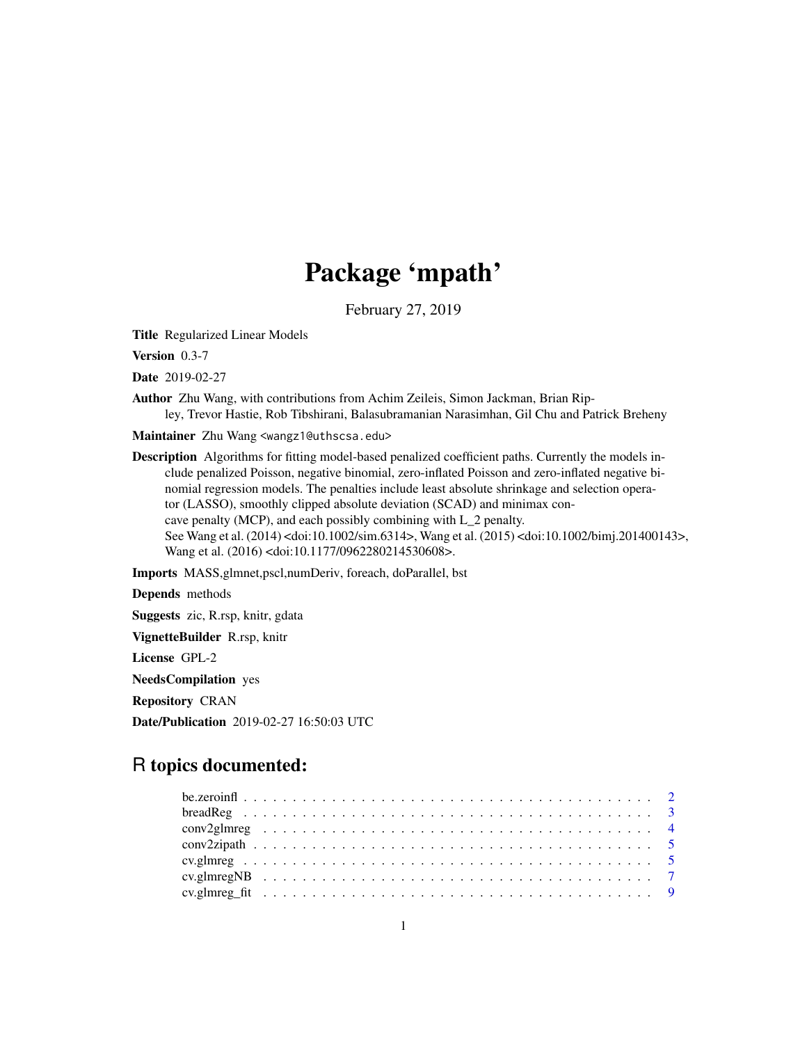# Package 'mpath'

February 27, 2019

**Title** Regularized Linear Models

**Version** 0.3-7

**Date** 2019-02-27

**Author** Zhu Wang, with contributions from Achim Zeileis, Simon Jackman, Brian Ripley, Trevor Hastie, Rob Tibshirani, Balasubramanian Narasimhan, Gil Chu and Patrick Breheny

**Maintainer** Zhu Wang <wangz1@uthscsa.edu>

**Description** Algorithms for fitting model-based penalized coefficient paths. Currently the models include penalized Poisson, negative binomial, zero-inflated Poisson and zero-inflated negative binomial regression models. The penalties include least absolute shrinkage and selection operator (LASSO), smoothly clipped absolute deviation (SCAD) and minimax concave penalty (MCP), and each possibly combining with L_2 penalty.
See Wang et al. (2014) <doi:10.1002/sim.6314>, Wang et al. (2015) <doi:10.1002/bimj.201400143>, Wang et al. (2016) <doi:10.1177/0962280214530608>.

**Imports** MASS,glmnet,pscl,numDeriv, foreach, doParallel, bst

**Depends** methods

**Suggests** zic, R.rsp, knitr, gdata

**VignetteBuilder** R.rsp, knitr

**License** GPL-2

**NeedsCompilation** yes

**Repository** CRAN

**Date/Publication** 2019-02-27 16:50:03 UTC

## R topics documented:

be.zeroinfl . . . . . . . . . . . . . . . . . . . . . . . . . . . . . . . . . . . . . . . . . 2
breadReg . . . . . . . . . . . . . . . . . . . . . . . . . . . . . . . . . . . . . . . . . . 3
conv2glmreg . . . . . . . . . . . . . . . . . . . . . . . . . . . . . . . . . . . . . . . . 4
conv2zipath . . . . . . . . . . . . . . . . . . . . . . . . . . . . . . . . . . . . . . . . . 5
cv.glmreg . . . . . . . . . . . . . . . . . . . . . . . . . . . . . . . . . . . . . . . . . . 5
cv.glmregNB . . . . . . . . . . . . . . . . . . . . . . . . . . . . . . . . . . . . . . . . 7
cv.glmreg_fit . . . . . . . . . . . . . . . . . . . . . . . . . . . . . . . . . . . . . . . . 9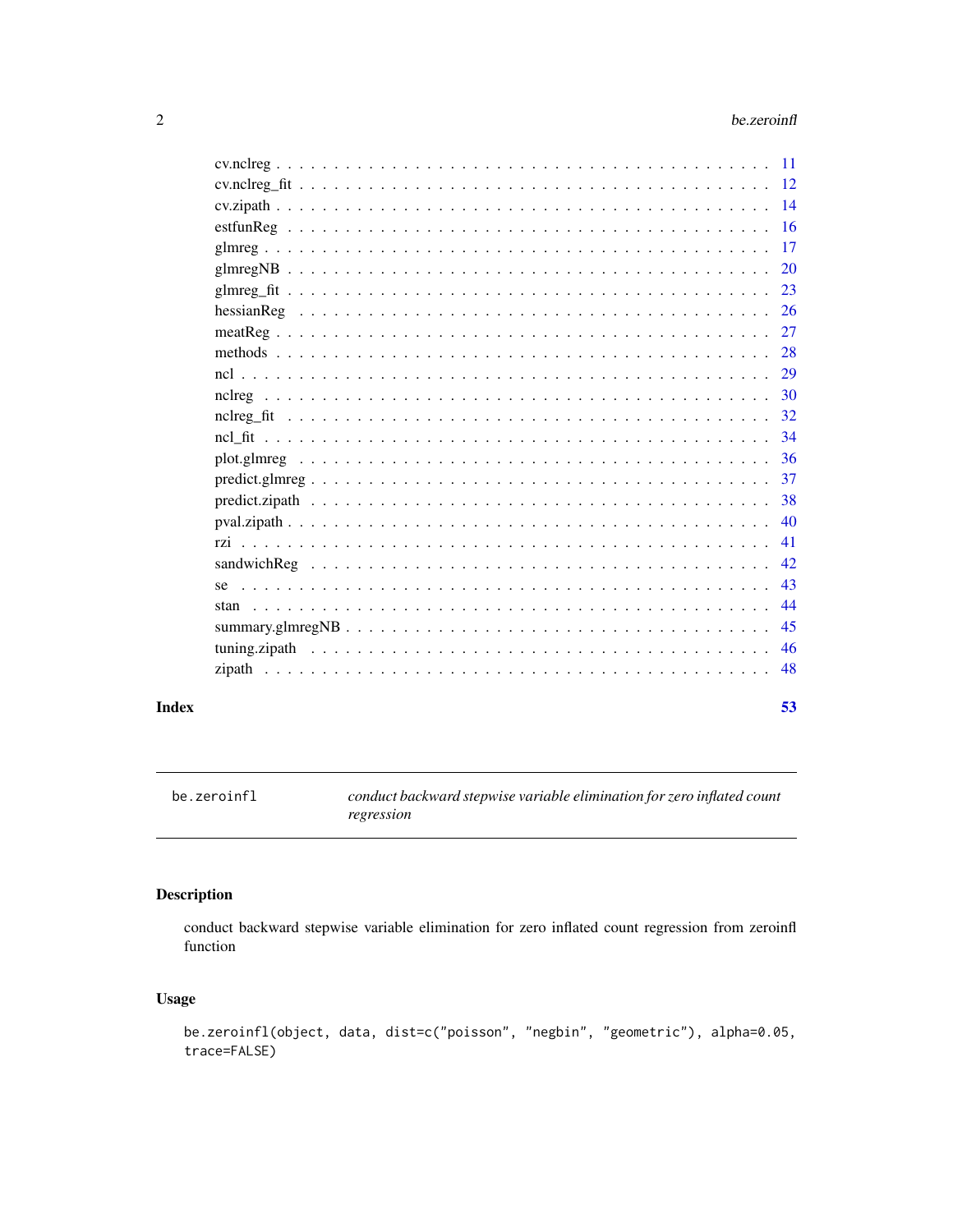cv.nclreg . . . . . . . . . . . . . . . . . . . . . . . . . . . . . . . . . . . . . . . . 11
cv.nclreg_fit . . . . . . . . . . . . . . . . . . . . . . . . . . . . . . . . . . . . . . 12
cv.zipath . . . . . . . . . . . . . . . . . . . . . . . . . . . . . . . . . . . . . . . . 14
estfunReg . . . . . . . . . . . . . . . . . . . . . . . . . . . . . . . . . . . . . . . . 16
glmreg . . . . . . . . . . . . . . . . . . . . . . . . . . . . . . . . . . . . . . . . . 17
glmregNB . . . . . . . . . . . . . . . . . . . . . . . . . . . . . . . . . . . . . . . . 20
glmreg_fit . . . . . . . . . . . . . . . . . . . . . . . . . . . . . . . . . . . . . . . 23
hessianReg . . . . . . . . . . . . . . . . . . . . . . . . . . . . . . . . . . . . . . . 26
meatReg . . . . . . . . . . . . . . . . . . . . . . . . . . . . . . . . . . . . . . . . 27
methods . . . . . . . . . . . . . . . . . . . . . . . . . . . . . . . . . . . . . . . . 28
ncl . . . . . . . . . . . . . . . . . . . . . . . . . . . . . . . . . . . . . . . . . . 29
nclreg . . . . . . . . . . . . . . . . . . . . . . . . . . . . . . . . . . . . . . . . . 30
nclreg_fit . . . . . . . . . . . . . . . . . . . . . . . . . . . . . . . . . . . . . . . 32
ncl_fit . . . . . . . . . . . . . . . . . . . . . . . . . . . . . . . . . . . . . . . . . 34
plot.glmreg . . . . . . . . . . . . . . . . . . . . . . . . . . . . . . . . . . . . . . 36
predict.glmreg . . . . . . . . . . . . . . . . . . . . . . . . . . . . . . . . . . . . . 37
predict.zipath . . . . . . . . . . . . . . . . . . . . . . . . . . . . . . . . . . . . . 38
pval.zipath . . . . . . . . . . . . . . . . . . . . . . . . . . . . . . . . . . . . . . . 40
rzi . . . . . . . . . . . . . . . . . . . . . . . . . . . . . . . . . . . . . . . . . . 41
sandwichReg . . . . . . . . . . . . . . . . . . . . . . . . . . . . . . . . . . . . . . 42
se . . . . . . . . . . . . . . . . . . . . . . . . . . . . . . . . . . . . . . . . . . 43
stan . . . . . . . . . . . . . . . . . . . . . . . . . . . . . . . . . . . . . . . . . . 44
summary.glmregNB . . . . . . . . . . . . . . . . . . . . . . . . . . . . . . . . . . . 45
tuning.zipath . . . . . . . . . . . . . . . . . . . . . . . . . . . . . . . . . . . . . . 46
zipath . . . . . . . . . . . . . . . . . . . . . . . . . . . . . . . . . . . . . . . . . 48

**Index** 53

---

`be.zeroinfl` *conduct backward stepwise variable elimination for zero inflated count regression*

---

## Description

conduct backward stepwise variable elimination for zero inflated count regression from zeroinfl function

## Usage

```
be.zeroinfl(object, data, dist=c("poisson", "negbin", "geometric"), alpha=0.05,
trace=FALSE)
```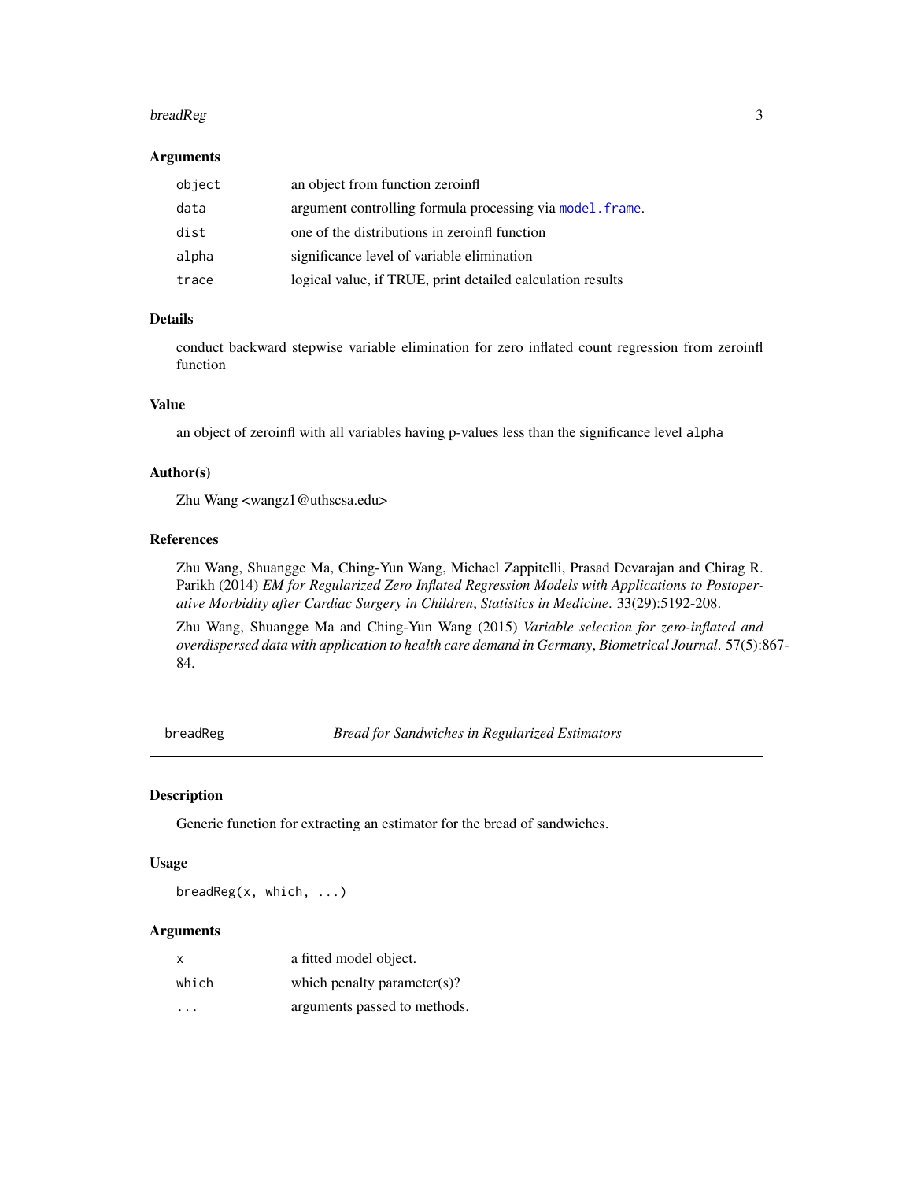### Arguments

| | |
|---|---|
| `object` | an object from function zeroinfl |
| `data` | argument controlling formula processing via `model.frame`. |
| `dist` | one of the distributions in zeroinfl function |
| `alpha` | significance level of variable elimination |
| `trace` | logical value, if TRUE, print detailed calculation results |

### Details

conduct backward stepwise variable elimination for zero inflated count regression from zeroinfl function

### Value

an object of zeroinfl with all variables having p-values less than the significance level `alpha`

### Author(s)

Zhu Wang <wangz1@uthscsa.edu>

### References

Zhu Wang, Shuangge Ma, Ching-Yun Wang, Michael Zappitelli, Prasad Devarajan and Chirag R. Parikh (2014) *EM for Regularized Zero Inflated Regression Models with Applications to Postoperative Morbidity after Cardiac Surgery in Children*, *Statistics in Medicine*. 33(29):5192-208.

Zhu Wang, Shuangge Ma and Ching-Yun Wang (2015) *Variable selection for zero-inflated and overdispersed data with application to health care demand in Germany*, *Biometrical Journal*. 57(5):867-84.

---

## breadReg — *Bread for Sandwiches in Regularized Estimators*

### Description

Generic function for extracting an estimator for the bread of sandwiches.

### Usage

```
breadReg(x, which, ...)
```

### Arguments

| | |
|---|---|
| `x` | a fitted model object. |
| `which` | which penalty parameter(s)? |
| `...` | arguments passed to methods. |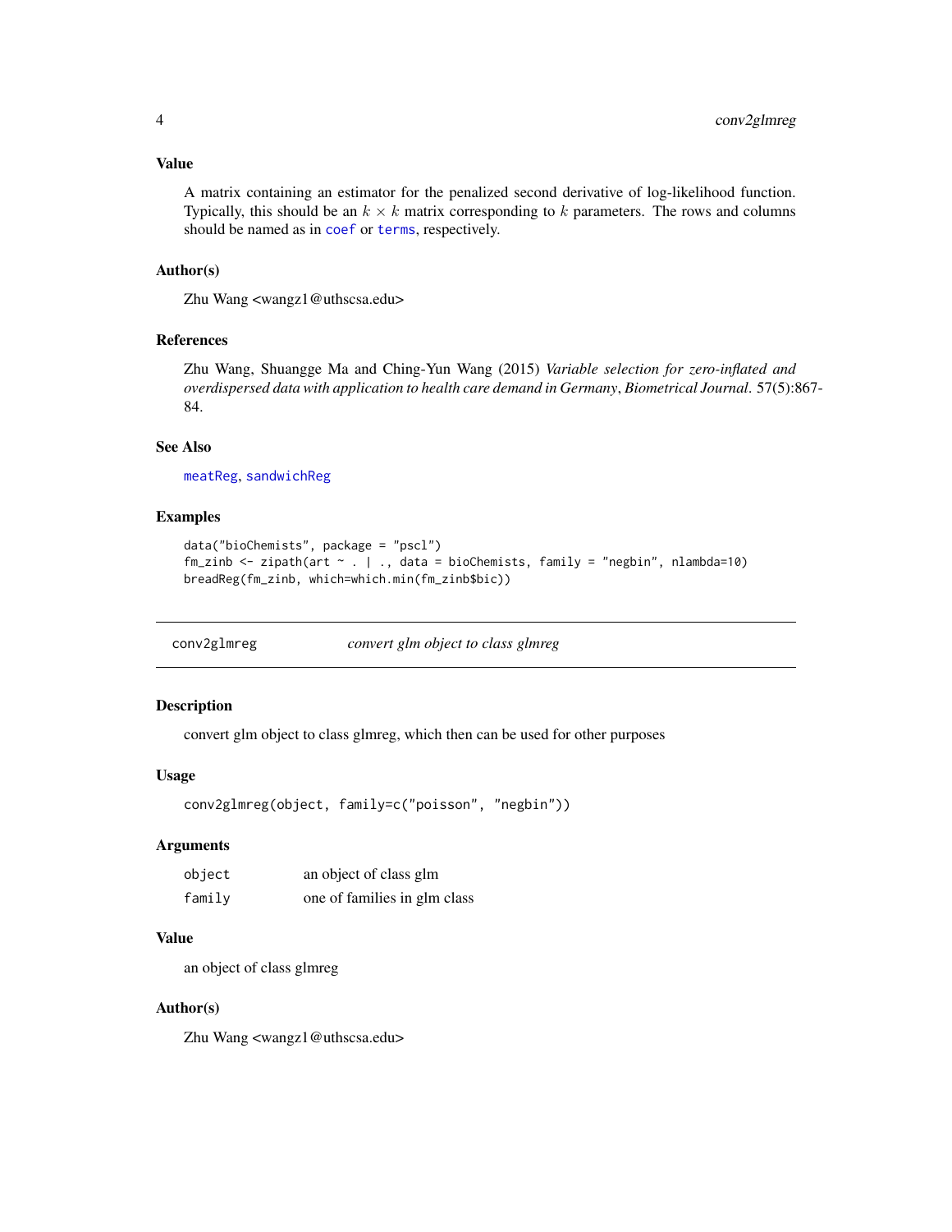### Value

A matrix containing an estimator for the penalized second derivative of log-likelihood function. Typically, this should be an $k \times k$ matrix corresponding to $k$ parameters. The rows and columns should be named as in `coef` or `terms`, respectively.

### Author(s)

Zhu Wang <wangz1@uthscsa.edu>

### References

Zhu Wang, Shuangge Ma and Ching-Yun Wang (2015) *Variable selection for zero-inflated and overdispersed data with application to health care demand in Germany*, *Biometrical Journal*. 57(5):867-84.

### See Also

`meatReg`, `sandwichReg`

### Examples

```
data("bioChemists", package = "pscl")
fm_zinb <- zipath(art ~ . | ., data = bioChemists, family = "negbin", nlambda=10)
breadReg(fm_zinb, which=which.min(fm_zinb$bic))
```

---

## conv2glmreg — *convert glm object to class glmreg*

### Description

convert glm object to class glmreg, which then can be used for other purposes

### Usage

```
conv2glmreg(object, family=c("poisson", "negbin"))
```

### Arguments

| | |
|---|---|
| `object` | an object of class glm |
| `family` | one of families in glm class |

### Value

an object of class glmreg

### Author(s)

Zhu Wang <wangz1@uthscsa.edu>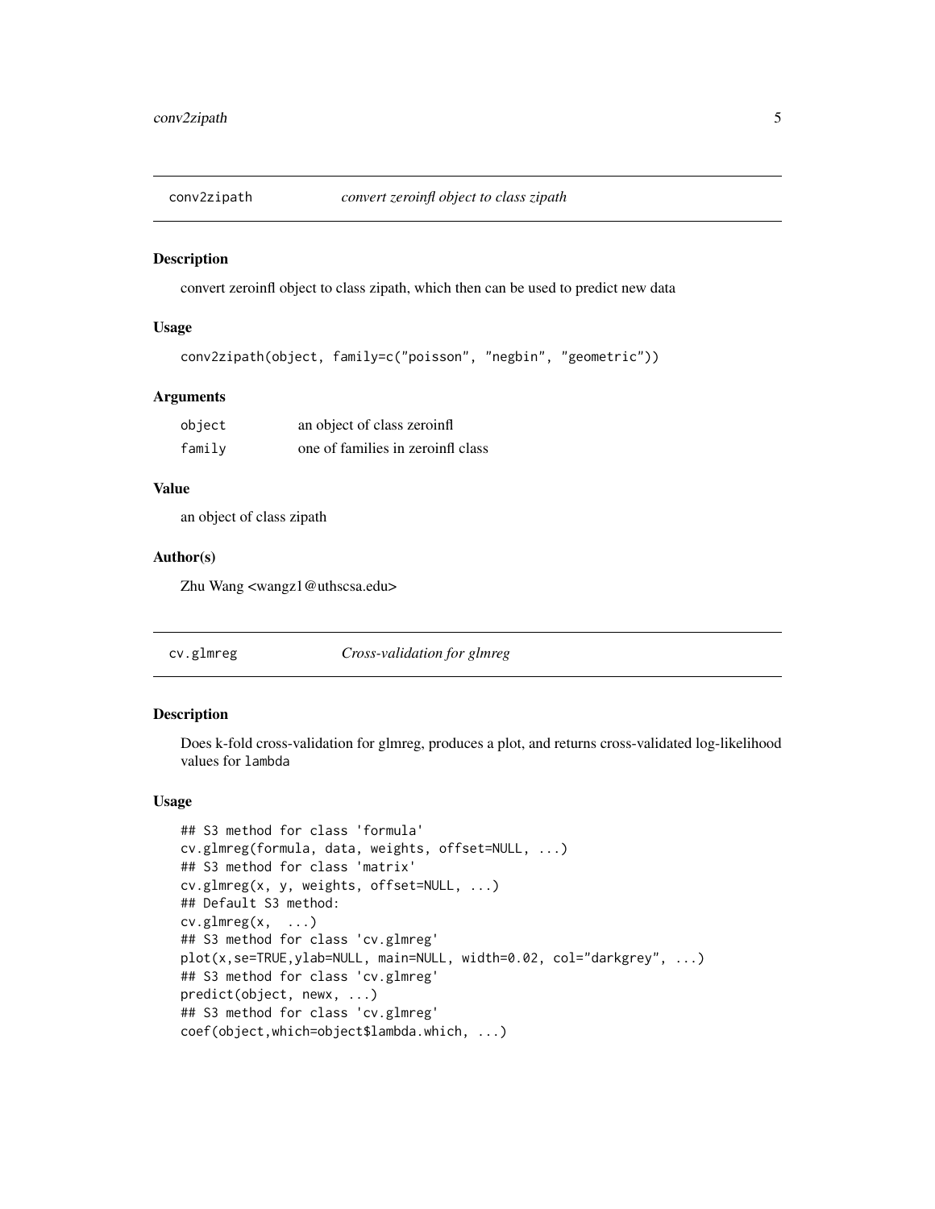## conv2zipath — *convert zeroinfl object to class zipath*

### Description

convert zeroinfl object to class zipath, which then can be used to predict new data

### Usage

```
conv2zipath(object, family=c("poisson", "negbin", "geometric"))
```

### Arguments

| | |
|---|---|
| `object` | an object of class zeroinfl |
| `family` | one of families in zeroinfl class |

### Value

an object of class zipath

### Author(s)

Zhu Wang <wangz1@uthscsa.edu>

## cv.glmreg — *Cross-validation for glmreg*

### Description

Does k-fold cross-validation for glmreg, produces a plot, and returns cross-validated log-likelihood values for `lambda`

### Usage

```
## S3 method for class 'formula'
cv.glmreg(formula, data, weights, offset=NULL, ...)
## S3 method for class 'matrix'
cv.glmreg(x, y, weights, offset=NULL, ...)
## Default S3 method:
cv.glmreg(x,  ...)
## S3 method for class 'cv.glmreg'
plot(x,se=TRUE,ylab=NULL, main=NULL, width=0.02, col="darkgrey", ...)
## S3 method for class 'cv.glmreg'
predict(object, newx, ...)
## S3 method for class 'cv.glmreg'
coef(object,which=object$lambda.which, ...)
```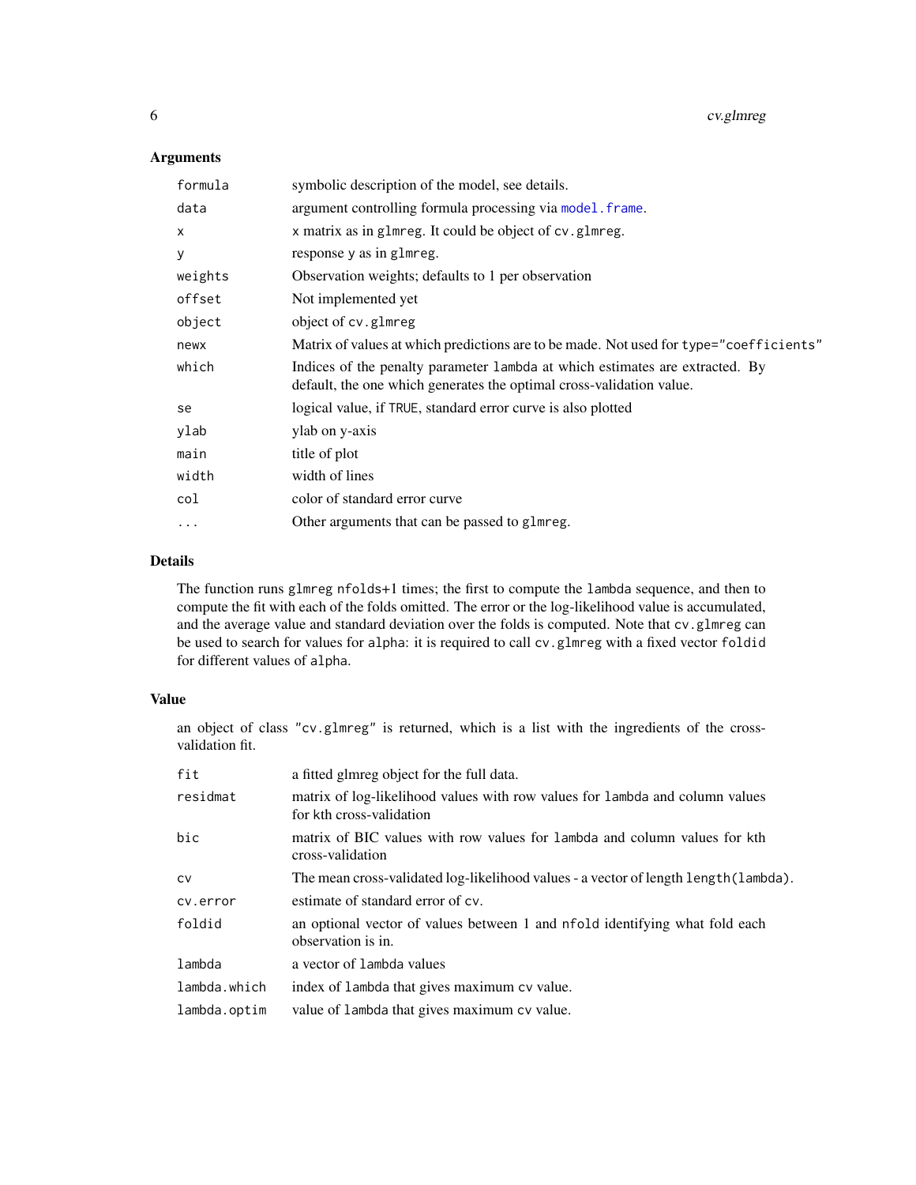## Arguments

| | |
|---|---|
| `formula` | symbolic description of the model, see details. |
| `data` | argument controlling formula processing via `model.frame`. |
| `x` | x matrix as in `glmreg`. It could be object of `cv.glmreg`. |
| `y` | response `y` as in `glmreg`. |
| `weights` | Observation weights; defaults to 1 per observation |
| `offset` | Not implemented yet |
| `object` | object of `cv.glmreg` |
| `newx` | Matrix of values at which predictions are to be made. Not used for `type="coefficients"` |
| `which` | Indices of the penalty parameter `lambda` at which estimates are extracted. By default, the one which generates the optimal cross-validation value. |
| `se` | logical value, if `TRUE`, standard error curve is also plotted |
| `ylab` | ylab on y-axis |
| `main` | title of plot |
| `width` | width of lines |
| `col` | color of standard error curve |
| `...` | Other arguments that can be passed to `glmreg`. |

## Details

The function runs `glmreg` `nfolds`+1 times; the first to compute the `lambda` sequence, and then to compute the fit with each of the folds omitted. The error or the log-likelihood value is accumulated, and the average value and standard deviation over the folds is computed. Note that `cv.glmreg` can be used to search for values for `alpha`: it is required to call `cv.glmreg` with a fixed vector `foldid` for different values of `alpha`.

## Value

an object of class `"cv.glmreg"` is returned, which is a list with the ingredients of the cross-validation fit.

| | |
|---|---|
| `fit` | a fitted glmreg object for the full data. |
| `residmat` | matrix of log-likelihood values with row values for `lambda` and column values for kth cross-validation |
| `bic` | matrix of BIC values with row values for `lambda` and column values for kth cross-validation |
| `cv` | The mean cross-validated log-likelihood values - a vector of length `length(lambda)`. |
| `cv.error` | estimate of standard error of `cv`. |
| `foldid` | an optional vector of values between 1 and `nfold` identifying what fold each observation is in. |
| `lambda` | a vector of `lambda` values |
| `lambda.which` | index of `lambda` that gives maximum `cv` value. |
| `lambda.optim` | value of `lambda` that gives maximum `cv` value. |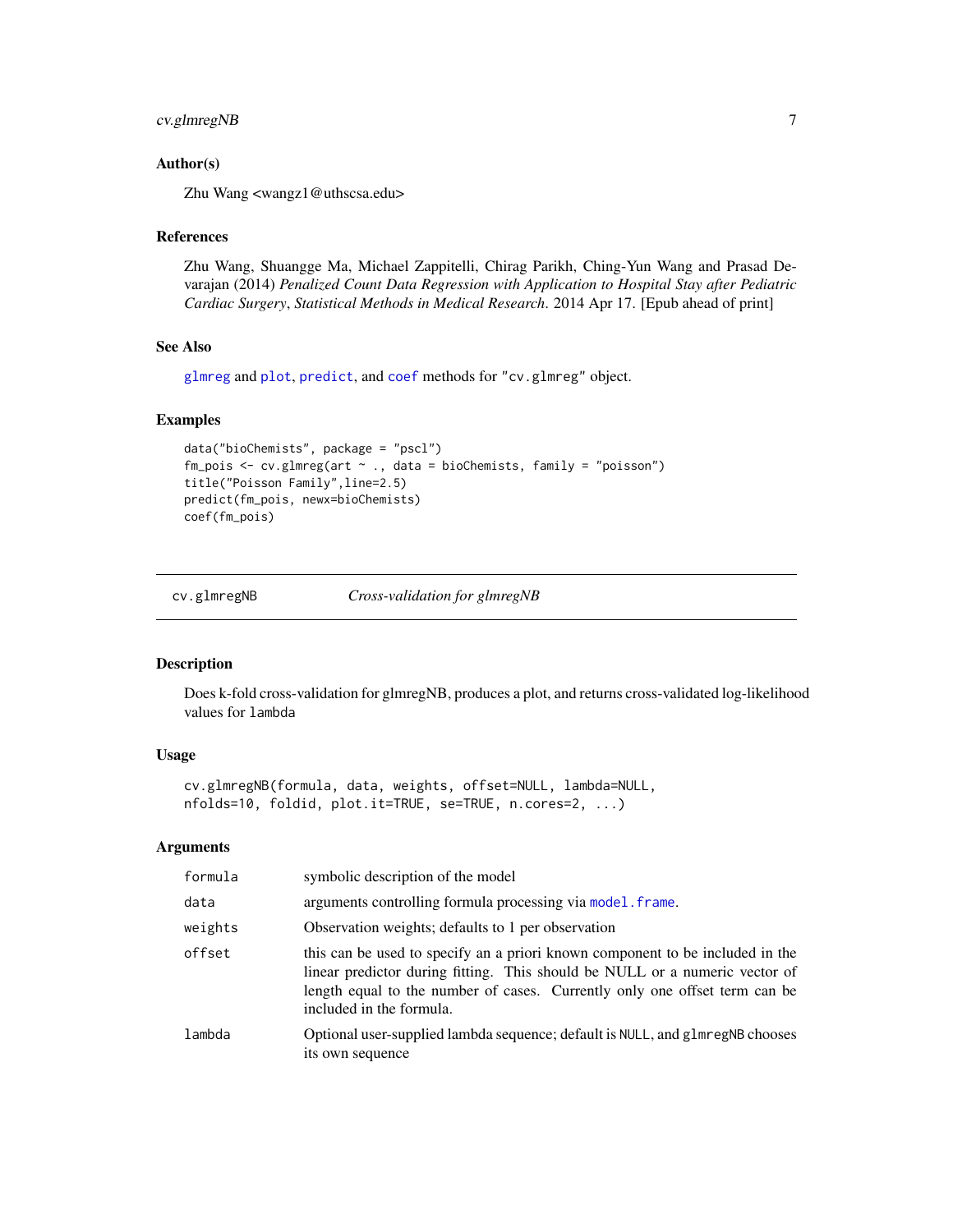### Author(s)

Zhu Wang <wangz1@uthscsa.edu>

### References

Zhu Wang, Shuangge Ma, Michael Zappitelli, Chirag Parikh, Ching-Yun Wang and Prasad Devarajan (2014) *Penalized Count Data Regression with Application to Hospital Stay after Pediatric Cardiac Surgery*, *Statistical Methods in Medical Research*. 2014 Apr 17. [Epub ahead of print]

### See Also

glmreg and plot, predict, and coef methods for "cv.glmreg" object.

### Examples

```
data("bioChemists", package = "pscl")
fm_pois <- cv.glmreg(art ~ ., data = bioChemists, family = "poisson")
title("Poisson Family",line=2.5)
predict(fm_pois, newx=bioChemists)
coef(fm_pois)
```

---

## cv.glmregNB *Cross-validation for glmregNB*

---

### Description

Does k-fold cross-validation for glmregNB, produces a plot, and returns cross-validated log-likelihood values for `lambda`

### Usage

```
cv.glmregNB(formula, data, weights, offset=NULL, lambda=NULL,
nfolds=10, foldid, plot.it=TRUE, se=TRUE, n.cores=2, ...)
```

### Arguments

| | |
|---|---|
| `formula` | symbolic description of the model |
| `data` | arguments controlling formula processing via `model.frame`. |
| `weights` | Observation weights; defaults to 1 per observation |
| `offset` | this can be used to specify an a priori known component to be included in the linear predictor during fitting. This should be NULL or a numeric vector of length equal to the number of cases. Currently only one offset term can be included in the formula. |
| `lambda` | Optional user-supplied lambda sequence; default is `NULL`, and `glmregNB` chooses its own sequence |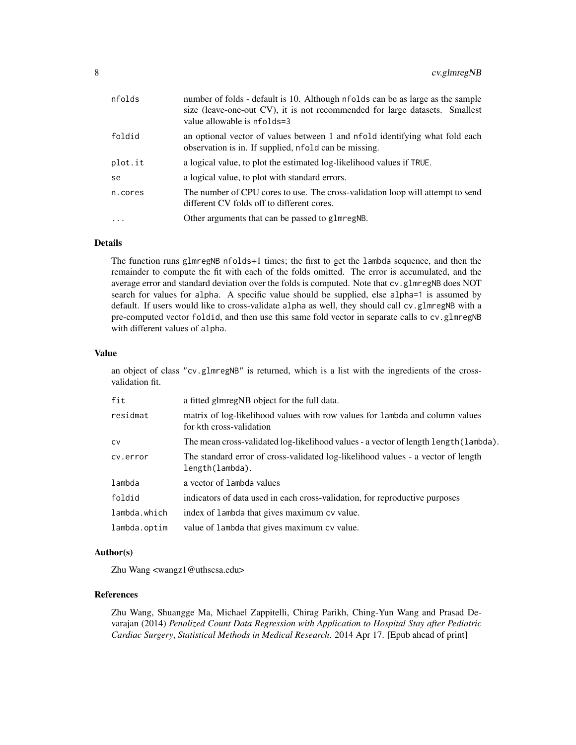| | |
|---|---|
| `nfolds` | number of folds - default is 10. Although `nfolds` can be as large as the sample size (leave-one-out CV), it is not recommended for large datasets. Smallest value allowable is `nfolds=3` |
| `foldid` | an optional vector of values between 1 and `nfold` identifying what fold each observation is in. If supplied, `nfold` can be missing. |
| `plot.it` | a logical value, to plot the estimated log-likelihood values if `TRUE`. |
| `se` | a logical value, to plot with standard errors. |
| `n.cores` | The number of CPU cores to use. The cross-validation loop will attempt to send different CV folds off to different cores. |
| `...` | Other arguments that can be passed to `glmregNB`. |

### Details

The function runs `glmregNB` `nfolds`+1 times; the first to get the `lambda` sequence, and then the remainder to compute the fit with each of the folds omitted. The error is accumulated, and the average error and standard deviation over the folds is computed. Note that `cv.glmregNB` does NOT search for values for `alpha`. A specific value should be supplied, else `alpha=1` is assumed by default. If users would like to cross-validate `alpha` as well, they should call `cv.glmregNB` with a pre-computed vector `foldid`, and then use this same fold vector in separate calls to `cv.glmregNB` with different values of `alpha`.

### Value

an object of class `"cv.glmregNB"` is returned, which is a list with the ingredients of the cross-validation fit.

| | |
|---|---|
| `fit` | a fitted glmregNB object for the full data. |
| `residmat` | matrix of log-likelihood values with row values for `lambda` and column values for kth cross-validation |
| `cv` | The mean cross-validated log-likelihood values - a vector of length `length(lambda)`. |
| `cv.error` | The standard error of cross-validated log-likelihood values - a vector of length `length(lambda)`. |
| `lambda` | a vector of `lambda` values |
| `foldid` | indicators of data used in each cross-validation, for reproductive purposes |
| `lambda.which` | index of `lambda` that gives maximum `cv` value. |
| `lambda.optim` | value of `lambda` that gives maximum `cv` value. |

### Author(s)

Zhu Wang <wangz1@uthscsa.edu>

### References

Zhu Wang, Shuangge Ma, Michael Zappitelli, Chirag Parikh, Ching-Yun Wang and Prasad Devarajan (2014) *Penalized Count Data Regression with Application to Hospital Stay after Pediatric Cardiac Surgery*, *Statistical Methods in Medical Research*. 2014 Apr 17. [Epub ahead of print]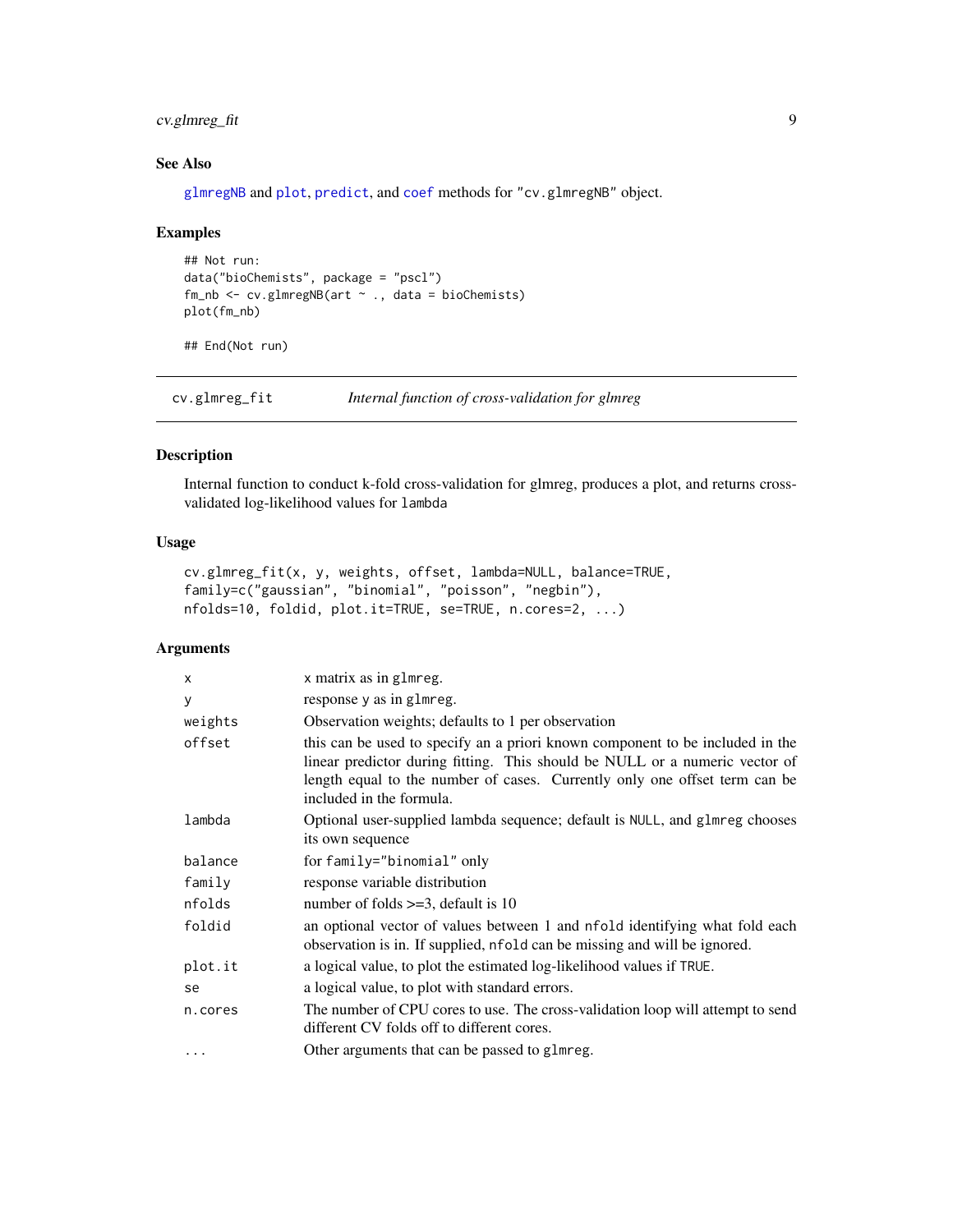### See Also

glmregNB and plot, predict, and coef methods for "cv.glmregNB" object.

### Examples

```
## Not run:
data("bioChemists", package = "pscl")
fm_nb <- cv.glmregNB(art ~ ., data = bioChemists)
plot(fm_nb)

## End(Not run)
```

---

## cv.glmreg_fit — *Internal function of cross-validation for glmreg*

### Description

Internal function to conduct k-fold cross-validation for glmreg, produces a plot, and returns cross-validated log-likelihood values for `lambda`

### Usage

```
cv.glmreg_fit(x, y, weights, offset, lambda=NULL, balance=TRUE,
family=c("gaussian", "binomial", "poisson", "negbin"),
nfolds=10, foldid, plot.it=TRUE, se=TRUE, n.cores=2, ...)
```

### Arguments

| | |
|---|---|
| `x` | `x` matrix as in `glmreg`. |
| `y` | response `y` as in `glmreg`. |
| `weights` | Observation weights; defaults to 1 per observation |
| `offset` | this can be used to specify an a priori known component to be included in the linear predictor during fitting. This should be NULL or a numeric vector of length equal to the number of cases. Currently only one offset term can be included in the formula. |
| `lambda` | Optional user-supplied lambda sequence; default is `NULL`, and `glmreg` chooses its own sequence |
| `balance` | for `family="binomial"` only |
| `family` | response variable distribution |
| `nfolds` | number of folds >=3, default is 10 |
| `foldid` | an optional vector of values between 1 and `nfold` identifying what fold each observation is in. If supplied, `nfold` can be missing and will be ignored. |
| `plot.it` | a logical value, to plot the estimated log-likelihood values if `TRUE`. |
| `se` | a logical value, to plot with standard errors. |
| `n.cores` | The number of CPU cores to use. The cross-validation loop will attempt to send different CV folds off to different cores. |
| `...` | Other arguments that can be passed to `glmreg`. |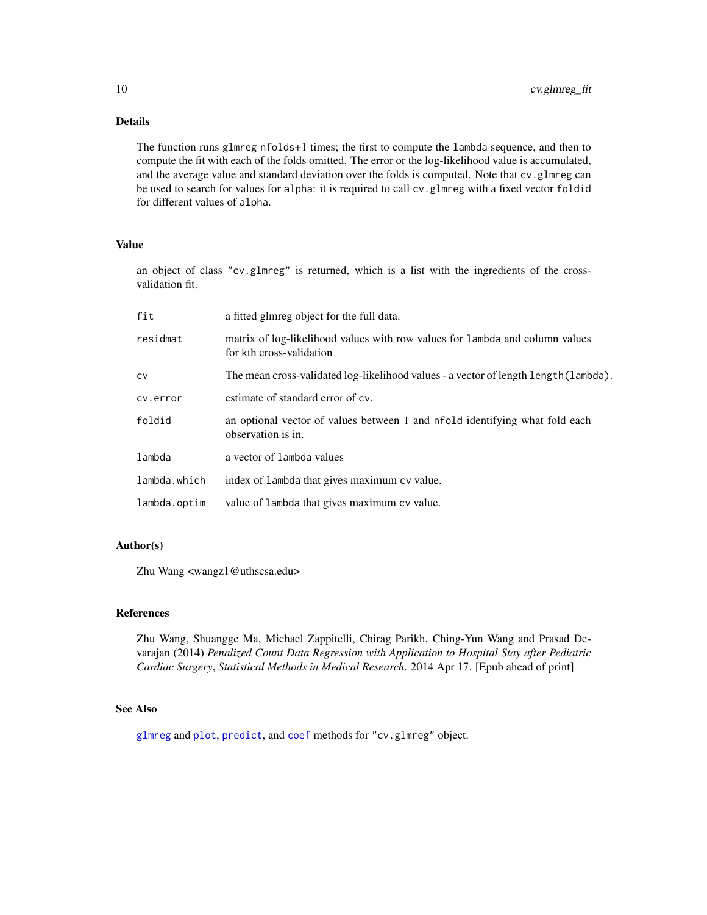## Details

The function runs `glmreg` `nfolds+1` times; the first to compute the `lambda` sequence, and then to compute the fit with each of the folds omitted. The error or the log-likelihood value is accumulated, and the average value and standard deviation over the folds is computed. Note that `cv.glmreg` can be used to search for values for `alpha`: it is required to call `cv.glmreg` with a fixed vector `foldid` for different values of `alpha`.

## Value

an object of class "cv.glmreg" is returned, which is a list with the ingredients of the cross-validation fit.

| | |
|---|---|
| `fit` | a fitted glmreg object for the full data. |
| `residmat` | matrix of log-likelihood values with row values for `lambda` and column values for kth cross-validation |
| `cv` | The mean cross-validated log-likelihood values - a vector of length `length(lambda)`. |
| `cv.error` | estimate of standard error of `cv`. |
| `foldid` | an optional vector of values between 1 and `nfold` identifying what fold each observation is in. |
| `lambda` | a vector of `lambda` values |
| `lambda.which` | index of `lambda` that gives maximum `cv` value. |
| `lambda.optim` | value of `lambda` that gives maximum `cv` value. |

## Author(s)

Zhu Wang <wangz1@uthscsa.edu>

## References

Zhu Wang, Shuangge Ma, Michael Zappitelli, Chirag Parikh, Ching-Yun Wang and Prasad Devarajan (2014) *Penalized Count Data Regression with Application to Hospital Stay after Pediatric Cardiac Surgery*, *Statistical Methods in Medical Research*. 2014 Apr 17. [Epub ahead of print]

## See Also

`glmreg` and `plot`, `predict`, and `coef` methods for "cv.glmreg" object.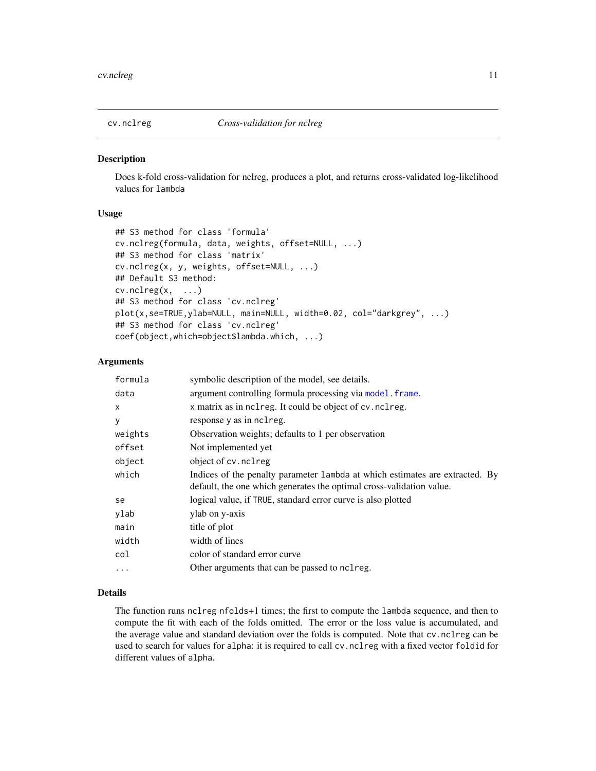# cv.nclreg — *Cross-validation for nclreg*

## Description

Does k-fold cross-validation for nclreg, produces a plot, and returns cross-validated log-likelihood values for `lambda`

## Usage

```
## S3 method for class 'formula'
cv.nclreg(formula, data, weights, offset=NULL, ...)
## S3 method for class 'matrix'
cv.nclreg(x, y, weights, offset=NULL, ...)
## Default S3 method:
cv.nclreg(x,  ...)
## S3 method for class 'cv.nclreg'
plot(x,se=TRUE,ylab=NULL, main=NULL, width=0.02, col="darkgrey", ...)
## S3 method for class 'cv.nclreg'
coef(object,which=object$lambda.which, ...)
```

## Arguments

| | |
|---|---|
| `formula` | symbolic description of the model, see details. |
| `data` | argument controlling formula processing via `model.frame`. |
| `x` | x matrix as in `nclreg`. It could be object of `cv.nclreg`. |
| `y` | response `y` as in `nclreg`. |
| `weights` | Observation weights; defaults to 1 per observation |
| `offset` | Not implemented yet |
| `object` | object of `cv.nclreg` |
| `which` | Indices of the penalty parameter `lambda` at which estimates are extracted. By default, the one which generates the optimal cross-validation value. |
| `se` | logical value, if `TRUE`, standard error curve is also plotted |
| `ylab` | ylab on y-axis |
| `main` | title of plot |
| `width` | width of lines |
| `col` | color of standard error curve |
| `...` | Other arguments that can be passed to `nclreg`. |

## Details

The function runs `nclreg` `nfolds+1` times; the first to compute the `lambda` sequence, and then to compute the fit with each of the folds omitted. The error or the loss value is accumulated, and the average value and standard deviation over the folds is computed. Note that `cv.nclreg` can be used to search for values for `alpha`: it is required to call `cv.nclreg` with a fixed vector `foldid` for different values of `alpha`.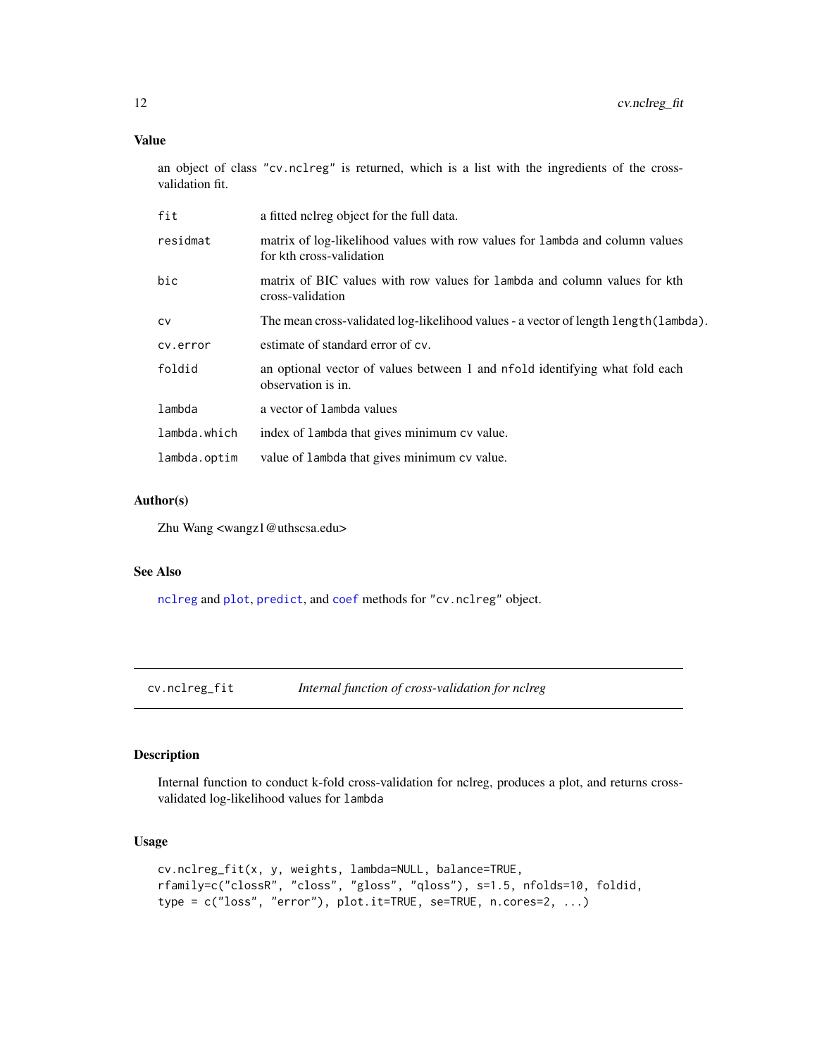## Value

an object of class "cv.nclreg" is returned, which is a list with the ingredients of the cross-validation fit.

| | |
|---|---|
| fit | a fitted nclreg object for the full data. |
| residmat | matrix of log-likelihood values with row values for lambda and column values for kth cross-validation |
| bic | matrix of BIC values with row values for lambda and column values for kth cross-validation |
| cv | The mean cross-validated log-likelihood values - a vector of length length(lambda). |
| cv.error | estimate of standard error of cv. |
| foldid | an optional vector of values between 1 and nfold identifying what fold each observation is in. |
| lambda | a vector of lambda values |
| lambda.which | index of lambda that gives minimum cv value. |
| lambda.optim | value of lambda that gives minimum cv value. |

## Author(s)

Zhu Wang <wangz1@uthscsa.edu>

## See Also

nclreg and plot, predict, and coef methods for "cv.nclreg" object.

---

# cv.nclreg_fit *Internal function of cross-validation for nclreg*

## Description

Internal function to conduct k-fold cross-validation for nclreg, produces a plot, and returns cross-validated log-likelihood values for lambda

## Usage

```
cv.nclreg_fit(x, y, weights, lambda=NULL, balance=TRUE,
rfamily=c("closs", "closs", "gloss", "qloss"), s=1.5, nfolds=10, foldid,
type = c("loss", "error"), plot.it=TRUE, se=TRUE, n.cores=2, ...)
```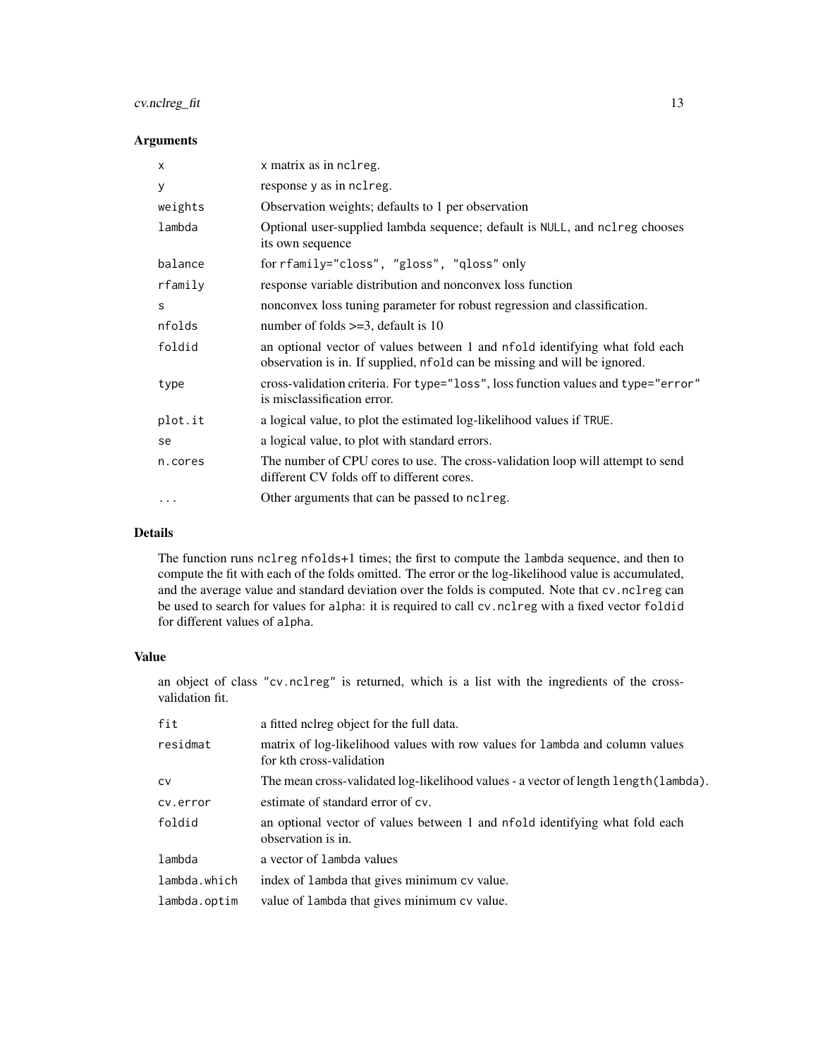### Arguments

| | |
|---|---|
| `x` | x matrix as in `nclreg`. |
| `y` | response y as in `nclreg`. |
| `weights` | Observation weights; defaults to 1 per observation |
| `lambda` | Optional user-supplied lambda sequence; default is `NULL`, and `nclreg` chooses its own sequence |
| `balance` | for `rfamily="closs", "gloss", "qloss"` only |
| `rfamily` | response variable distribution and nonconvex loss function |
| `s` | nonconvex loss tuning parameter for robust regression and classification. |
| `nfolds` | number of folds >=3, default is 10 |
| `foldid` | an optional vector of values between 1 and `nfold` identifying what fold each observation is in. If supplied, `nfold` can be missing and will be ignored. |
| `type` | cross-validation criteria. For `type="loss"`, loss function values and `type="error"` is misclassification error. |
| `plot.it` | a logical value, to plot the estimated log-likelihood values if `TRUE`. |
| `se` | a logical value, to plot with standard errors. |
| `n.cores` | The number of CPU cores to use. The cross-validation loop will attempt to send different CV folds off to different cores. |
| `...` | Other arguments that can be passed to `nclreg`. |

### Details

The function runs `nclreg` `nfolds`+1 times; the first to compute the `lambda` sequence, and then to compute the fit with each of the folds omitted. The error or the log-likelihood value is accumulated, and the average value and standard deviation over the folds is computed. Note that `cv.nclreg` can be used to search for values for `alpha`: it is required to call `cv.nclreg` with a fixed vector `foldid` for different values of `alpha`.

### Value

an object of class `"cv.nclreg"` is returned, which is a list with the ingredients of the cross-validation fit.

| | |
|---|---|
| `fit` | a fitted nclreg object for the full data. |
| `residmat` | matrix of log-likelihood values with row values for `lambda` and column values for kth cross-validation |
| `cv` | The mean cross-validated log-likelihood values - a vector of length `length(lambda)`. |
| `cv.error` | estimate of standard error of `cv`. |
| `foldid` | an optional vector of values between 1 and `nfold` identifying what fold each observation is in. |
| `lambda` | a vector of `lambda` values |
| `lambda.which` | index of `lambda` that gives minimum `cv` value. |
| `lambda.optim` | value of `lambda` that gives minimum `cv` value. |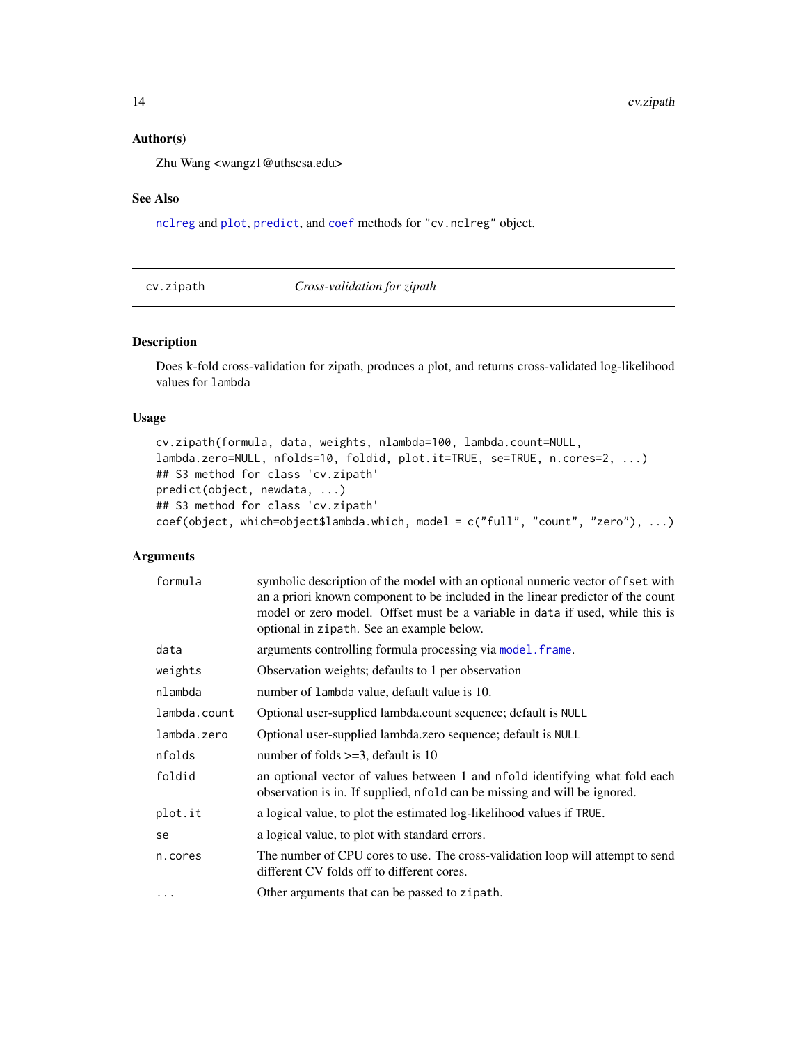### Author(s)

Zhu Wang <wangz1@uthscsa.edu>

### See Also

nclreg and plot, predict, and coef methods for "cv.nclreg" object.

---

## cv.zipath — *Cross-validation for zipath*

---

### Description

Does k-fold cross-validation for zipath, produces a plot, and returns cross-validated log-likelihood values for `lambda`

### Usage

```
cv.zipath(formula, data, weights, nlambda=100, lambda.count=NULL,
lambda.zero=NULL, nfolds=10, foldid, plot.it=TRUE, se=TRUE, n.cores=2, ...)
## S3 method for class 'cv.zipath'
predict(object, newdata, ...)
## S3 method for class 'cv.zipath'
coef(object, which=object$lambda.which, model = c("full", "count", "zero"), ...)
```

### Arguments

| | |
|---|---|
| `formula` | symbolic description of the model with an optional numeric vector `offset` with an a priori known component to be included in the linear predictor of the count model or zero model. Offset must be a variable in `data` if used, while this is optional in `zipath`. See an example below. |
| `data` | arguments controlling formula processing via `model.frame`. |
| `weights` | Observation weights; defaults to 1 per observation |
| `nlambda` | number of `lambda` value, default value is 10. |
| `lambda.count` | Optional user-supplied lambda.count sequence; default is `NULL` |
| `lambda.zero` | Optional user-supplied lambda.zero sequence; default is `NULL` |
| `nfolds` | number of folds >=3, default is 10 |
| `foldid` | an optional vector of values between 1 and `nfold` identifying what fold each observation is in. If supplied, `nfold` can be missing and will be ignored. |
| `plot.it` | a logical value, to plot the estimated log-likelihood values if `TRUE`. |
| `se` | a logical value, to plot with standard errors. |
| `n.cores` | The number of CPU cores to use. The cross-validation loop will attempt to send different CV folds off to different cores. |
| `...` | Other arguments that can be passed to `zipath`. |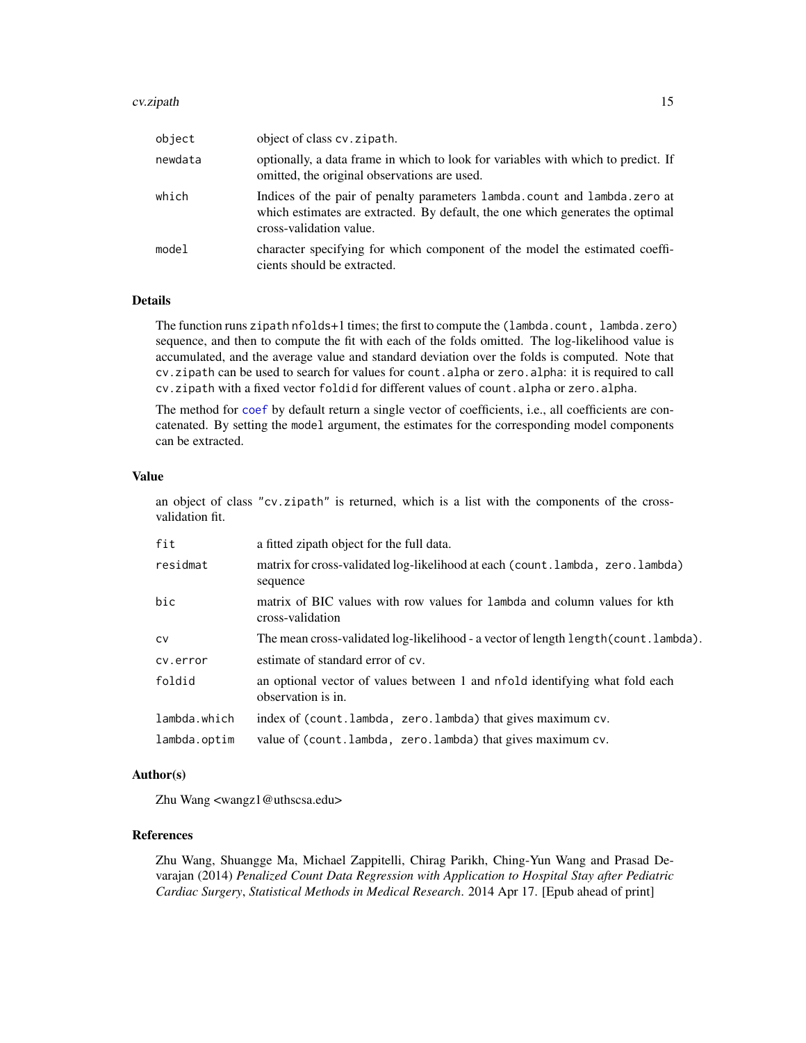| | |
|---|---|
| object | object of class cv.zipath. |
| newdata | optionally, a data frame in which to look for variables with which to predict. If omitted, the original observations are used. |
| which | Indices of the pair of penalty parameters lambda.count and lambda.zero at which estimates are extracted. By default, the one which generates the optimal cross-validation value. |
| model | character specifying for which component of the model the estimated coefficients should be extracted. |

### Details

The function runs zipath nfolds+1 times; the first to compute the (lambda.count, lambda.zero) sequence, and then to compute the fit with each of the folds omitted. The log-likelihood value is accumulated, and the average value and standard deviation over the folds is computed. Note that cv.zipath can be used to search for values for count.alpha or zero.alpha: it is required to call cv.zipath with a fixed vector foldid for different values of count.alpha or zero.alpha.

The method for coef by default return a single vector of coefficients, i.e., all coefficients are concatenated. By setting the model argument, the estimates for the corresponding model components can be extracted.

### Value

an object of class "cv.zipath" is returned, which is a list with the components of the cross-validation fit.

| | |
|---|---|
| fit | a fitted zipath object for the full data. |
| residmat | matrix for cross-validated log-likelihood at each (count.lambda, zero.lambda) sequence |
| bic | matrix of BIC values with row values for lambda and column values for kth cross-validation |
| cv | The mean cross-validated log-likelihood - a vector of length length(count.lambda). |
| cv.error | estimate of standard error of cv. |
| foldid | an optional vector of values between 1 and nfold identifying what fold each observation is in. |
| lambda.which | index of (count.lambda, zero.lambda) that gives maximum cv. |
| lambda.optim | value of (count.lambda, zero.lambda) that gives maximum cv. |

### Author(s)

Zhu Wang <wangz1@uthscsa.edu>

### References

Zhu Wang, Shuangge Ma, Michael Zappitelli, Chirag Parikh, Ching-Yun Wang and Prasad Devarajan (2014) *Penalized Count Data Regression with Application to Hospital Stay after Pediatric Cardiac Surgery*, *Statistical Methods in Medical Research*. 2014 Apr 17. [Epub ahead of print]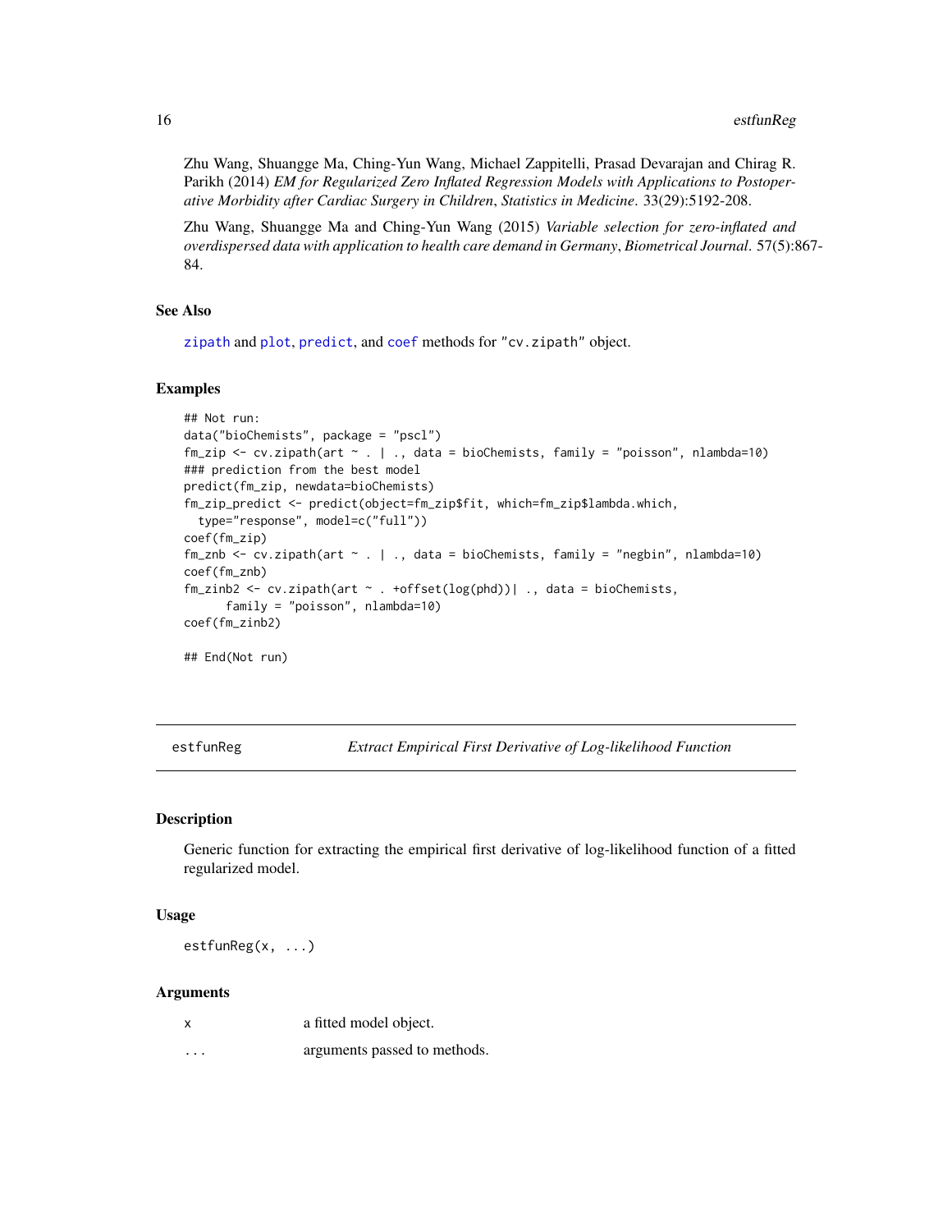Zhu Wang, Shuangge Ma, Ching-Yun Wang, Michael Zappitelli, Prasad Devarajan and Chirag R. Parikh (2014) *EM for Regularized Zero Inflated Regression Models with Applications to Postoperative Morbidity after Cardiac Surgery in Children*, *Statistics in Medicine*. 33(29):5192-208.

Zhu Wang, Shuangge Ma and Ching-Yun Wang (2015) *Variable selection for zero-inflated and overdispersed data with application to health care demand in Germany*, *Biometrical Journal*. 57(5):867-84.

### See Also

zipath and plot, predict, and coef methods for "cv.zipath" object.

### Examples

```
## Not run:
data("bioChemists", package = "pscl")
fm_zip <- cv.zipath(art ~ . | ., data = bioChemists, family = "poisson", nlambda=10)
### prediction from the best model
predict(fm_zip, newdata=bioChemists)
fm_zip_predict <- predict(object=fm_zip$fit, which=fm_zip$lambda.which,
  type="response", model=c("full"))
coef(fm_zip)
fm_znb <- cv.zipath(art ~ . | ., data = bioChemists, family = "negbin", nlambda=10)
coef(fm_znb)
fm_zinb2 <- cv.zipath(art ~ . +offset(log(phd))| ., data = bioChemists,
      family = "poisson", nlambda=10)
coef(fm_zinb2)

## End(Not run)
```

---

## estfunReg — *Extract Empirical First Derivative of Log-likelihood Function*

### Description

Generic function for extracting the empirical first derivative of log-likelihood function of a fitted regularized model.

### Usage

```
estfunReg(x, ...)
```

### Arguments

| | |
|---|---|
| x | a fitted model object. |
| ... | arguments passed to methods. |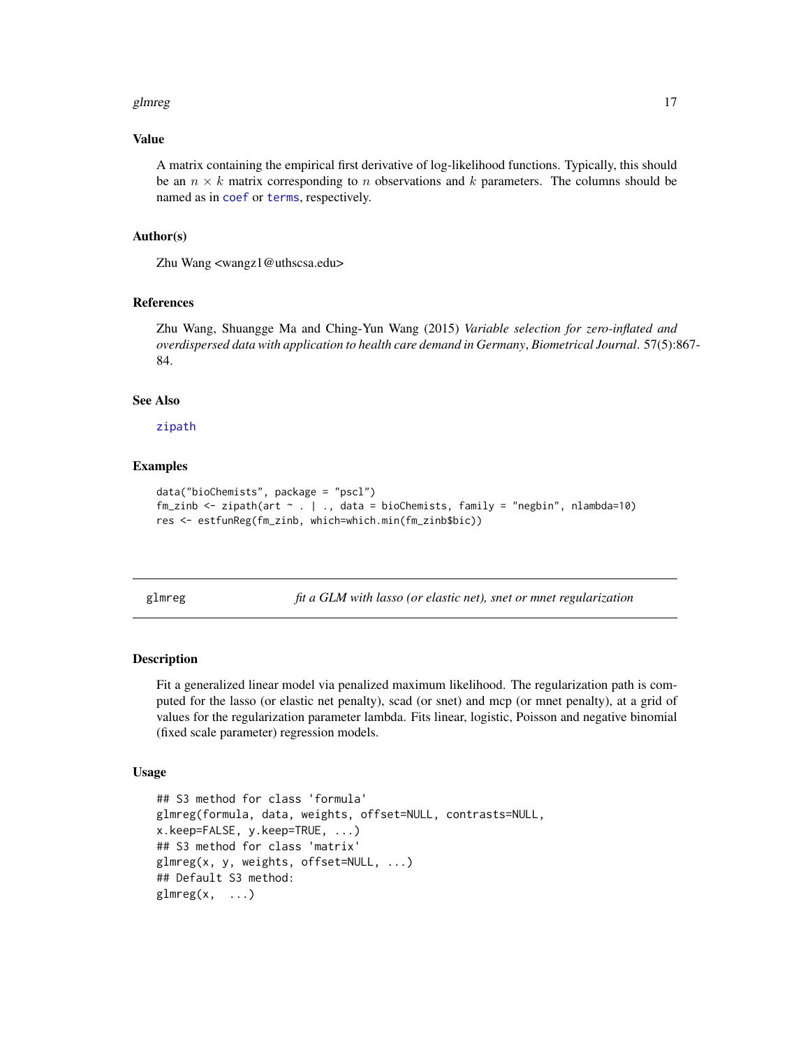### Value

A matrix containing the empirical first derivative of log-likelihood functions. Typically, this should be an $n \times k$ matrix corresponding to $n$ observations and $k$ parameters. The columns should be named as in `coef` or `terms`, respectively.

### Author(s)

Zhu Wang <wangz1@uthscsa.edu>

### References

Zhu Wang, Shuangge Ma and Ching-Yun Wang (2015) *Variable selection for zero-inflated and overdispersed data with application to health care demand in Germany*, *Biometrical Journal*. 57(5):867-84.

### See Also

`zipath`

### Examples

```
data("bioChemists", package = "pscl")
fm_zinb <- zipath(art ~ . | ., data = bioChemists, family = "negbin", nlambda=10)
res <- estfunReg(fm_zinb, which=which.min(fm_zinb$bic))
```

---

## glmreg — *fit a GLM with lasso (or elastic net), snet or mnet regularization*

### Description

Fit a generalized linear model via penalized maximum likelihood. The regularization path is computed for the lasso (or elastic net penalty), scad (or snet) and mcp (or mnet penalty), at a grid of values for the regularization parameter lambda. Fits linear, logistic, Poisson and negative binomial (fixed scale parameter) regression models.

### Usage

```
## S3 method for class 'formula'
glmreg(formula, data, weights, offset=NULL, contrasts=NULL,
x.keep=FALSE, y.keep=TRUE, ...)
## S3 method for class 'matrix'
glmreg(x, y, weights, offset=NULL, ...)
## Default S3 method:
glmreg(x,  ...)
```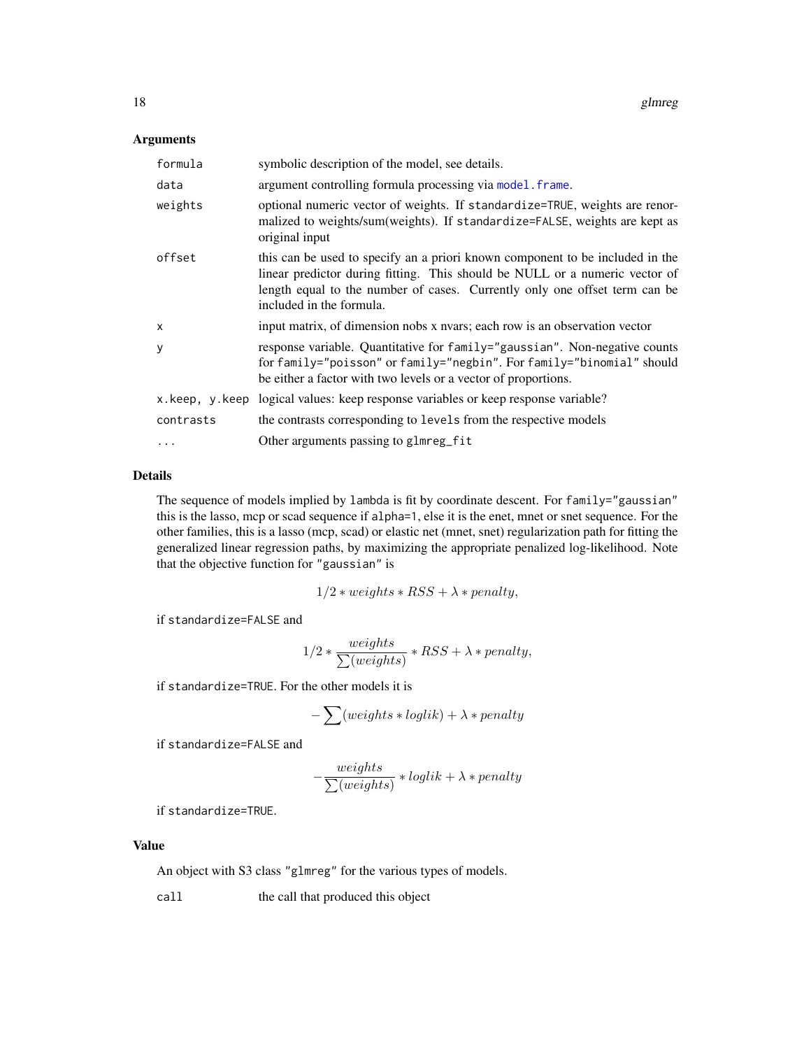### Arguments

| | |
|---|---|
| `formula` | symbolic description of the model, see details. |
| `data` | argument controlling formula processing via `model.frame`. |
| `weights` | optional numeric vector of weights. If `standardize=TRUE`, weights are renormalized to weights/sum(weights). If `standardize=FALSE`, weights are kept as original input |
| `offset` | this can be used to specify an a priori known component to be included in the linear predictor during fitting. This should be NULL or a numeric vector of length equal to the number of cases. Currently only one offset term can be included in the formula. |
| `x` | input matrix, of dimension nobs x nvars; each row is an observation vector |
| `y` | response variable. Quantitative for `family="gaussian"`. Non-negative counts for `family="poisson"` or `family="negbin"`. For `family="binomial"` should be either a factor with two levels or a vector of proportions. |
| `x.keep, y.keep` | logical values: keep response variables or keep response variable? |
| `contrasts` | the contrasts corresponding to `levels` from the respective models |
| `...` | Other arguments passing to `glmreg_fit` |

### Details

The sequence of models implied by `lambda` is fit by coordinate descent. For `family="gaussian"` this is the lasso, mcp or scad sequence if `alpha=1`, else it is the enet, mnet or snet sequence. For the other families, this is a lasso (mcp, scad) or elastic net (mnet, snet) regularization path for fitting the generalized linear regression paths, by maximizing the appropriate penalized log-likelihood. Note that the objective function for `"gaussian"` is

$$1/2 * weights * RSS + \lambda * penalty,$$

if `standardize=FALSE` and

$$1/2 * \frac{weights}{\sum(weights)} * RSS + \lambda * penalty,$$

if `standardize=TRUE`. For the other models it is

$$-\sum(weights * loglik) + \lambda * penalty$$

if `standardize=FALSE` and

$$-\frac{weights}{\sum(weights)} * loglik + \lambda * penalty$$

if `standardize=TRUE`.

### Value

An object with S3 class `"glmreg"` for the various types of models.

| | |
|---|---|
| `call` | the call that produced this object |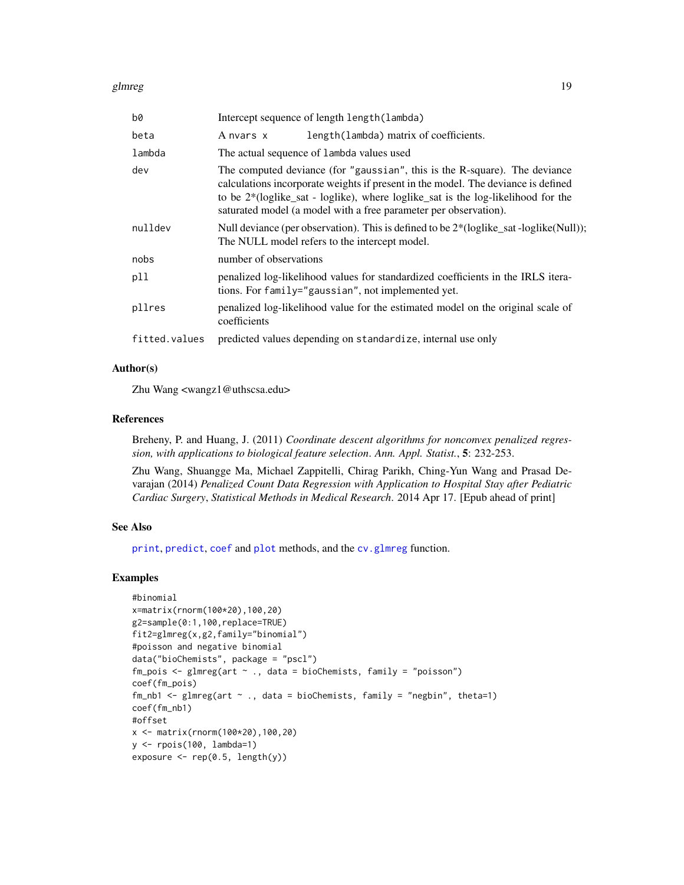| | |
|---|---|
| `b0` | Intercept sequence of length `length(lambda)` |
| `beta` | A `nvars x length(lambda)` matrix of coefficients. |
| `lambda` | The actual sequence of `lambda` values used |
| `dev` | The computed deviance (for `"gaussian"`, this is the R-square). The deviance calculations incorporate weights if present in the model. The deviance is defined to be 2*(loglike_sat - loglike), where loglike_sat is the log-likelihood for the saturated model (a model with a free parameter per observation). |
| `nulldev` | Null deviance (per observation). This is defined to be 2*(loglike_sat -loglike(Null)); The NULL model refers to the intercept model. |
| `nobs` | number of observations |
| `pll` | penalized log-likelihood values for standardized coefficients in the IRLS iterations. For `family="gaussian"`, not implemented yet. |
| `pllres` | penalized log-likelihood value for the estimated model on the original scale of coefficients |
| `fitted.values` | predicted values depending on `standardize`, internal use only |

### Author(s)

Zhu Wang <wangz1@uthscsa.edu>

### References

Breheny, P. and Huang, J. (2011) *Coordinate descent algorithms for nonconvex penalized regression, with applications to biological feature selection*. *Ann. Appl. Statist.*, **5**: 232-253.

Zhu Wang, Shuangge Ma, Michael Zappitelli, Chirag Parikh, Ching-Yun Wang and Prasad Devarajan (2014) *Penalized Count Data Regression with Application to Hospital Stay after Pediatric Cardiac Surgery*, *Statistical Methods in Medical Research*. 2014 Apr 17. [Epub ahead of print]

### See Also

`print`, `predict`, `coef` and `plot` methods, and the `cv.glmreg` function.

### Examples

```
#binomial
x=matrix(rnorm(100*20),100,20)
g2=sample(0:1,100,replace=TRUE)
fit2=glmreg(x,g2,family="binomial")
#poisson and negative binomial
data("bioChemists", package = "pscl")
fm_pois <- glmreg(art ~ ., data = bioChemists, family = "poisson")
coef(fm_pois)
fm_nb1 <- glmreg(art ~ ., data = bioChemists, family = "negbin", theta=1)
coef(fm_nb1)
#offset
x <- matrix(rnorm(100*20),100,20)
y <- rpois(100, lambda=1)
exposure <- rep(0.5, length(y))
```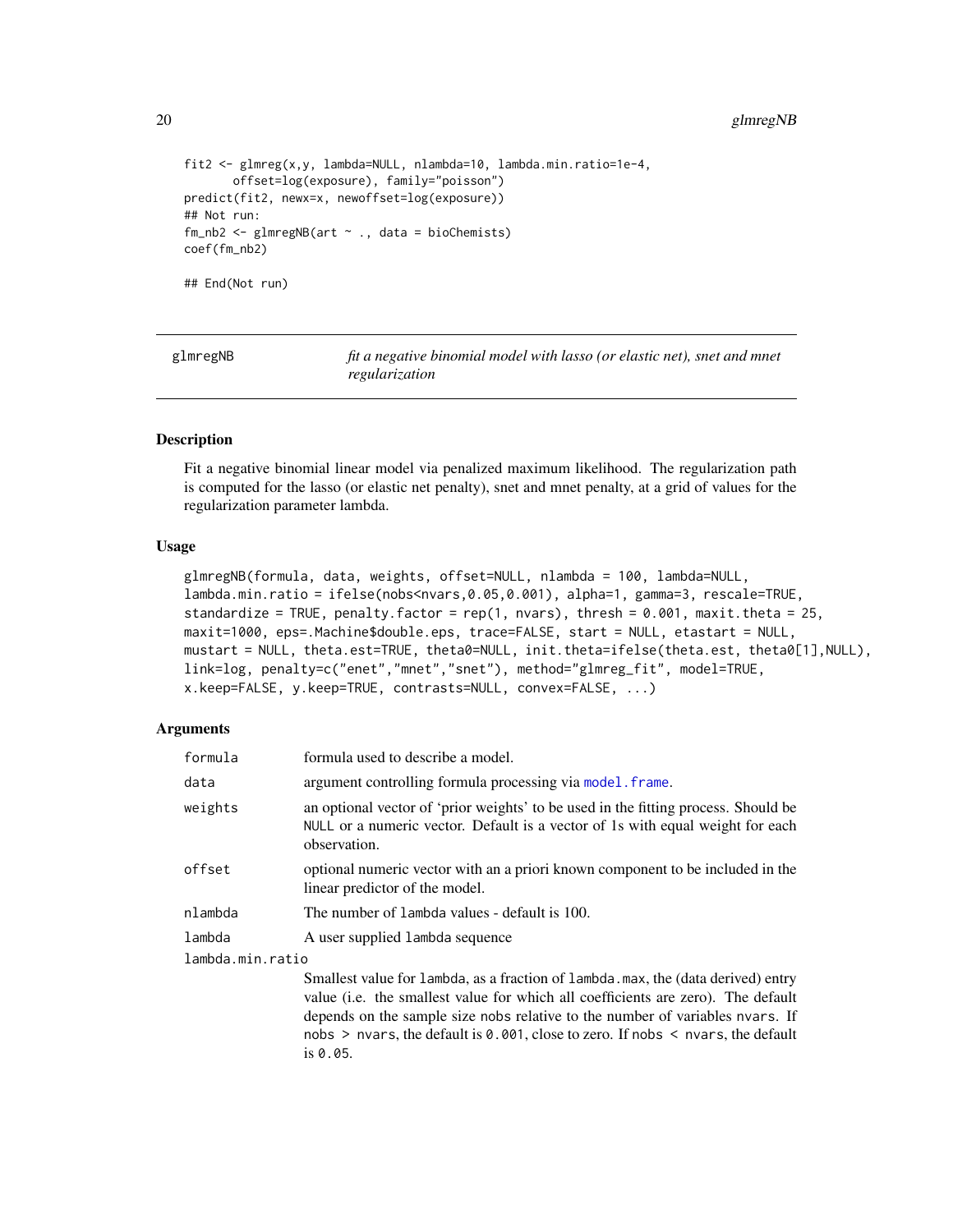```
fit2 <- glmreg(x,y, lambda=NULL, nlambda=10, lambda.min.ratio=1e-4,
       offset=log(exposure), family="poisson")
predict(fit2, newx=x, newoffset=log(exposure))
## Not run:
fm_nb2 <- glmregNB(art ~ ., data = bioChemists)
coef(fm_nb2)

## End(Not run)
```

---

## glmregNB — *fit a negative binomial model with lasso (or elastic net), snet and mnet regularization*

---

### Description

Fit a negative binomial linear model via penalized maximum likelihood. The regularization path is computed for the lasso (or elastic net penalty), snet and mnet penalty, at a grid of values for the regularization parameter lambda.

### Usage

```
glmregNB(formula, data, weights, offset=NULL, nlambda = 100, lambda=NULL,
lambda.min.ratio = ifelse(nobs<nvars,0.05,0.001), alpha=1, gamma=3, rescale=TRUE,
standardize = TRUE, penalty.factor = rep(1, nvars), thresh = 0.001, maxit.theta = 25,
maxit=1000, eps=.Machine$double.eps, trace=FALSE, start = NULL, etastart = NULL,
mustart = NULL, theta.est=TRUE, theta0=NULL, init.theta=ifelse(theta.est, theta0[1],NULL),
link=log, penalty=c("enet","mnet","snet"), method="glmreg_fit", model=TRUE,
x.keep=FALSE, y.keep=TRUE, contrasts=NULL, convex=FALSE, ...)
```

### Arguments

| | |
|---|---|
| `formula` | formula used to describe a model. |
| `data` | argument controlling formula processing via `model.frame`. |
| `weights` | an optional vector of 'prior weights' to be used in the fitting process. Should be `NULL` or a numeric vector. Default is a vector of 1s with equal weight for each observation. |
| `offset` | optional numeric vector with an a priori known component to be included in the linear predictor of the model. |
| `nlambda` | The number of `lambda` values - default is 100. |
| `lambda` | A user supplied `lambda` sequence |
| `lambda.min.ratio` | Smallest value for `lambda`, as a fraction of `lambda.max`, the (data derived) entry value (i.e. the smallest value for which all coefficients are zero). The default depends on the sample size `nobs` relative to the number of variables `nvars`. If `nobs > nvars`, the default is `0.001`, close to zero. If `nobs < nvars`, the default is `0.05`. |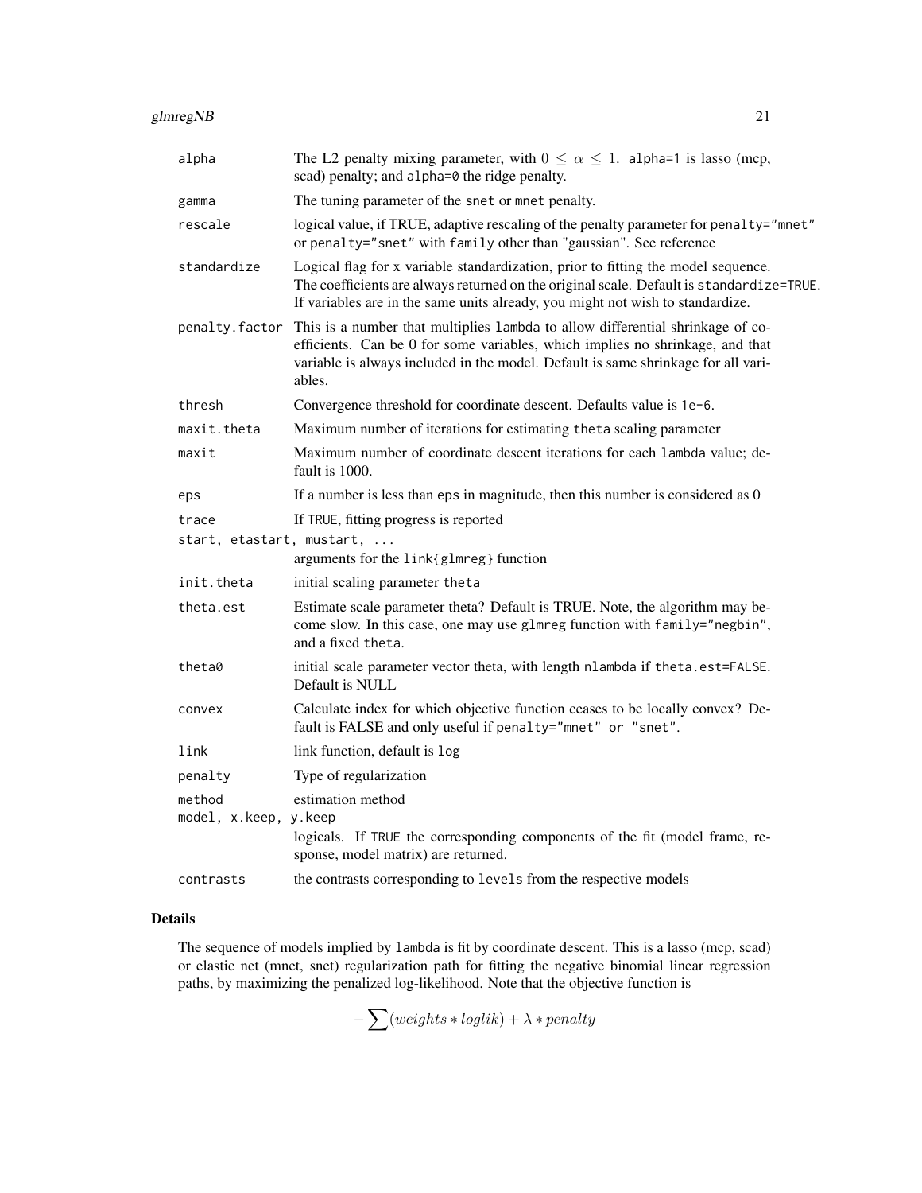| | |
|---|---|
| `alpha` | The L2 penalty mixing parameter, with $0 \leq \alpha \leq 1$. `alpha=1` is lasso (mcp, scad) penalty; and `alpha=0` the ridge penalty. |
| `gamma` | The tuning parameter of the `snet` or `mnet` penalty. |
| `rescale` | logical value, if TRUE, adaptive rescaling of the penalty parameter for `penalty="mnet"` or `penalty="snet"` with `family` other than "gaussian". See reference |
| `standardize` | Logical flag for x variable standardization, prior to fitting the model sequence. The coefficients are always returned on the original scale. Default is `standardize=TRUE`. If variables are in the same units already, you might not wish to standardize. |
| `penalty.factor` | This is a number that multiplies `lambda` to allow differential shrinkage of coefficients. Can be 0 for some variables, which implies no shrinkage, and that variable is always included in the model. Default is same shrinkage for all variables. |
| `thresh` | Convergence threshold for coordinate descent. Defaults value is `1e-6`. |
| `maxit.theta` | Maximum number of iterations for estimating `theta` scaling parameter |
| `maxit` | Maximum number of coordinate descent iterations for each `lambda` value; default is 1000. |
| `eps` | If a number is less than `eps` in magnitude, then this number is considered as 0 |
| `trace` | If `TRUE`, fitting progress is reported |
| `start, etastart, mustart, ...` | arguments for the `link{glmreg}` function |
| `init.theta` | initial scaling parameter `theta` |
| `theta.est` | Estimate scale parameter theta? Default is TRUE. Note, the algorithm may become slow. In this case, one may use `glmreg` function with `family="negbin"`, and a fixed `theta`. |
| `theta0` | initial scale parameter vector theta, with length `nlambda` if `theta.est=FALSE`. Default is NULL |
| `convex` | Calculate index for which objective function ceases to be locally convex? Default is FALSE and only useful if `penalty="mnet" or "snet"`. |
| `link` | link function, default is `log` |
| `penalty` | Type of regularization |
| `method` | estimation method |
| `model, x.keep, y.keep` | logicals. If `TRUE` the corresponding components of the fit (model frame, response, model matrix) are returned. |
| `contrasts` | the contrasts corresponding to `levels` from the respective models |

## Details

The sequence of models implied by `lambda` is fit by coordinate descent. This is a lasso (mcp, scad) or elastic net (mnet, snet) regularization path for fitting the negative binomial linear regression paths, by maximizing the penalized log-likelihood. Note that the objective function is

$$-\sum(weights * loglik) + \lambda * penalty$$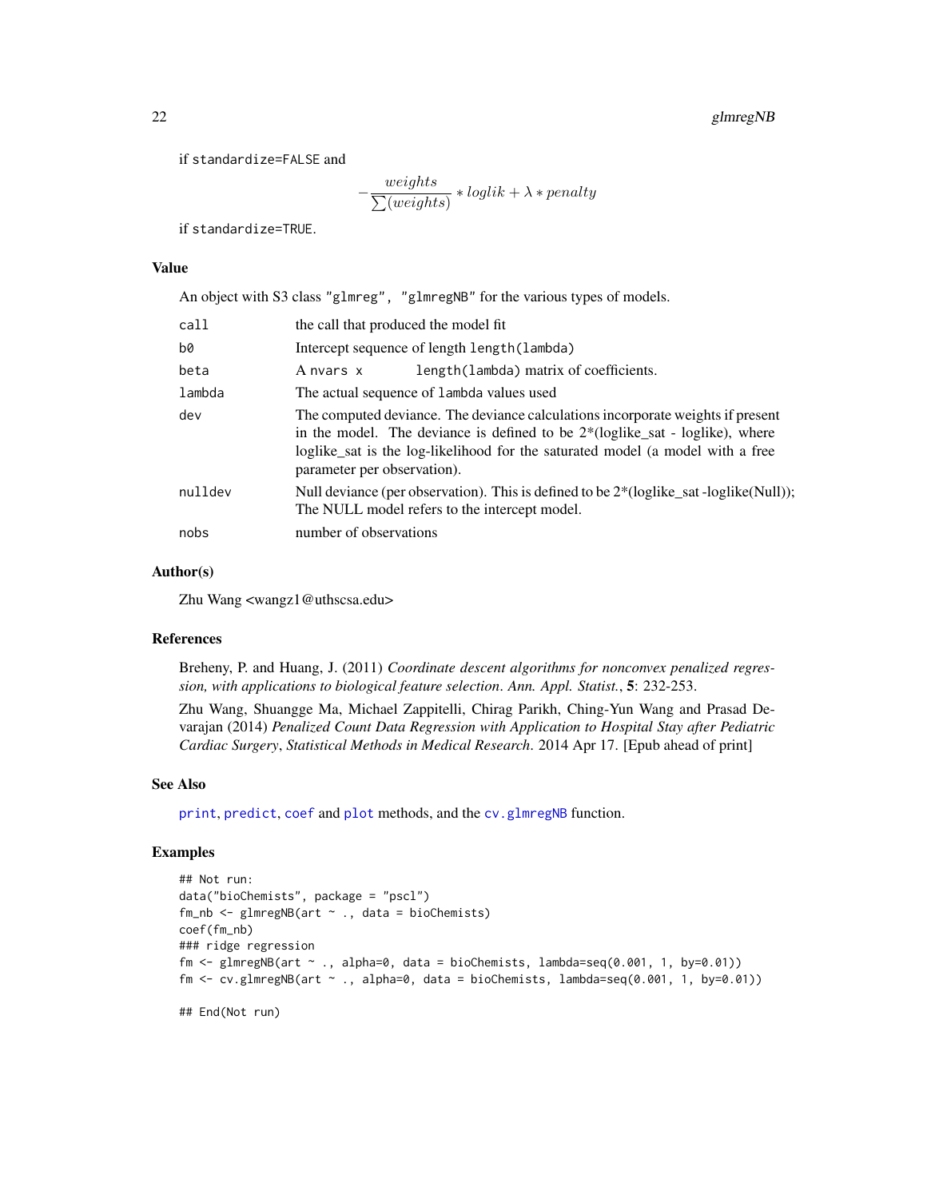if `standardize=FALSE` and

$$-\frac{weights}{\sum(weights)} * loglik + \lambda * penalty$$

if `standardize=TRUE`.

## Value

An object with S3 class `"glmreg", "glmregNB"` for the various types of models.

| | |
|---|---|
| `call` | the call that produced the model fit |
| `b0` | Intercept sequence of length `length(lambda)` |
| `beta` | A `nvars x length(lambda)` matrix of coefficients. |
| `lambda` | The actual sequence of `lambda` values used |
| `dev` | The computed deviance. The deviance calculations incorporate weights if present in the model. The deviance is defined to be 2*(loglike_sat - loglike), where loglike_sat is the log-likelihood for the saturated model (a model with a free parameter per observation). |
| `nulldev` | Null deviance (per observation). This is defined to be 2*(loglike_sat -loglike(Null)); The NULL model refers to the intercept model. |
| `nobs` | number of observations |

## Author(s)

Zhu Wang <wangz1@uthscsa.edu>

## References

Breheny, P. and Huang, J. (2011) *Coordinate descent algorithms for nonconvex penalized regression, with applications to biological feature selection. Ann. Appl. Statist.*, **5**: 232-253.

Zhu Wang, Shuangge Ma, Michael Zappitelli, Chirag Parikh, Ching-Yun Wang and Prasad Devarajan (2014) *Penalized Count Data Regression with Application to Hospital Stay after Pediatric Cardiac Surgery*, *Statistical Methods in Medical Research*. 2014 Apr 17. [Epub ahead of print]

## See Also

`print`, `predict`, `coef` and `plot` methods, and the `cv.glmregNB` function.

## Examples

```
## Not run:
data("bioChemists", package = "pscl")
fm_nb <- glmregNB(art ~ ., data = bioChemists)
coef(fm_nb)
### ridge regression
fm <- glmregNB(art ~ ., alpha=0, data = bioChemists, lambda=seq(0.001, 1, by=0.01))
fm <- cv.glmregNB(art ~ ., alpha=0, data = bioChemists, lambda=seq(0.001, 1, by=0.01))

## End(Not run)
```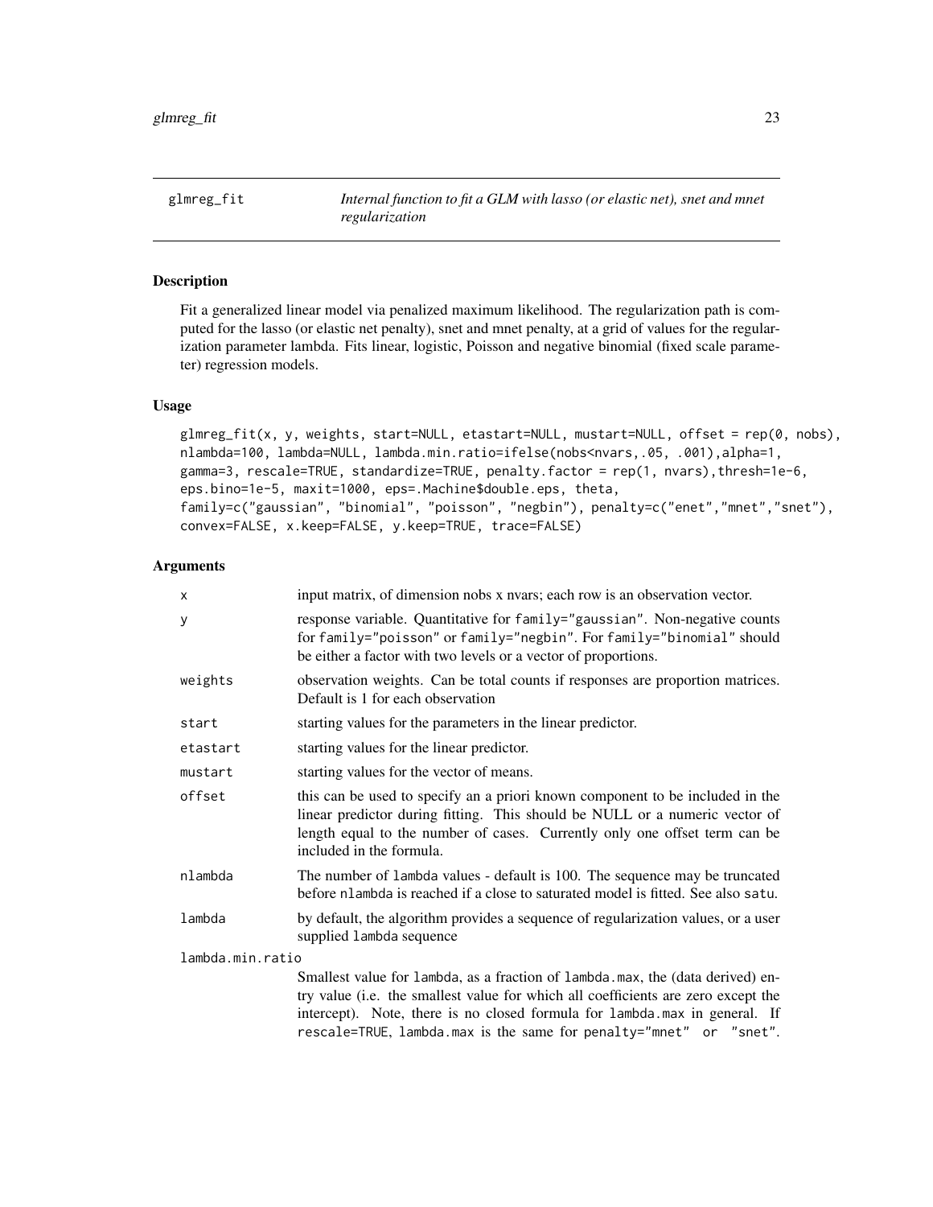## glmreg_fit — *Internal function to fit a GLM with lasso (or elastic net), snet and mnet regularization*

### Description

Fit a generalized linear model via penalized maximum likelihood. The regularization path is computed for the lasso (or elastic net penalty), snet and mnet penalty, at a grid of values for the regularization parameter lambda. Fits linear, logistic, Poisson and negative binomial (fixed scale parameter) regression models.

### Usage

```
glmreg_fit(x, y, weights, start=NULL, etastart=NULL, mustart=NULL, offset = rep(0, nobs),
nlambda=100, lambda=NULL, lambda.min.ratio=ifelse(nobs<nvars,.05, .001),alpha=1,
gamma=3, rescale=TRUE, standardize=TRUE, penalty.factor = rep(1, nvars),thresh=1e-6,
eps.bino=1e-5, maxit=1000, eps=.Machine$double.eps, theta,
family=c("gaussian", "binomial", "poisson", "negbin"), penalty=c("enet","mnet","snet"),
convex=FALSE, x.keep=FALSE, y.keep=TRUE, trace=FALSE)
```

### Arguments

| Argument | Description |
|---|---|
| `x` | input matrix, of dimension nobs x nvars; each row is an observation vector. |
| `y` | response variable. Quantitative for `family="gaussian"`. Non-negative counts for `family="poisson"` or `family="negbin"`. For `family="binomial"` should be either a factor with two levels or a vector of proportions. |
| `weights` | observation weights. Can be total counts if responses are proportion matrices. Default is 1 for each observation |
| `start` | starting values for the parameters in the linear predictor. |
| `etastart` | starting values for the linear predictor. |
| `mustart` | starting values for the vector of means. |
| `offset` | this can be used to specify an a priori known component to be included in the linear predictor during fitting. This should be NULL or a numeric vector of length equal to the number of cases. Currently only one offset term can be included in the formula. |
| `nlambda` | The number of `lambda` values - default is 100. The sequence may be truncated before `nlambda` is reached if a close to saturated model is fitted. See also `satu`. |
| `lambda` | by default, the algorithm provides a sequence of regularization values, or a user supplied `lambda` sequence |
| `lambda.min.ratio` | Smallest value for `lambda`, as a fraction of `lambda.max`, the (data derived) entry value (i.e. the smallest value for which all coefficients are zero except the intercept). Note, there is no closed formula for `lambda.max` in general. If `rescale=TRUE`, `lambda.max` is the same for `penalty="mnet"` or `"snet"`. |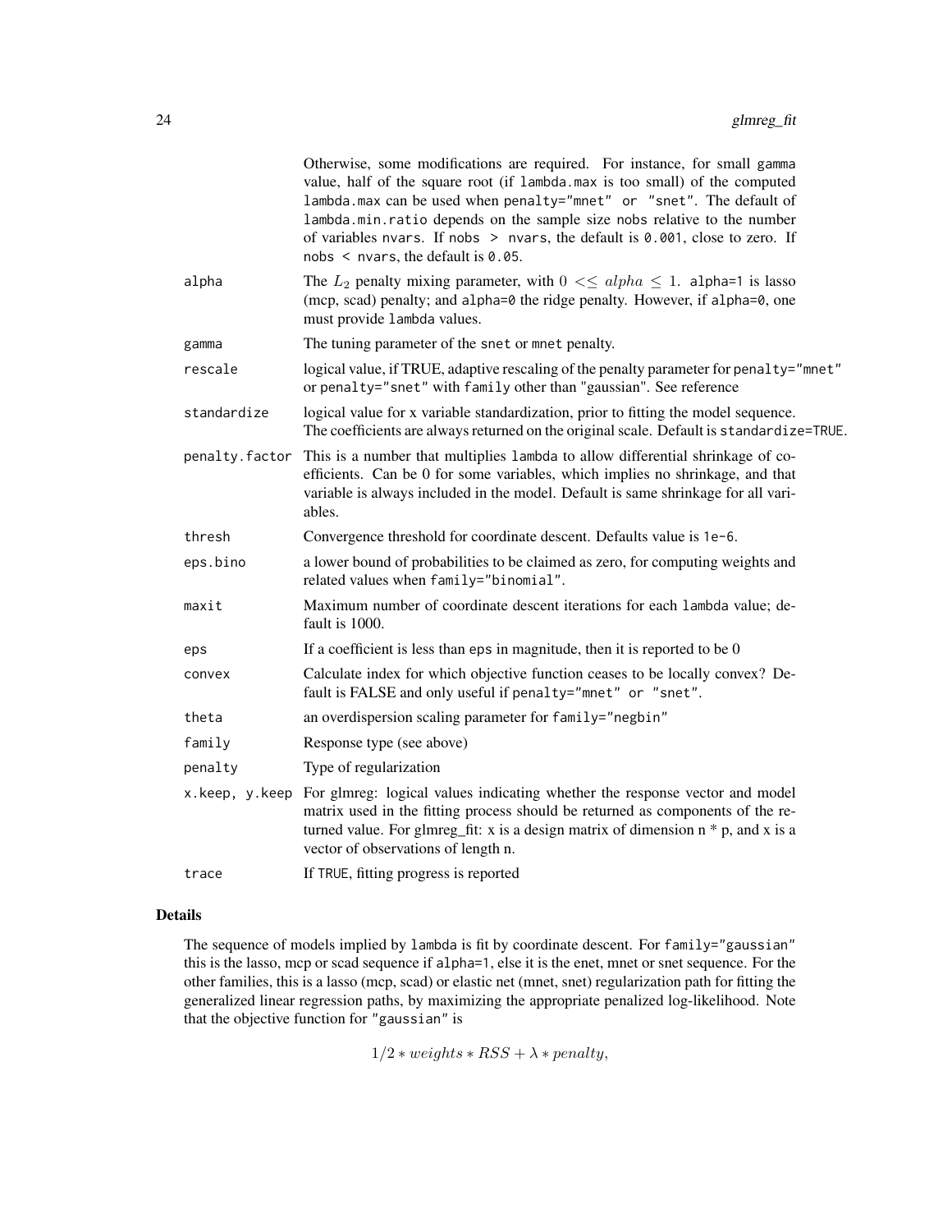| | |
|---|---|
| | Otherwise, some modifications are required. For instance, for small `gamma` value, half of the square root (if `lambda.max` is too small) of the computed `lambda.max` can be used when `penalty="mnet" or "snet"`. The default of `lambda.min.ratio` depends on the sample size `nobs` relative to the number of variables `nvars`. If `nobs > nvars`, the default is `0.001`, close to zero. If `nobs < nvars`, the default is `0.05`. |
| `alpha` | The $L_2$ penalty mixing parameter, with $0 << \leq alpha \leq 1$. `alpha=1` is lasso (mcp, scad) penalty; and `alpha=0` the ridge penalty. However, if `alpha=0`, one must provide `lambda` values. |
| `gamma` | The tuning parameter of the `snet` or `mnet` penalty. |
| `rescale` | logical value, if TRUE, adaptive rescaling of the penalty parameter for `penalty="mnet"` or `penalty="snet"` with `family` other than "gaussian". See reference |
| `standardize` | logical value for x variable standardization, prior to fitting the model sequence. The coefficients are always returned on the original scale. Default is `standardize=TRUE`. |
| `penalty.factor` | This is a number that multiplies `lambda` to allow differential shrinkage of coefficients. Can be 0 for some variables, which implies no shrinkage, and that variable is always included in the model. Default is same shrinkage for all variables. |
| `thresh` | Convergence threshold for coordinate descent. Defaults value is `1e-6`. |
| `eps.bino` | a lower bound of probabilities to be claimed as zero, for computing weights and related values when `family="binomial"`. |
| `maxit` | Maximum number of coordinate descent iterations for each `lambda` value; default is 1000. |
| `eps` | If a coefficient is less than `eps` in magnitude, then it is reported to be 0 |
| `convex` | Calculate index for which objective function ceases to be locally convex? Default is FALSE and only useful if `penalty="mnet" or "snet"`. |
| `theta` | an overdispersion scaling parameter for `family="negbin"` |
| `family` | Response type (see above) |
| `penalty` | Type of regularization |
| `x.keep, y.keep` | For glmreg: logical values indicating whether the response vector and model matrix used in the fitting process should be returned as components of the returned value. For glmreg_fit: x is a design matrix of dimension n * p, and x is a vector of observations of length n. |
| `trace` | If `TRUE`, fitting progress is reported |

## Details

The sequence of models implied by `lambda` is fit by coordinate descent. For `family="gaussian"` this is the lasso, mcp or scad sequence if `alpha=1`, else it is the enet, mnet or snet sequence. For the other families, this is a lasso (mcp, scad) or elastic net (mnet, snet) regularization path for fitting the generalized linear regression paths, by maximizing the appropriate penalized log-likelihood. Note that the objective function for `"gaussian"` is

$$1/2 * weights * RSS + \lambda * penalty,$$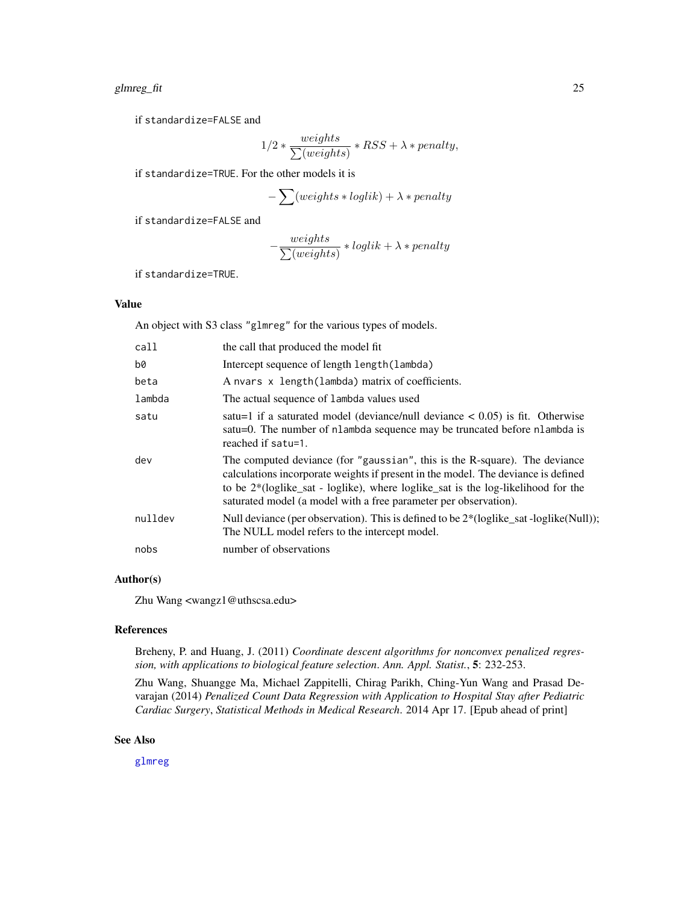if standardize=FALSE and

$$1/2 * \frac{weights}{\sum(weights)} * RSS + \lambda * penalty,$$

if standardize=TRUE. For the other models it is

$$-\sum(weights * loglik) + \lambda * penalty$$

if standardize=FALSE and

$$-\frac{weights}{\sum(weights)} * loglik + \lambda * penalty$$

if standardize=TRUE.

## Value

An object with S3 class "glmreg" for the various types of models.

| | |
|---|---|
| call | the call that produced the model fit |
| b0 | Intercept sequence of length `length(lambda)` |
| beta | A `nvars x length(lambda)` matrix of coefficients. |
| lambda | The actual sequence of `lambda` values used |
| satu | satu=1 if a saturated model (deviance/null deviance < 0.05) is fit. Otherwise satu=0. The number of `nlambda` sequence may be truncated before `nlambda` is reached if `satu=1`. |
| dev | The computed deviance (for "gaussian", this is the R-square). The deviance calculations incorporate weights if present in the model. The deviance is defined to be 2*(loglike_sat - loglike), where loglike_sat is the log-likelihood for the saturated model (a model with a free parameter per observation). |
| nulldev | Null deviance (per observation). This is defined to be 2*(loglike_sat -loglike(Null)); The NULL model refers to the intercept model. |
| nobs | number of observations |

## Author(s)

Zhu Wang <wangz1@uthscsa.edu>

## References

Breheny, P. and Huang, J. (2011) *Coordinate descent algorithms for nonconvex penalized regression, with applications to biological feature selection*. *Ann. Appl. Statist.*, **5**: 232-253.

Zhu Wang, Shuangge Ma, Michael Zappitelli, Chirag Parikh, Ching-Yun Wang and Prasad Devarajan (2014) *Penalized Count Data Regression with Application to Hospital Stay after Pediatric Cardiac Surgery*, *Statistical Methods in Medical Research*. 2014 Apr 17. [Epub ahead of print]

## See Also

glmreg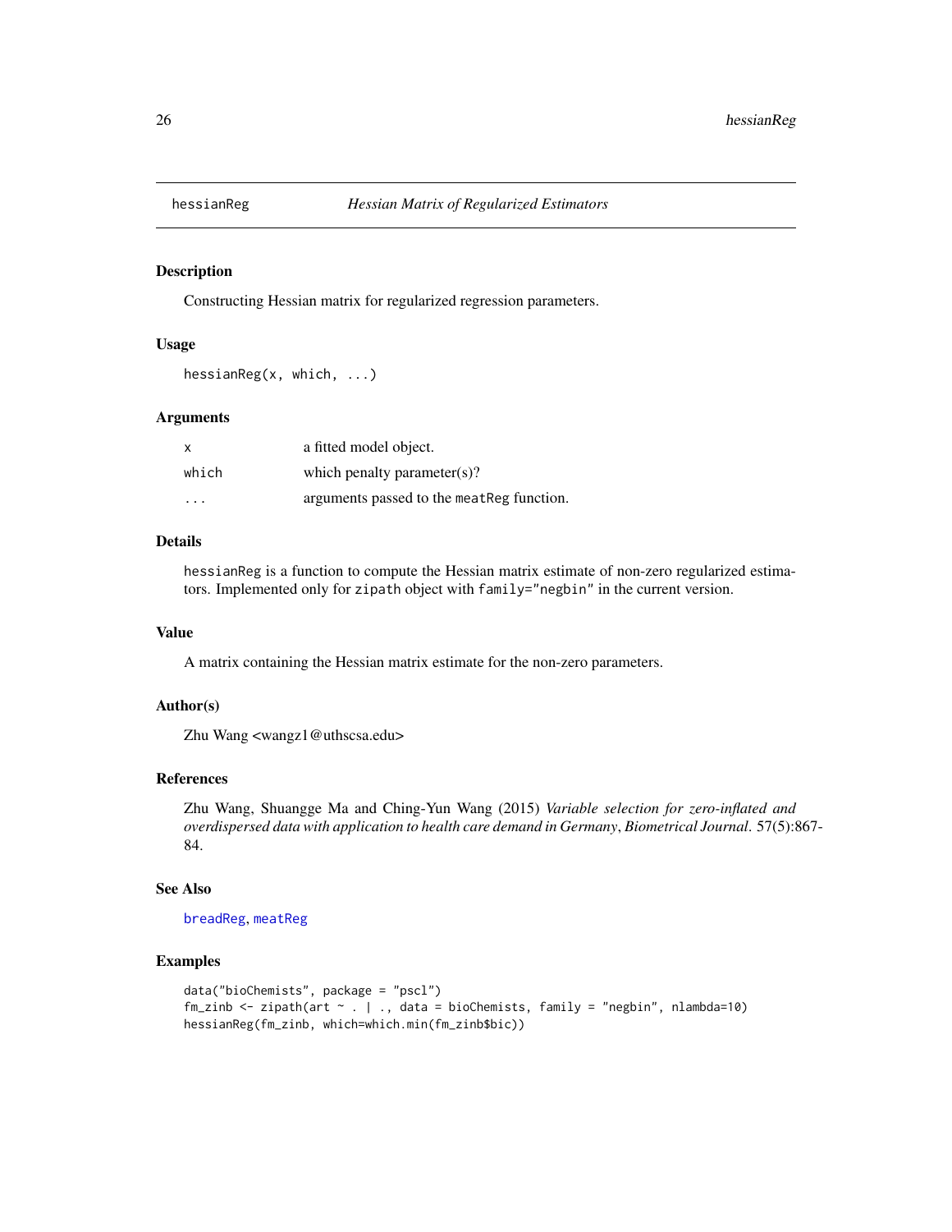# hessianReg — *Hessian Matrix of Regularized Estimators*

## Description

Constructing Hessian matrix for regularized regression parameters.

## Usage

```
hessianReg(x, which, ...)
```

## Arguments

| | |
|---|---|
| `x` | a fitted model object. |
| `which` | which penalty parameter(s)? |
| `...` | arguments passed to the `meatReg` function. |

## Details

`hessianReg` is a function to compute the Hessian matrix estimate of non-zero regularized estimators. Implemented only for `zipath` object with `family="negbin"` in the current version.

## Value

A matrix containing the Hessian matrix estimate for the non-zero parameters.

## Author(s)

Zhu Wang <wangz1@uthscsa.edu>

## References

Zhu Wang, Shuangge Ma and Ching-Yun Wang (2015) *Variable selection for zero-inflated and overdispersed data with application to health care demand in Germany*, *Biometrical Journal*. 57(5):867-84.

## See Also

`breadReg`, `meatReg`

## Examples

```
data("bioChemists", package = "pscl")
fm_zinb <- zipath(art ~ . | ., data = bioChemists, family = "negbin", nlambda=10)
hessianReg(fm_zinb, which=which.min(fm_zinb$bic))
```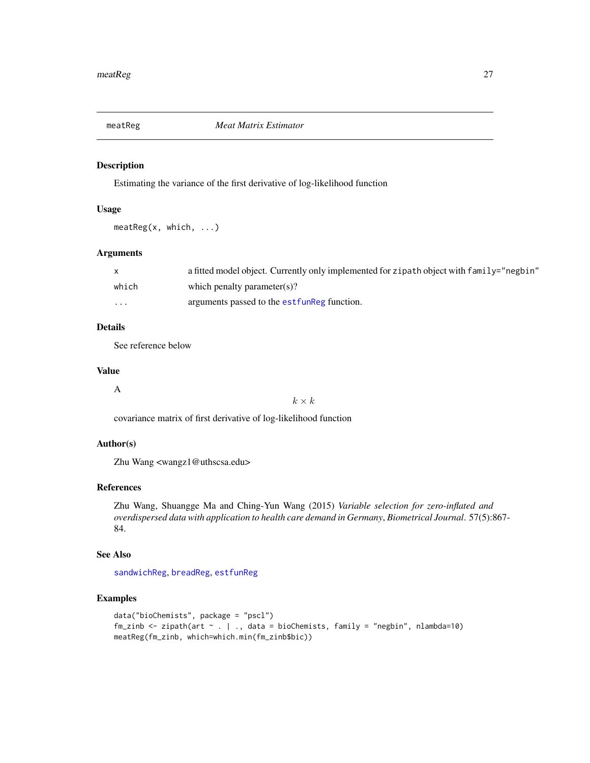meatReg *Meat Matrix Estimator*

## Description

Estimating the variance of the first derivative of log-likelihood function

## Usage

```
meatReg(x, which, ...)
```

## Arguments

| | |
|---|---|
| x | a fitted model object. Currently only implemented for zipath object with family="negbin" |
| which | which penalty parameter(s)? |
| ... | arguments passed to the estfunReg function. |

## Details

See reference below

## Value

A

$$k \times k$$

covariance matrix of first derivative of log-likelihood function

## Author(s)

Zhu Wang <wangz1@uthscsa.edu>

## References

Zhu Wang, Shuangge Ma and Ching-Yun Wang (2015) *Variable selection for zero-inflated and overdispersed data with application to health care demand in Germany*, *Biometrical Journal*. 57(5):867-84.

## See Also

sandwichReg, breadReg, estfunReg

## Examples

```
data("bioChemists", package = "pscl")
fm_zinb <- zipath(art ~ . | ., data = bioChemists, family = "negbin", nlambda=10)
meatReg(fm_zinb, which=which.min(fm_zinb$bic))
```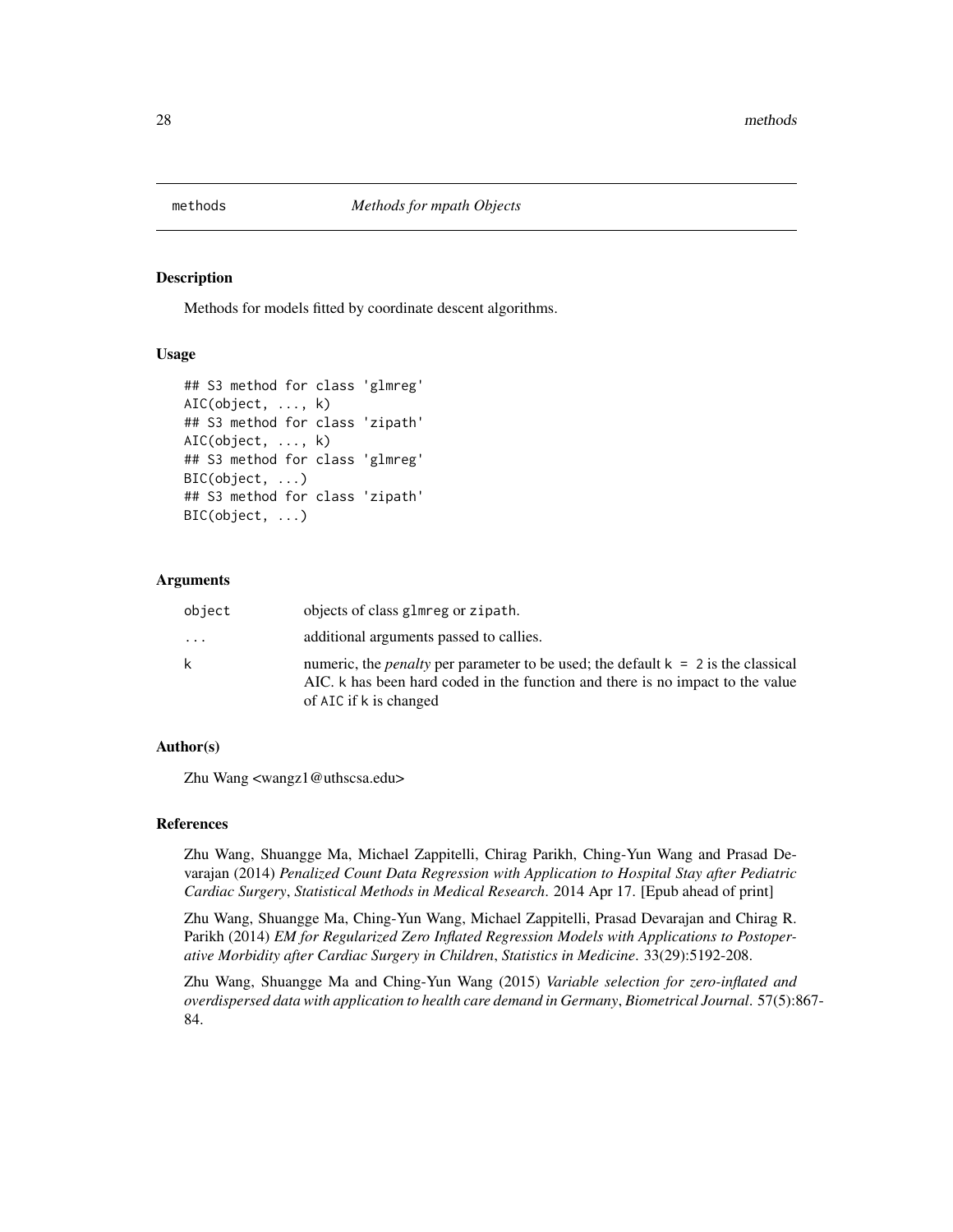# methods — *Methods for mpath Objects*

## Description

Methods for models fitted by coordinate descent algorithms.

## Usage

```
## S3 method for class 'glmreg'
AIC(object, ..., k)
## S3 method for class 'zipath'
AIC(object, ..., k)
## S3 method for class 'glmreg'
BIC(object, ...)
## S3 method for class 'zipath'
BIC(object, ...)
```

## Arguments

| | |
|---|---|
| `object` | objects of class `glmreg` or `zipath`. |
| `...` | additional arguments passed to callies. |
| `k` | numeric, the *penalty* per parameter to be used; the default `k = 2` is the classical AIC. `k` has been hard coded in the function and there is no impact to the value of `AIC` if `k` is changed |

## Author(s)

Zhu Wang <wangz1@uthscsa.edu>

## References

Zhu Wang, Shuangge Ma, Michael Zappitelli, Chirag Parikh, Ching-Yun Wang and Prasad Devarajan (2014) *Penalized Count Data Regression with Application to Hospital Stay after Pediatric Cardiac Surgery*, *Statistical Methods in Medical Research*. 2014 Apr 17. [Epub ahead of print]

Zhu Wang, Shuangge Ma, Ching-Yun Wang, Michael Zappitelli, Prasad Devarajan and Chirag R. Parikh (2014) *EM for Regularized Zero Inflated Regression Models with Applications to Postoperative Morbidity after Cardiac Surgery in Children*, *Statistics in Medicine*. 33(29):5192-208.

Zhu Wang, Shuangge Ma and Ching-Yun Wang (2015) *Variable selection for zero-inflated and overdispersed data with application to health care demand in Germany*, *Biometrical Journal*. 57(5):867-84.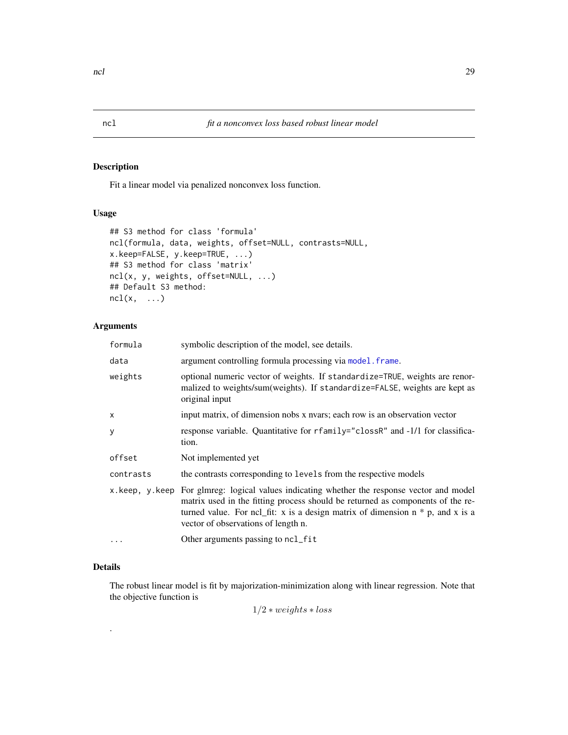ncl *fit a nonconvex loss based robust linear model*

## Description

Fit a linear model via penalized nonconvex loss function.

## Usage

```
## S3 method for class 'formula'
ncl(formula, data, weights, offset=NULL, contrasts=NULL,
x.keep=FALSE, y.keep=TRUE, ...)
## S3 method for class 'matrix'
ncl(x, y, weights, offset=NULL, ...)
## Default S3 method:
ncl(x,  ...)
```

## Arguments

| | |
|---|---|
| `formula` | symbolic description of the model, see details. |
| `data` | argument controlling formula processing via `model.frame`. |
| `weights` | optional numeric vector of weights. If `standardize=TRUE`, weights are renormalized to weights/sum(weights). If `standardize=FALSE`, weights are kept as original input |
| `x` | input matrix, of dimension nobs x nvars; each row is an observation vector |
| `y` | response variable. Quantitative for `rfamily="clossR"` and -1/1 for classification. |
| `offset` | Not implemented yet |
| `contrasts` | the contrasts corresponding to `levels` from the respective models |
| `x.keep, y.keep` | For glmreg: logical values indicating whether the response vector and model matrix used in the fitting process should be returned as components of the returned value. For ncl_fit: x is a design matrix of dimension n * p, and x is a vector of observations of length n. |
| `...` | Other arguments passing to `ncl_fit` |

## Details

The robust linear model is fit by majorization-minimization along with linear regression. Note that the objective function is

$$1/2 * weights * loss$$

.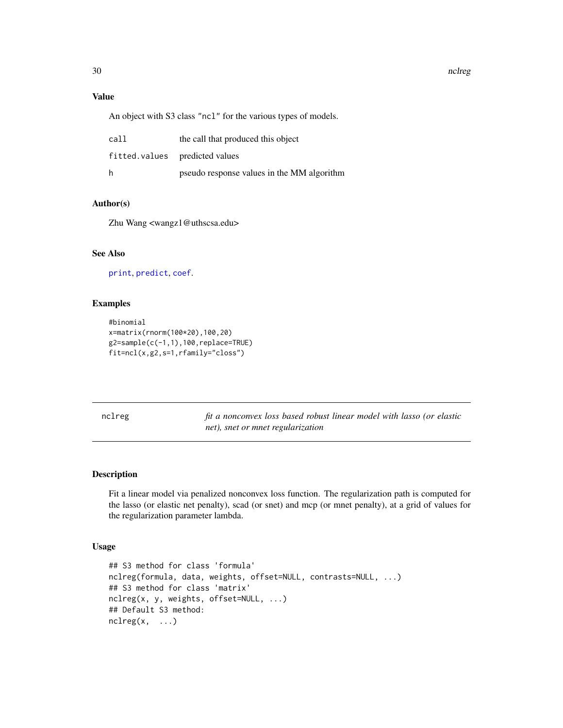### Value

An object with S3 class "ncl" for the various types of models.

| | |
|---|---|
| call | the call that produced this object |
| fitted.values | predicted values |
| h | pseudo response values in the MM algorithm |

### Author(s)

Zhu Wang <wangz1@uthscsa.edu>

### See Also

print, predict, coef.

### Examples

```
#binomial
x=matrix(rnorm(100*20),100,20)
g2=sample(c(-1,1),100,replace=TRUE)
fit=ncl(x,g2,s=1,rfamily="closs")
```

---

## nclreg — *fit a nonconvex loss based robust linear model with lasso (or elastic net), snet or mnet regularization*

---

### Description

Fit a linear model via penalized nonconvex loss function. The regularization path is computed for the lasso (or elastic net penalty), scad (or snet) and mcp (or mnet penalty), at a grid of values for the regularization parameter lambda.

### Usage

```
## S3 method for class 'formula'
nclreg(formula, data, weights, offset=NULL, contrasts=NULL, ...)
## S3 method for class 'matrix'
nclreg(x, y, weights, offset=NULL, ...)
## Default S3 method:
nclreg(x,  ...)
```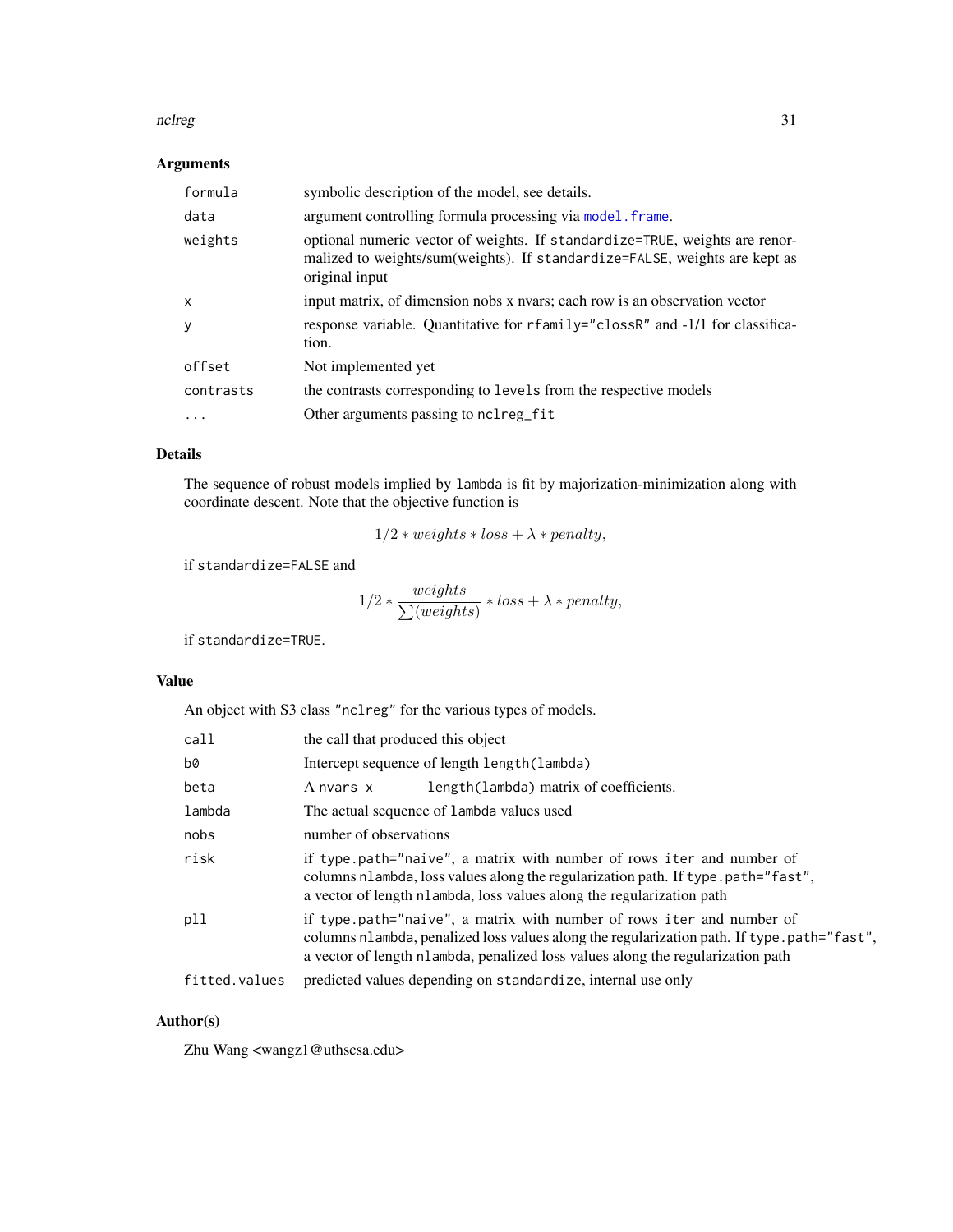## Arguments

| | |
|---|---|
| `formula` | symbolic description of the model, see details. |
| `data` | argument controlling formula processing via `model.frame`. |
| `weights` | optional numeric vector of weights. If `standardize=TRUE`, weights are renormalized to weights/sum(weights). If `standardize=FALSE`, weights are kept as original input |
| `x` | input matrix, of dimension nobs x nvars; each row is an observation vector |
| `y` | response variable. Quantitative for `rfamily="clossR"` and -1/1 for classification. |
| `offset` | Not implemented yet |
| `contrasts` | the contrasts corresponding to `levels` from the respective models |
| `...` | Other arguments passing to `nclreg_fit` |

## Details

The sequence of robust models implied by `lambda` is fit by majorization-minimization along with coordinate descent. Note that the objective function is

$$1/2 * weights * loss + \lambda * penalty,$$

if `standardize=FALSE` and

$$1/2 * \frac{weights}{\sum(weights)} * loss + \lambda * penalty,$$

if `standardize=TRUE`.

## Value

An object with S3 class `"nclreg"` for the various types of models.

| | |
|---|---|
| `call` | the call that produced this object |
| `b0` | Intercept sequence of length `length(lambda)` |
| `beta` | A `nvars x length(lambda)` matrix of coefficients. |
| `lambda` | The actual sequence of `lambda` values used |
| `nobs` | number of observations |
| `risk` | if `type.path="naive"`, a matrix with number of rows `iter` and number of columns `nlambda`, loss values along the regularization path. If `type.path="fast"`, a vector of length `nlambda`, loss values along the regularization path |
| `pll` | if `type.path="naive"`, a matrix with number of rows `iter` and number of columns `nlambda`, penalized loss values along the regularization path. If `type.path="fast"`, a vector of length `nlambda`, penalized loss values along the regularization path |
| `fitted.values` | predicted values depending on `standardize`, internal use only |

## Author(s)

Zhu Wang <wangz1@uthscsa.edu>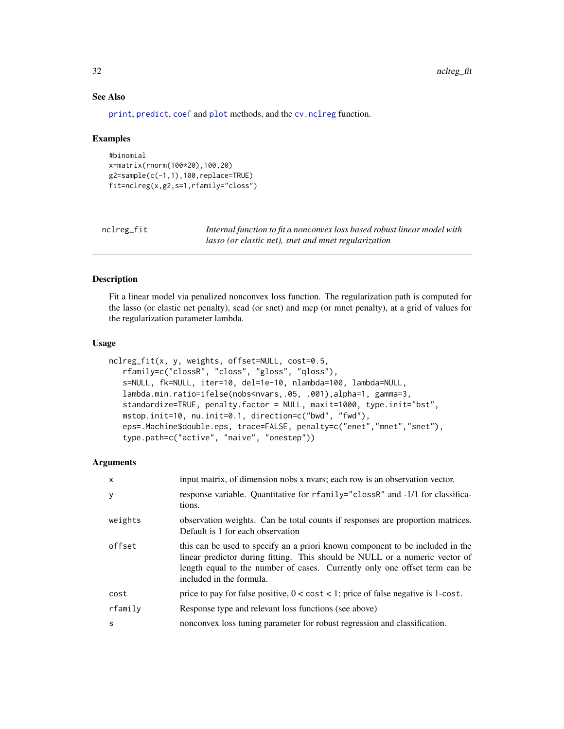### See Also

print, predict, coef and plot methods, and the cv.nclreg function.

### Examples

```
#binomial
x=matrix(rnorm(100*20),100,20)
g2=sample(c(-1,1),100,replace=TRUE)
fit=nclreg(x,g2,s=1,rfamily="closs")
```

---

## nclreg_fit

*Internal function to fit a nonconvex loss based robust linear model with lasso (or elastic net), snet and mnet regularization*

---

### Description

Fit a linear model via penalized nonconvex loss function. The regularization path is computed for the lasso (or elastic net penalty), scad (or snet) and mcp (or mnet penalty), at a grid of values for the regularization parameter lambda.

### Usage

```
nclreg_fit(x, y, weights, offset=NULL, cost=0.5,
   rfamily=c("clossR", "closs", "gloss", "qloss"),
   s=NULL, fk=NULL, iter=10, del=1e-10, nlambda=100, lambda=NULL,
   lambda.min.ratio=ifelse(nobs<nvars,.05, .001),alpha=1, gamma=3,
   standardize=TRUE, penalty.factor = NULL, maxit=1000, type.init="bst",
   mstop.init=10, nu.init=0.1, direction=c("bwd", "fwd"),
   eps=.Machine$double.eps, trace=FALSE, penalty=c("enet","mnet","snet"),
   type.path=c("active", "naive", "onestep"))
```

### Arguments

| | |
|---|---|
| x | input matrix, of dimension nobs x nvars; each row is an observation vector. |
| y | response variable. Quantitative for rfamily="clossR" and -1/1 for classifications. |
| weights | observation weights. Can be total counts if responses are proportion matrices. Default is 1 for each observation |
| offset | this can be used to specify an a priori known component to be included in the linear predictor during fitting. This should be NULL or a numeric vector of length equal to the number of cases. Currently only one offset term can be included in the formula. |
| cost | price to pay for false positive, 0 < cost < 1; price of false negative is 1-cost. |
| rfamily | Response type and relevant loss functions (see above) |
| s | nonconvex loss tuning parameter for robust regression and classification. |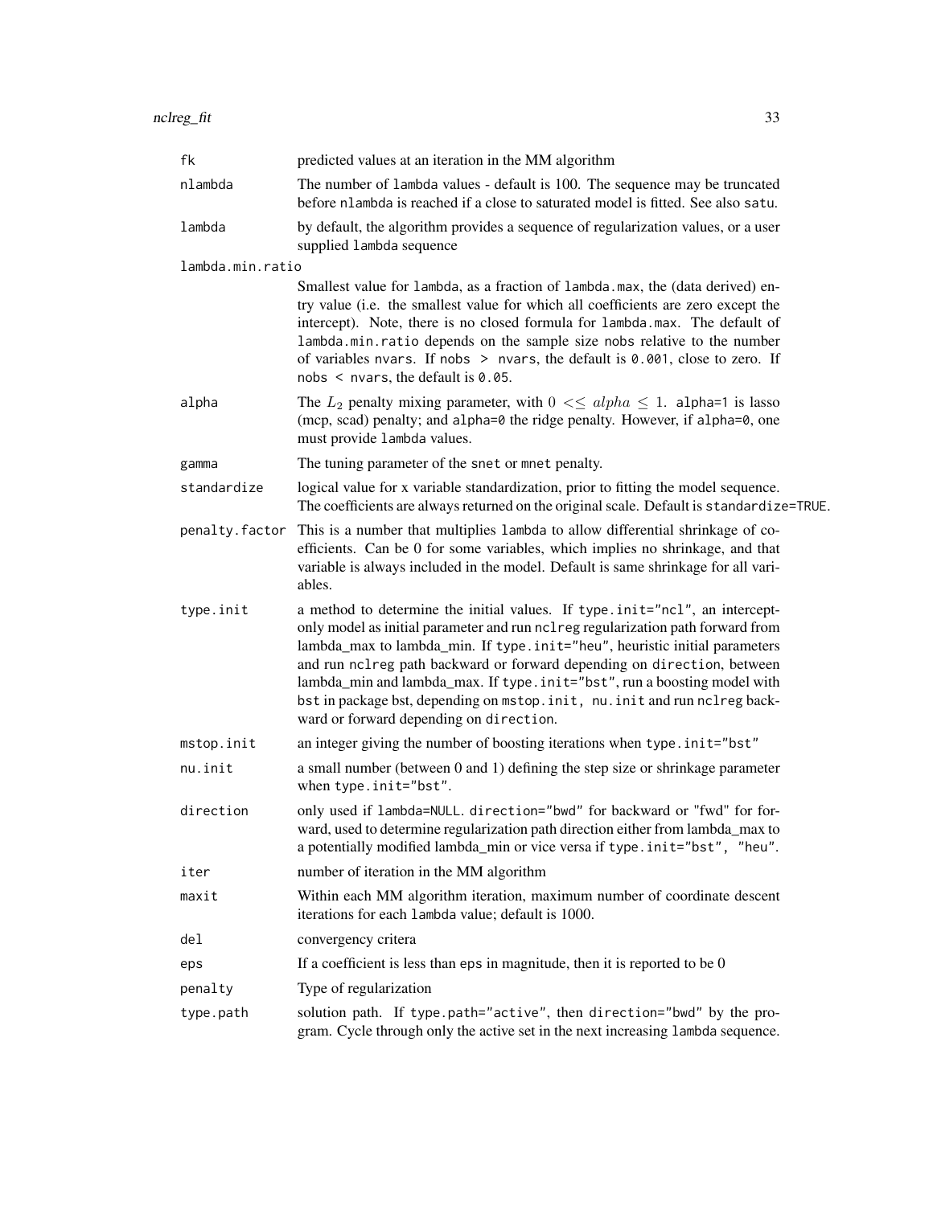| | |
|---|---|
| `fk` | predicted values at an iteration in the MM algorithm |
| `nlambda` | The number of `lambda` values - default is 100. The sequence may be truncated before `nlambda` is reached if a close to saturated model is fitted. See also `satu`. |
| `lambda` | by default, the algorithm provides a sequence of regularization values, or a user supplied `lambda` sequence |
| `lambda.min.ratio` | Smallest value for `lambda`, as a fraction of `lambda.max`, the (data derived) entry value (i.e. the smallest value for which all coefficients are zero except the intercept). Note, there is no closed formula for `lambda.max`. The default of `lambda.min.ratio` depends on the sample size `nobs` relative to the number of variables `nvars`. If `nobs > nvars`, the default is `0.001`, close to zero. If `nobs < nvars`, the default is `0.05`. |
| `alpha` | The $L_2$ penalty mixing parameter, with $0 << alpha \leq 1$. `alpha=1` is lasso (mcp, scad) penalty; and `alpha=0` the ridge penalty. However, if `alpha=0`, one must provide `lambda` values. |
| `gamma` | The tuning parameter of the `snet` or `mnet` penalty. |
| `standardize` | logical value for x variable standardization, prior to fitting the model sequence. The coefficients are always returned on the original scale. Default is `standardize=TRUE`. |
| `penalty.factor` | This is a number that multiplies `lambda` to allow differential shrinkage of coefficients. Can be 0 for some variables, which implies no shrinkage, and that variable is always included in the model. Default is same shrinkage for all variables. |
| `type.init` | a method to determine the initial values. If `type.init="ncl"`, an intercept-only model as initial parameter and run `nclreg` regularization path forward from lambda_max to lambda_min. If `type.init="heu"`, heuristic initial parameters and run `nclreg` path backward or forward depending on `direction`, between lambda_min and lambda_max. If `type.init="bst"`, run a boosting model with `bst` in package bst, depending on `mstop.init, nu.init` and run `nclreg` backward or forward depending on `direction`. |
| `mstop.init` | an integer giving the number of boosting iterations when `type.init="bst"` |
| `nu.init` | a small number (between 0 and 1) defining the step size or shrinkage parameter when `type.init="bst"`. |
| `direction` | only used if `lambda=NULL`. `direction="bwd"` for backward or `"fwd"` for forward, used to determine regularization path direction either from lambda_max to a potentially modified lambda_min or vice versa if `type.init="bst", "heu"`. |
| `iter` | number of iteration in the MM algorithm |
| `maxit` | Within each MM algorithm iteration, maximum number of coordinate descent iterations for each `lambda` value; default is 1000. |
| `del` | convergency critera |
| `eps` | If a coefficient is less than `eps` in magnitude, then it is reported to be 0 |
| `penalty` | Type of regularization |
| `type.path` | solution path. If `type.path="active"`, then `direction="bwd"` by the program. Cycle through only the active set in the next increasing `lambda` sequence. |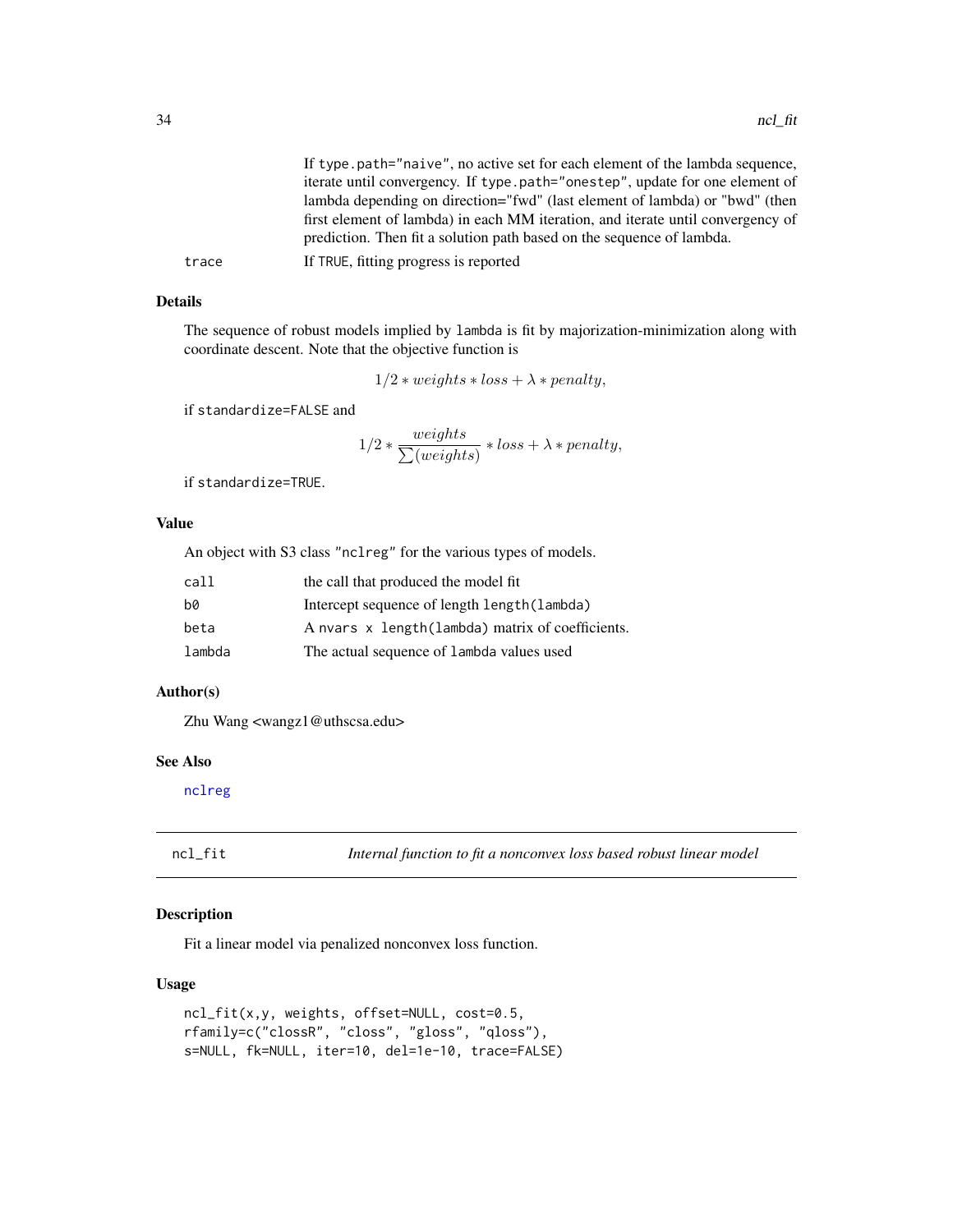If `type.path="naive"`, no active set for each element of the lambda sequence, iterate until convergency. If `type.path="onestep"`, update for one element of lambda depending on direction="fwd" (last element of lambda) or "bwd" (then first element of lambda) in each MM iteration, and iterate until convergency of prediction. Then fit a solution path based on the sequence of lambda.

`trace` If TRUE, fitting progress is reported

### Details

The sequence of robust models implied by `lambda` is fit by majorization-minimization along with coordinate descent. Note that the objective function is

$$1/2 * weights * loss + \lambda * penalty,$$

if `standardize=FALSE` and

$$1/2 * \frac{weights}{\sum(weights)} * loss + \lambda * penalty,$$

if `standardize=TRUE`.

### Value

An object with S3 class "nclreg" for the various types of models.

| | |
|---|---|
| `call` | the call that produced the model fit |
| `b0` | Intercept sequence of length `length(lambda)` |
| `beta` | A `nvars x length(lambda)` matrix of coefficients. |
| `lambda` | The actual sequence of `lambda` values used |

### Author(s)

Zhu Wang <wangz1@uthscsa.edu>

### See Also

nclreg

---

## ncl_fit — *Internal function to fit a nonconvex loss based robust linear model*

### Description

Fit a linear model via penalized nonconvex loss function.

### Usage

```
ncl_fit(x,y, weights, offset=NULL, cost=0.5,
rfamily=c("clossR", "closs", "gloss", "qloss"),
s=NULL, fk=NULL, iter=10, del=1e-10, trace=FALSE)
```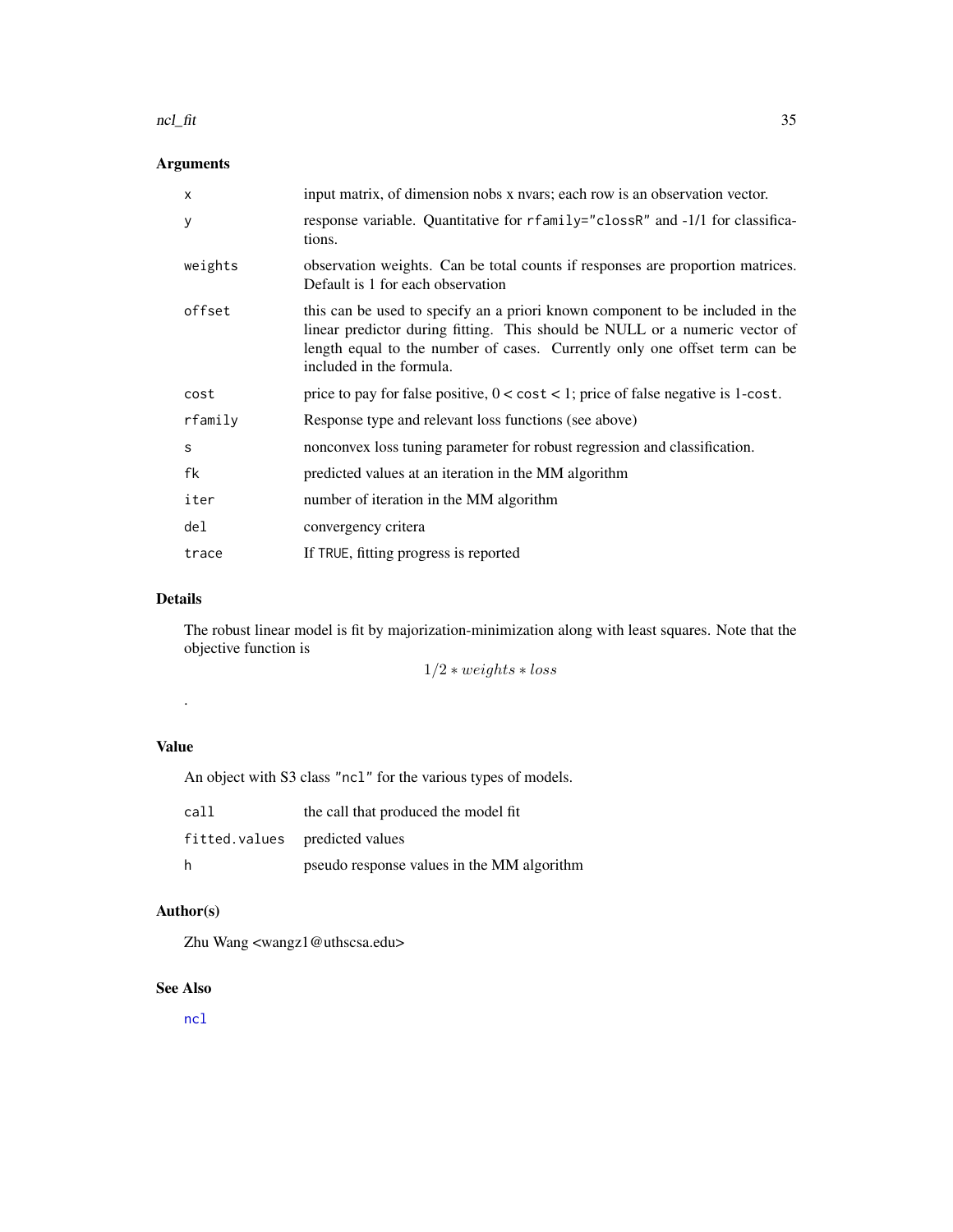## Arguments

| | |
|---|---|
| `x` | input matrix, of dimension nobs x nvars; each row is an observation vector. |
| `y` | response variable. Quantitative for `rfamily="closs R"` and -1/1 for classifications. |
| `weights` | observation weights. Can be total counts if responses are proportion matrices. Default is 1 for each observation |
| `offset` | this can be used to specify an a priori known component to be included in the linear predictor during fitting. This should be NULL or a numeric vector of length equal to the number of cases. Currently only one offset term can be included in the formula. |
| `cost` | price to pay for false positive, 0 < `cost` < 1; price of false negative is 1-`cost`. |
| `rfamily` | Response type and relevant loss functions (see above) |
| `s` | nonconvex loss tuning parameter for robust regression and classification. |
| `fk` | predicted values at an iteration in the MM algorithm |
| `iter` | number of iteration in the MM algorithm |
| `del` | convergency critera |
| `trace` | If `TRUE`, fitting progress is reported |

## Details

The robust linear model is fit by majorization-minimization along with least squares. Note that the objective function is

$$1/2 * weights * loss$$

.

## Value

An object with S3 class `"ncl"` for the various types of models.

| | |
|---|---|
| `call` | the call that produced the model fit |
| `fitted.values` | predicted values |
| `h` | pseudo response values in the MM algorithm |

## Author(s)

Zhu Wang <wangz1@uthscsa.edu>

## See Also

`ncl`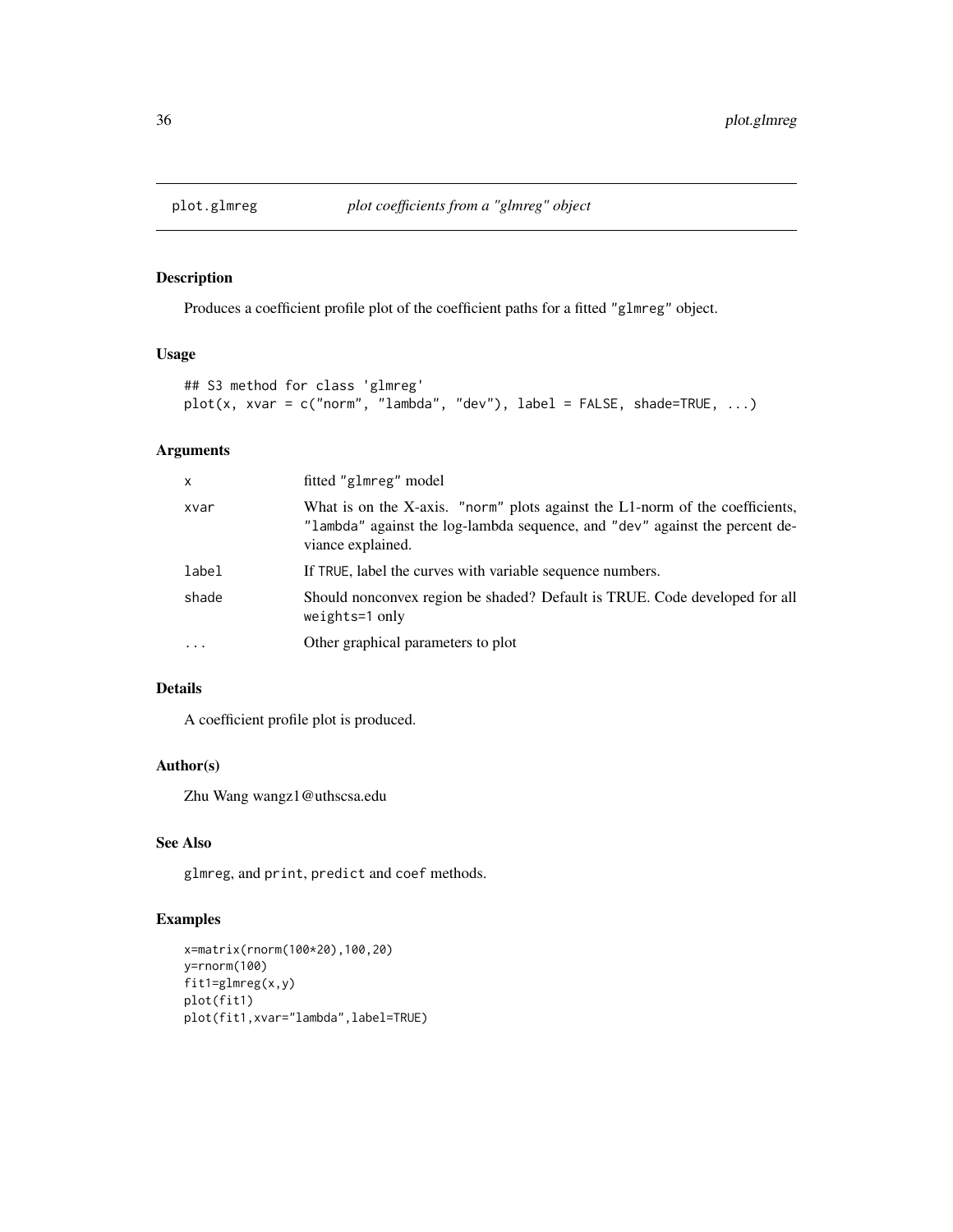# plot.glmreg *plot coefficients from a "glmreg" object*

## Description

Produces a coefficient profile plot of the coefficient paths for a fitted "glmreg" object.

## Usage

```
## S3 method for class 'glmreg'
plot(x, xvar = c("norm", "lambda", "dev"), label = FALSE, shade=TRUE, ...)
```

## Arguments

| | |
|---|---|
| x | fitted "glmreg" model |
| xvar | What is on the X-axis. "norm" plots against the L1-norm of the coefficients, "lambda" against the log-lambda sequence, and "dev" against the percent deviance explained. |
| label | If TRUE, label the curves with variable sequence numbers. |
| shade | Should nonconvex region be shaded? Default is TRUE. Code developed for all weights=1 only |
| ... | Other graphical parameters to plot |

## Details

A coefficient profile plot is produced.

## Author(s)

Zhu Wang wangz1@uthscsa.edu

## See Also

glmreg, and print, predict and coef methods.

## Examples

```
x=matrix(rnorm(100*20),100,20)
y=rnorm(100)
fit1=glmreg(x,y)
plot(fit1)
plot(fit1,xvar="lambda",label=TRUE)
```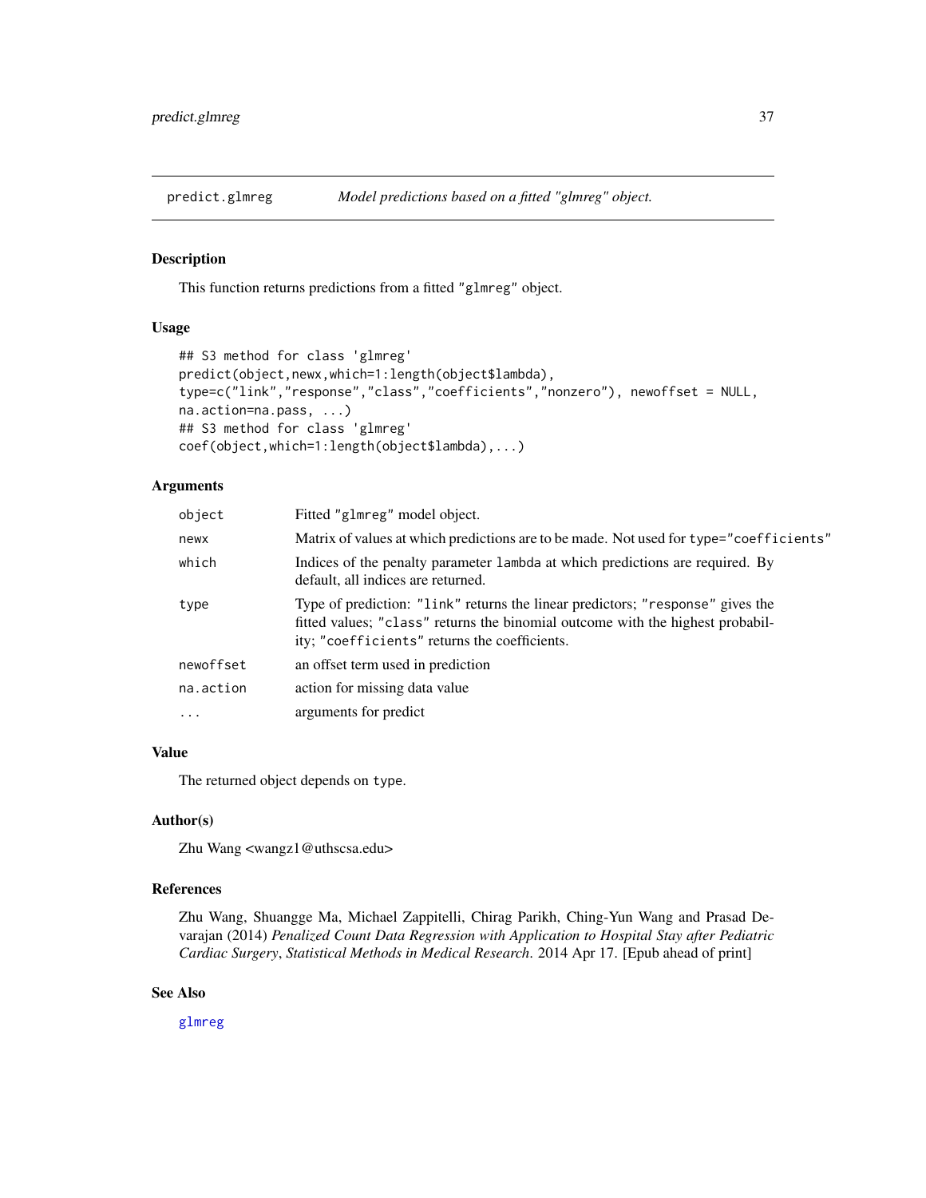predict.glmreg — *Model predictions based on a fitted "glmreg" object.*

## Description

This function returns predictions from a fitted "glmreg" object.

## Usage

```
## S3 method for class 'glmreg'
predict(object,newx,which=1:length(object$lambda),
type=c("link","response","class","coefficients","nonzero"), newoffset = NULL,
na.action=na.pass, ...)
## S3 method for class 'glmreg'
coef(object,which=1:length(object$lambda),...)
```

## Arguments

| | |
|---|---|
| object | Fitted "glmreg" model object. |
| newx | Matrix of values at which predictions are to be made. Not used for type="coefficients" |
| which | Indices of the penalty parameter lambda at which predictions are required. By default, all indices are returned. |
| type | Type of prediction: "link" returns the linear predictors; "response" gives the fitted values; "class" returns the binomial outcome with the highest probability; "coefficients" returns the coefficients. |
| newoffset | an offset term used in prediction |
| na.action | action for missing data value |
| ... | arguments for predict |

## Value

The returned object depends on type.

## Author(s)

Zhu Wang <wangz1@uthscsa.edu>

## References

Zhu Wang, Shuangge Ma, Michael Zappitelli, Chirag Parikh, Ching-Yun Wang and Prasad Devarajan (2014) *Penalized Count Data Regression with Application to Hospital Stay after Pediatric Cardiac Surgery*, *Statistical Methods in Medical Research*. 2014 Apr 17. [Epub ahead of print]

## See Also

glmreg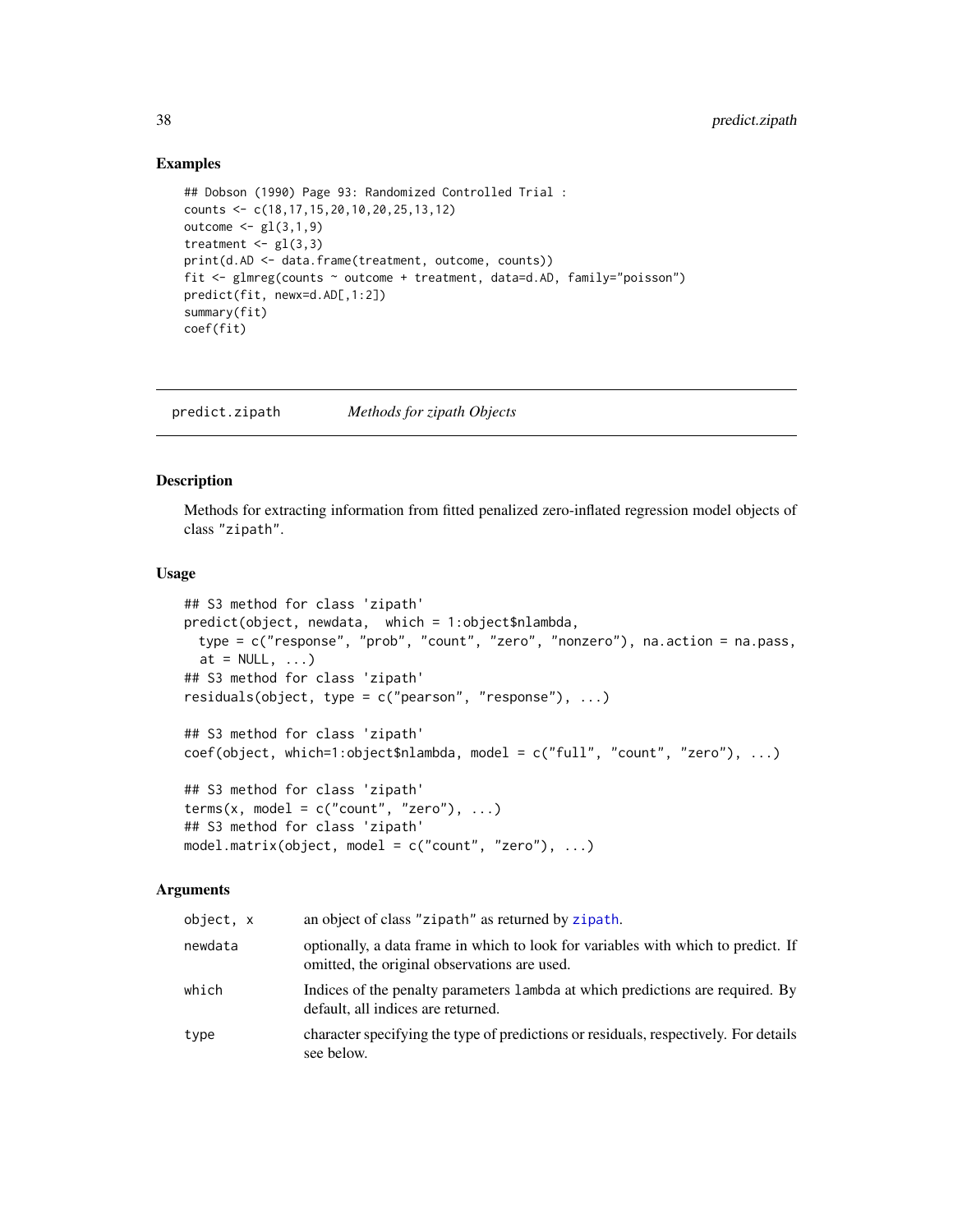### Examples

```
## Dobson (1990) Page 93: Randomized Controlled Trial :
counts <- c(18,17,15,20,10,20,25,13,12)
outcome <- gl(3,1,9)
treatment <- gl(3,3)
print(d.AD <- data.frame(treatment, outcome, counts))
fit <- glmreg(counts ~ outcome + treatment, data=d.AD, family="poisson")
predict(fit, newx=d.AD[,1:2])
summary(fit)
coef(fit)
```

---

## predict.zipath — *Methods for zipath Objects*

### Description

Methods for extracting information from fitted penalized zero-inflated regression model objects of class "zipath".

### Usage

```
## S3 method for class 'zipath'
predict(object, newdata,  which = 1:object$nlambda,
  type = c("response", "prob", "count", "zero", "nonzero"), na.action = na.pass,
  at = NULL, ...)
## S3 method for class 'zipath'
residuals(object, type = c("pearson", "response"), ...)

## S3 method for class 'zipath'
coef(object, which=1:object$nlambda, model = c("full", "count", "zero"), ...)

## S3 method for class 'zipath'
terms(x, model = c("count", "zero"), ...)
## S3 method for class 'zipath'
model.matrix(object, model = c("count", "zero"), ...)
```

### Arguments

| | |
|---|---|
| object, x | an object of class "zipath" as returned by zipath. |
| newdata | optionally, a data frame in which to look for variables with which to predict. If omitted, the original observations are used. |
| which | Indices of the penalty parameters lambda at which predictions are required. By default, all indices are returned. |
| type | character specifying the type of predictions or residuals, respectively. For details see below. |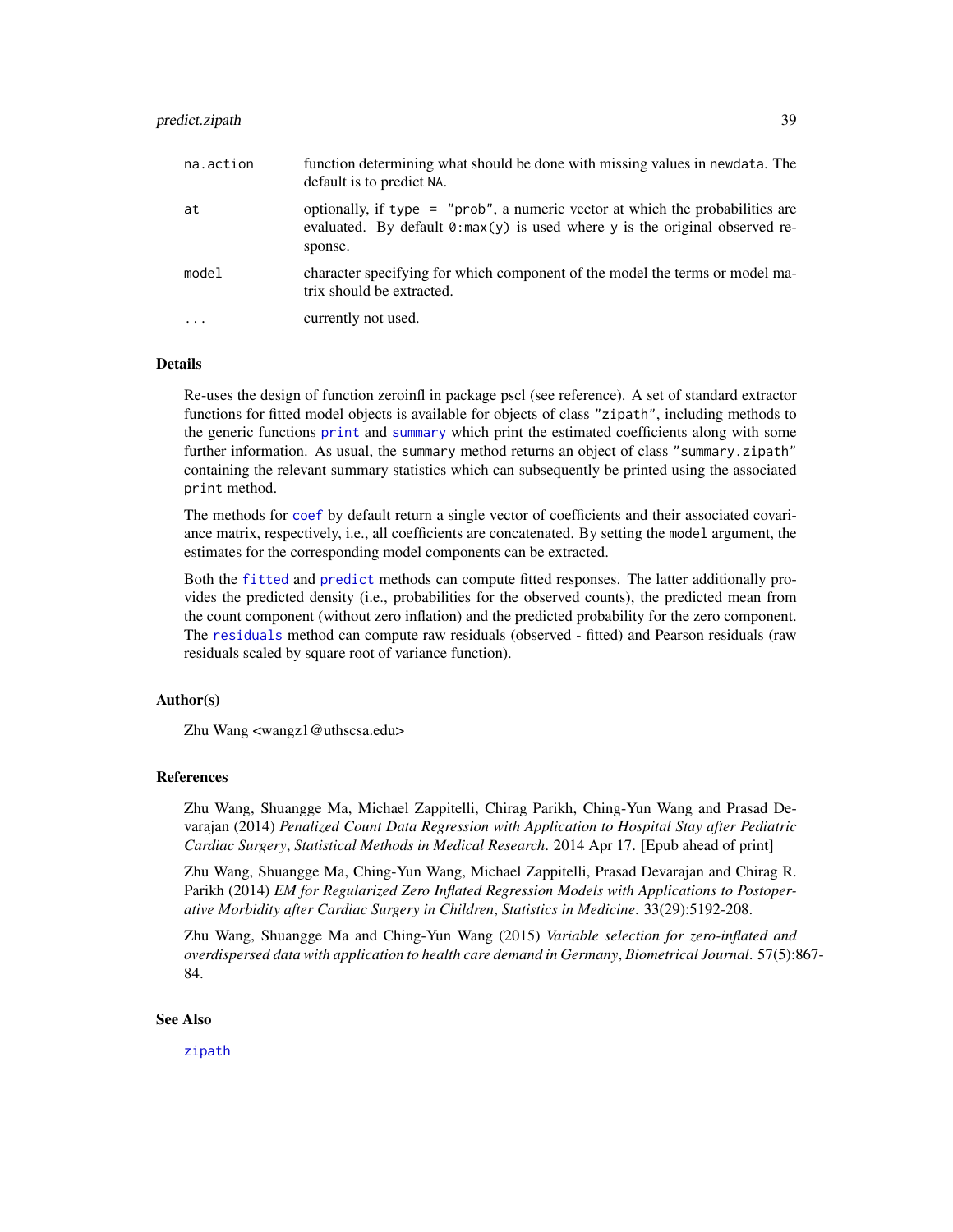| | |
|---|---|
| na.action | function determining what should be done with missing values in newdata. The default is to predict NA. |
| at | optionally, if type = "prob", a numeric vector at which the probabilities are evaluated. By default 0:max(y) is used where y is the original observed response. |
| model | character specifying for which component of the model the terms or model matrix should be extracted. |
| ... | currently not used. |

## Details

Re-uses the design of function zeroinfl in package pscl (see reference). A set of standard extractor functions for fitted model objects is available for objects of class "zipath", including methods to the generic functions print and summary which print the estimated coefficients along with some further information. As usual, the summary method returns an object of class "summary.zipath" containing the relevant summary statistics which can subsequently be printed using the associated print method.

The methods for coef by default return a single vector of coefficients and their associated covariance matrix, respectively, i.e., all coefficients are concatenated. By setting the model argument, the estimates for the corresponding model components can be extracted.

Both the fitted and predict methods can compute fitted responses. The latter additionally provides the predicted density (i.e., probabilities for the observed counts), the predicted mean from the count component (without zero inflation) and the predicted probability for the zero component. The residuals method can compute raw residuals (observed - fitted) and Pearson residuals (raw residuals scaled by square root of variance function).

## Author(s)

Zhu Wang <wangz1@uthscsa.edu>

## References

Zhu Wang, Shuangge Ma, Michael Zappitelli, Chirag Parikh, Ching-Yun Wang and Prasad Devarajan (2014) *Penalized Count Data Regression with Application to Hospital Stay after Pediatric Cardiac Surgery*, *Statistical Methods in Medical Research*. 2014 Apr 17. [Epub ahead of print]

Zhu Wang, Shuangge Ma, Ching-Yun Wang, Michael Zappitelli, Prasad Devarajan and Chirag R. Parikh (2014) *EM for Regularized Zero Inflated Regression Models with Applications to Postoperative Morbidity after Cardiac Surgery in Children*, *Statistics in Medicine*. 33(29):5192-208.

Zhu Wang, Shuangge Ma and Ching-Yun Wang (2015) *Variable selection for zero-inflated and overdispersed data with application to health care demand in Germany*, *Biometrical Journal*. 57(5):867-84.

## See Also

zipath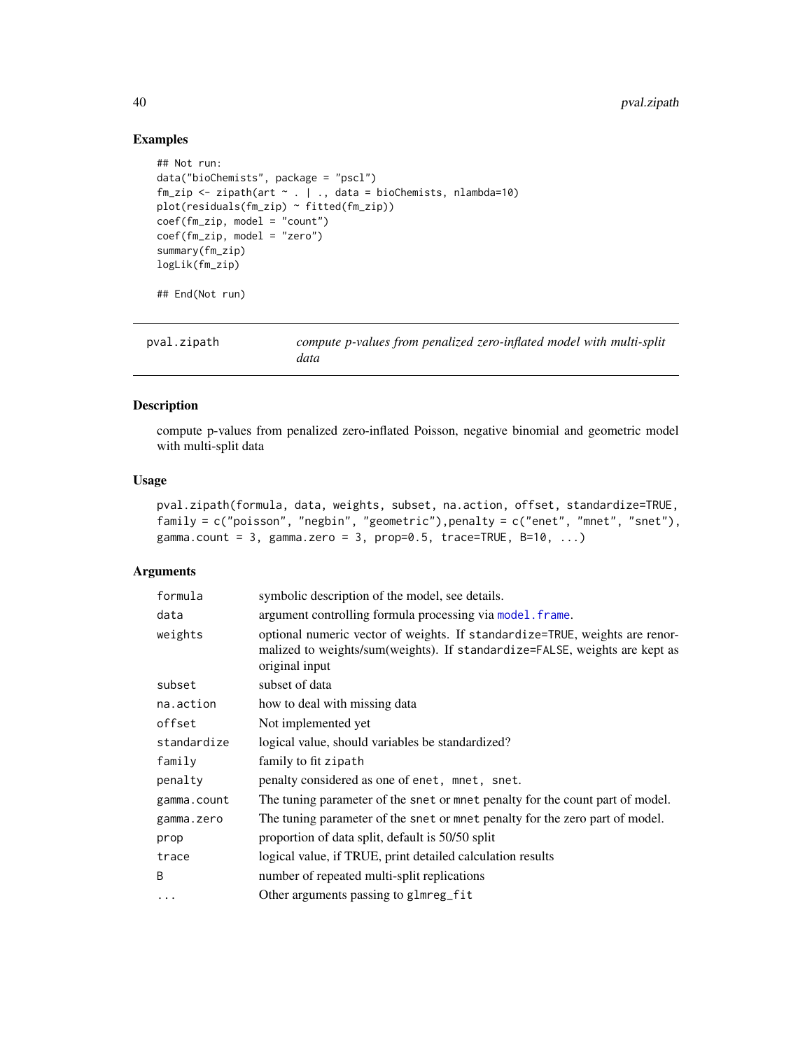## Examples

```
## Not run:
data("bioChemists", package = "pscl")
fm_zip <- zipath(art ~ . | ., data = bioChemists, nlambda=10)
plot(residuals(fm_zip) ~ fitted(fm_zip))
coef(fm_zip, model = "count")
coef(fm_zip, model = "zero")
summary(fm_zip)
logLik(fm_zip)

## End(Not run)
```

---

`pval.zipath` *compute p-values from penalized zero-inflated model with multi-split data*

---

## Description

compute p-values from penalized zero-inflated Poisson, negative binomial and geometric model with multi-split data

## Usage

```
pval.zipath(formula, data, weights, subset, na.action, offset, standardize=TRUE,
family = c("poisson", "negbin", "geometric"),penalty = c("enet", "mnet", "snet"),
gamma.count = 3, gamma.zero = 3, prop=0.5, trace=TRUE, B=10, ...)
```

## Arguments

| | |
|---|---|
| `formula` | symbolic description of the model, see details. |
| `data` | argument controlling formula processing via `model.frame`. |
| `weights` | optional numeric vector of weights. If `standardize=TRUE`, weights are renormalized to weights/sum(weights). If `standardize=FALSE`, weights are kept as original input |
| `subset` | subset of data |
| `na.action` | how to deal with missing data |
| `offset` | Not implemented yet |
| `standardize` | logical value, should variables be standardized? |
| `family` | family to fit `zipath` |
| `penalty` | penalty considered as one of `enet, mnet, snet`. |
| `gamma.count` | The tuning parameter of the `snet` or `mnet` penalty for the count part of model. |
| `gamma.zero` | The tuning parameter of the `snet` or `mnet` penalty for the zero part of model. |
| `prop` | proportion of data split, default is 50/50 split |
| `trace` | logical value, if TRUE, print detailed calculation results |
| `B` | number of repeated multi-split replications |
| `...` | Other arguments passing to `glmreg_fit` |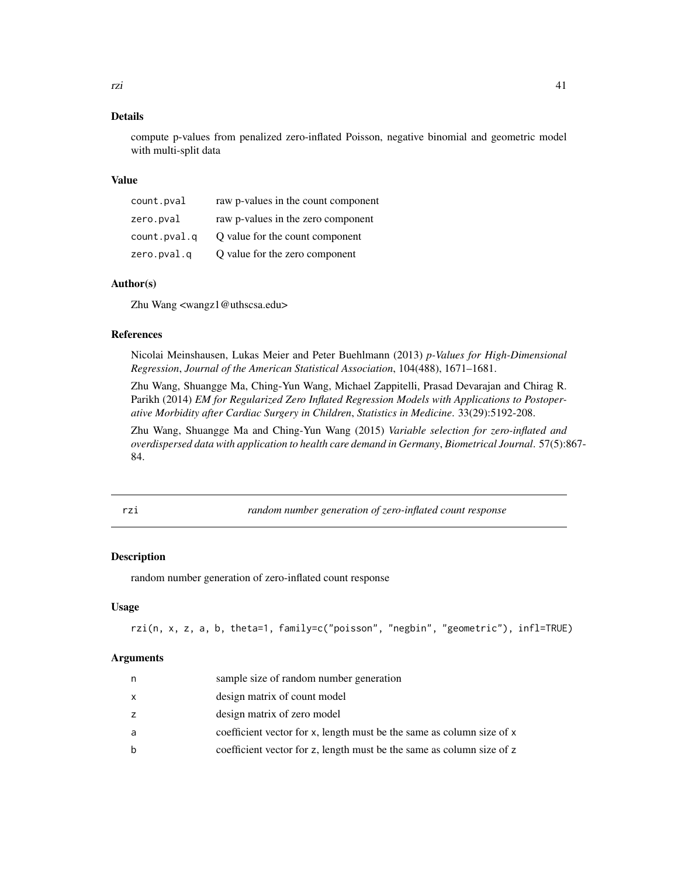### Details

compute p-values from penalized zero-inflated Poisson, negative binomial and geometric model with multi-split data

### Value

| | |
|---|---|
| `count.pval` | raw p-values in the count component |
| `zero.pval` | raw p-values in the zero component |
| `count.pval.q` | Q value for the count component |
| `zero.pval.q` | Q value for the zero component |

### Author(s)

Zhu Wang <wangz1@uthscsa.edu>

### References

Nicolai Meinshausen, Lukas Meier and Peter Buehlmann (2013) *p-Values for High-Dimensional Regression*, *Journal of the American Statistical Association*, 104(488), 1671–1681.

Zhu Wang, Shuangge Ma, Ching-Yun Wang, Michael Zappitelli, Prasad Devarajan and Chirag R. Parikh (2014) *EM for Regularized Zero Inflated Regression Models with Applications to Postoperative Morbidity after Cardiac Surgery in Children*, *Statistics in Medicine*. 33(29):5192-208.

Zhu Wang, Shuangge Ma and Ching-Yun Wang (2015) *Variable selection for zero-inflated and overdispersed data with application to health care demand in Germany*, *Biometrical Journal*. 57(5):867-84.

---

## rzi — *random number generation of zero-inflated count response*

---

### Description

random number generation of zero-inflated count response

### Usage

```
rzi(n, x, z, a, b, theta=1, family=c("poisson", "negbin", "geometric"), infl=TRUE)
```

### Arguments

| | |
|---|---|
| `n` | sample size of random number generation |
| `x` | design matrix of count model |
| `z` | design matrix of zero model |
| `a` | coefficient vector for `x`, length must be the same as column size of `x` |
| `b` | coefficient vector for `z`, length must be the same as column size of `z` |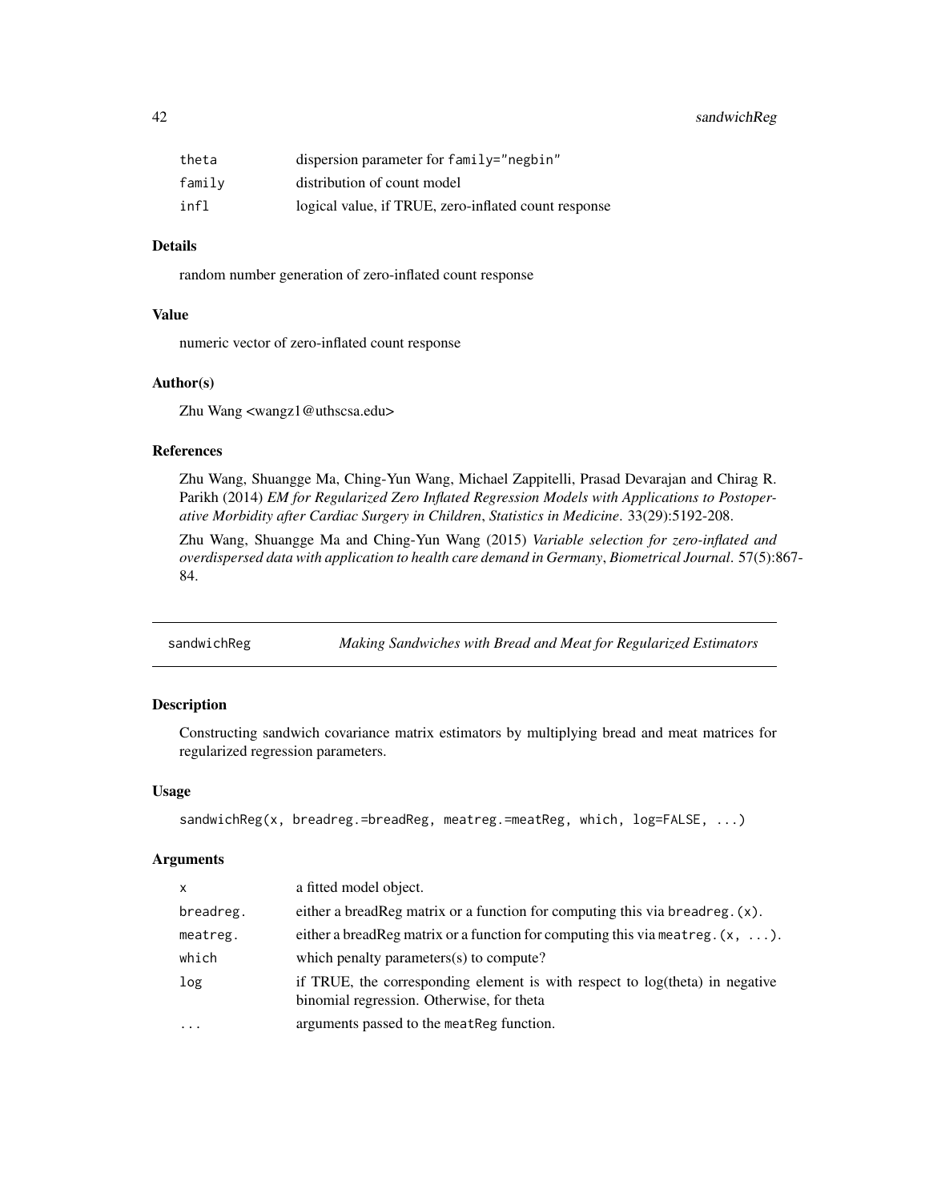| | |
|---|---|
| theta | dispersion parameter for family="negbin" |
| family | distribution of count model |
| infl | logical value, if TRUE, zero-inflated count response |

### Details

random number generation of zero-inflated count response

### Value

numeric vector of zero-inflated count response

### Author(s)

Zhu Wang <wangz1@uthscsa.edu>

### References

Zhu Wang, Shuangge Ma, Ching-Yun Wang, Michael Zappitelli, Prasad Devarajan and Chirag R. Parikh (2014) *EM for Regularized Zero Inflated Regression Models with Applications to Postoperative Morbidity after Cardiac Surgery in Children*, *Statistics in Medicine*. 33(29):5192-208.

Zhu Wang, Shuangge Ma and Ching-Yun Wang (2015) *Variable selection for zero-inflated and overdispersed data with application to health care demand in Germany*, *Biometrical Journal*. 57(5):867-84.

---

## sandwichReg — *Making Sandwiches with Bread and Meat for Regularized Estimators*

### Description

Constructing sandwich covariance matrix estimators by multiplying bread and meat matrices for regularized regression parameters.

### Usage

```
sandwichReg(x, breadreg.=breadReg, meatreg.=meatReg, which, log=FALSE, ...)
```

### Arguments

| | |
|---|---|
| x | a fitted model object. |
| breadreg. | either a breadReg matrix or a function for computing this via breadreg.(x). |
| meatreg. | either a breadReg matrix or a function for computing this via meatreg.(x, ...). |
| which | which penalty parameters(s) to compute? |
| log | if TRUE, the corresponding element is with respect to log(theta) in negative binomial regression. Otherwise, for theta |
| ... | arguments passed to the meatReg function. |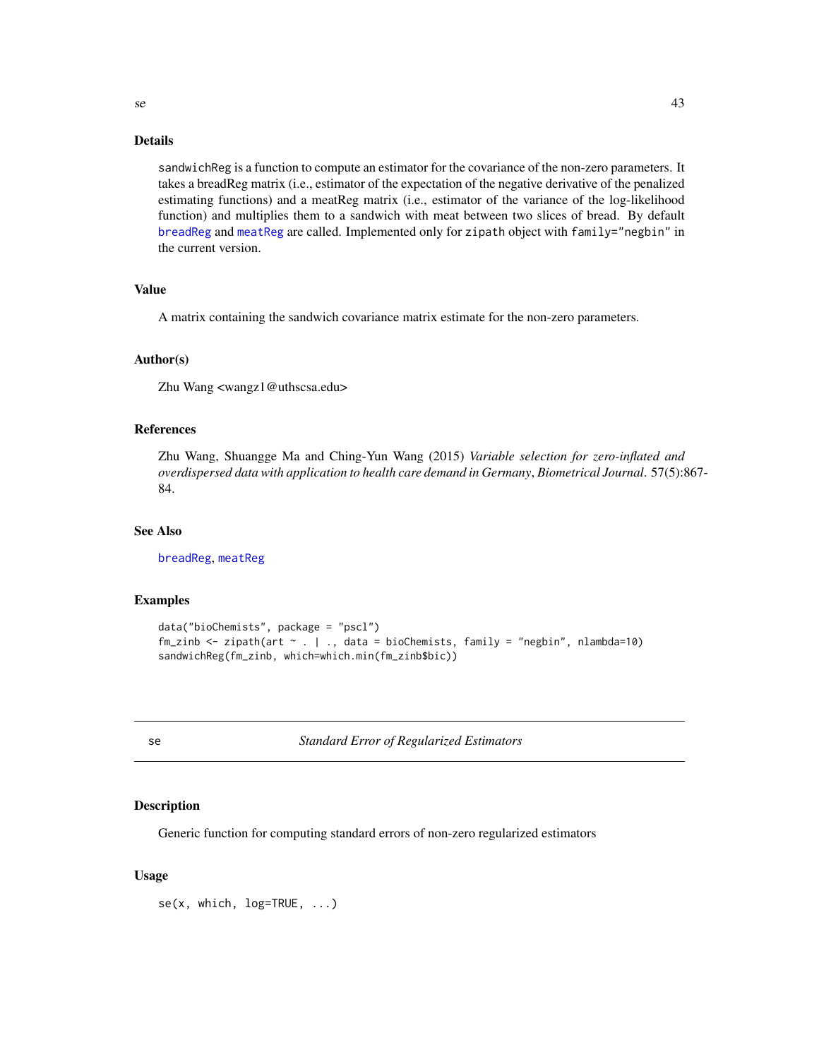## Details

sandwichReg is a function to compute an estimator for the covariance of the non-zero parameters. It takes a breadReg matrix (i.e., estimator of the expectation of the negative derivative of the penalized estimating functions) and a meatReg matrix (i.e., estimator of the variance of the log-likelihood function) and multiplies them to a sandwich with meat between two slices of bread. By default breadReg and meatReg are called. Implemented only for zipath object with family="negbin" in the current version.

## Value

A matrix containing the sandwich covariance matrix estimate for the non-zero parameters.

## Author(s)

Zhu Wang <wangz1@uthscsa.edu>

## References

Zhu Wang, Shuangge Ma and Ching-Yun Wang (2015) *Variable selection for zero-inflated and overdispersed data with application to health care demand in Germany*, *Biometrical Journal*. 57(5):867-84.

## See Also

breadReg, meatReg

## Examples

```
data("bioChemists", package = "pscl")
fm_zinb <- zipath(art ~ . | ., data = bioChemists, family = "negbin", nlambda=10)
sandwichReg(fm_zinb, which=which.min(fm_zinb$bic))
```

---

# se — *Standard Error of Regularized Estimators*

## Description

Generic function for computing standard errors of non-zero regularized estimators

## Usage

```
se(x, which, log=TRUE, ...)
```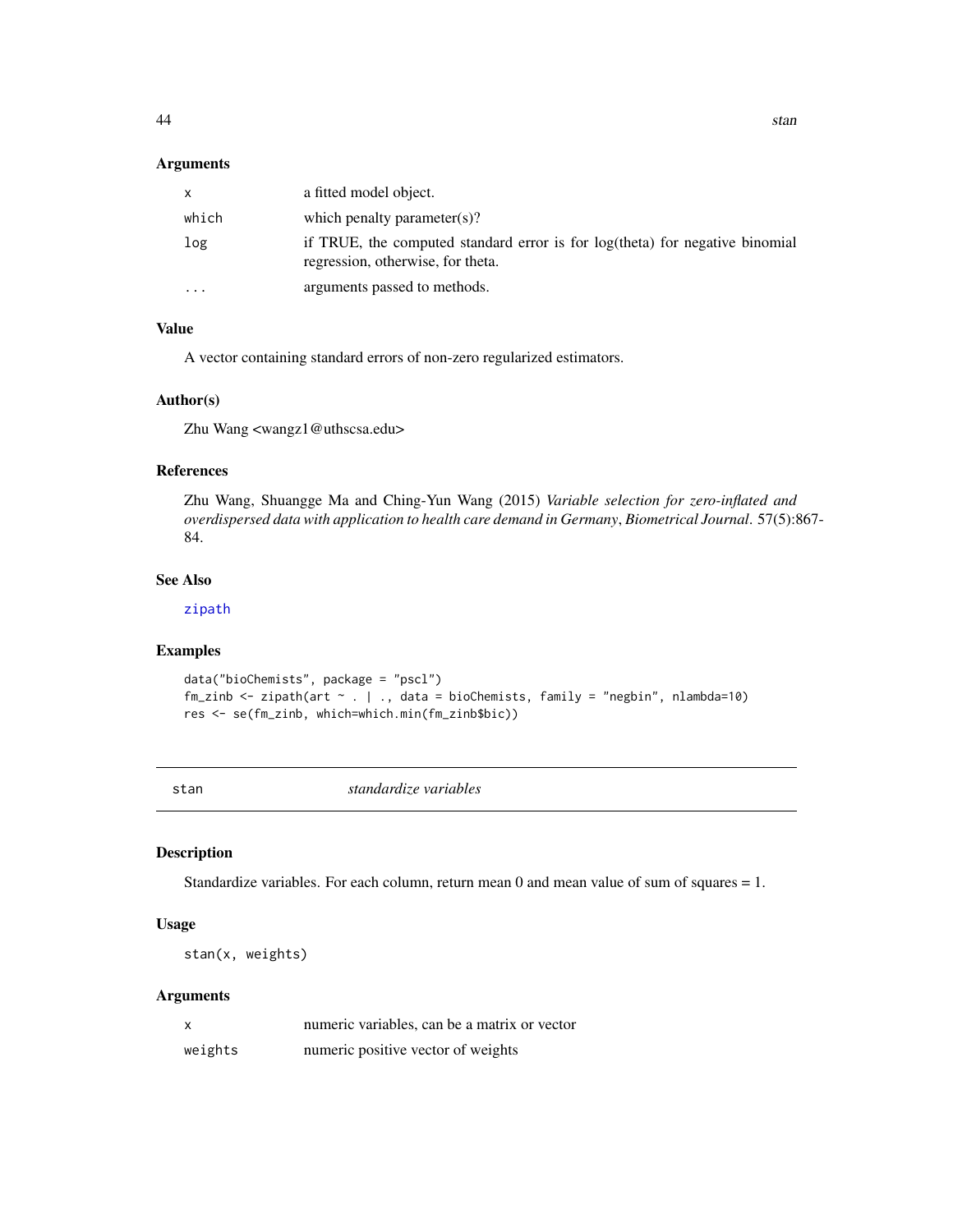## Arguments

| | |
|---|---|
| `x` | a fitted model object. |
| `which` | which penalty parameter(s)? |
| `log` | if TRUE, the computed standard error is for log(theta) for negative binomial regression, otherwise, for theta. |
| `...` | arguments passed to methods. |

## Value

A vector containing standard errors of non-zero regularized estimators.

## Author(s)

Zhu Wang <wangz1@uthscsa.edu>

## References

Zhu Wang, Shuangge Ma and Ching-Yun Wang (2015) *Variable selection for zero-inflated and overdispersed data with application to health care demand in Germany*, *Biometrical Journal*. 57(5):867-84.

## See Also

zipath

## Examples

```
data("bioChemists", package = "pscl")
fm_zinb <- zipath(art ~ . | ., data = bioChemists, family = "negbin", nlambda=10)
res <- se(fm_zinb, which=which.min(fm_zinb$bic))
```

---

# stan — *standardize variables*

## Description

Standardize variables. For each column, return mean 0 and mean value of sum of squares = 1.

## Usage

```
stan(x, weights)
```

## Arguments

| | |
|---|---|
| `x` | numeric variables, can be a matrix or vector |
| `weights` | numeric positive vector of weights |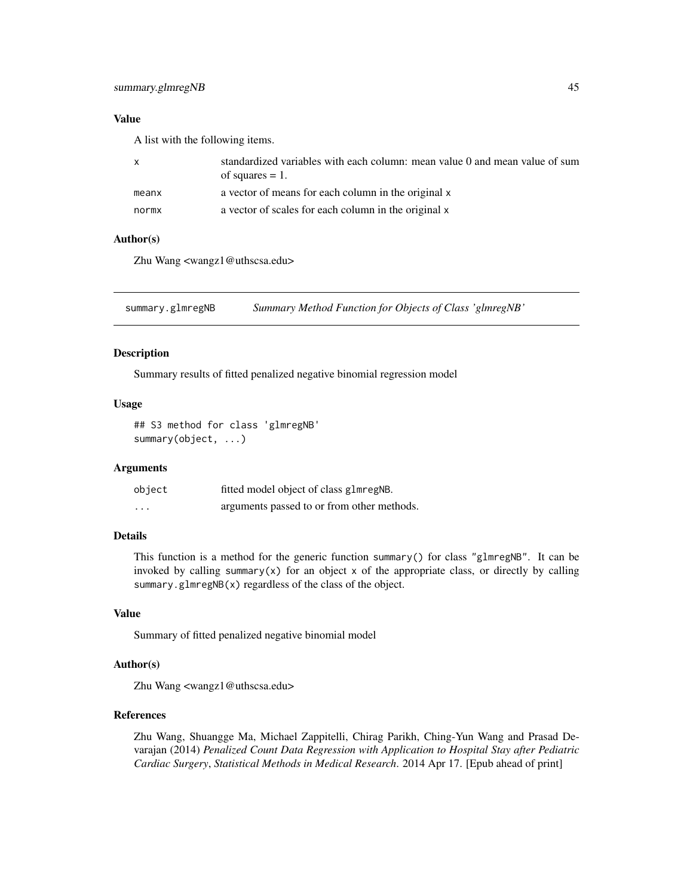### Value

A list with the following items.

| | |
|---|---|
| x | standardized variables with each column: mean value 0 and mean value of sum of squares = 1. |
| meanx | a vector of means for each column in the original x |
| normx | a vector of scales for each column in the original x |

### Author(s)

Zhu Wang <wangz1@uthscsa.edu>

---

## summary.glmregNB — *Summary Method Function for Objects of Class 'glmregNB'*

---

### Description

Summary results of fitted penalized negative binomial regression model

### Usage

```
## S3 method for class 'glmregNB'
summary(object, ...)
```

### Arguments

| | |
|---|---|
| object | fitted model object of class glmregNB. |
| ... | arguments passed to or from other methods. |

### Details

This function is a method for the generic function summary() for class "glmregNB". It can be invoked by calling summary(x) for an object x of the appropriate class, or directly by calling summary.glmregNB(x) regardless of the class of the object.

### Value

Summary of fitted penalized negative binomial model

### Author(s)

Zhu Wang <wangz1@uthscsa.edu>

### References

Zhu Wang, Shuangge Ma, Michael Zappitelli, Chirag Parikh, Ching-Yun Wang and Prasad Devarajan (2014) *Penalized Count Data Regression with Application to Hospital Stay after Pediatric Cardiac Surgery*, *Statistical Methods in Medical Research*. 2014 Apr 17. [Epub ahead of print]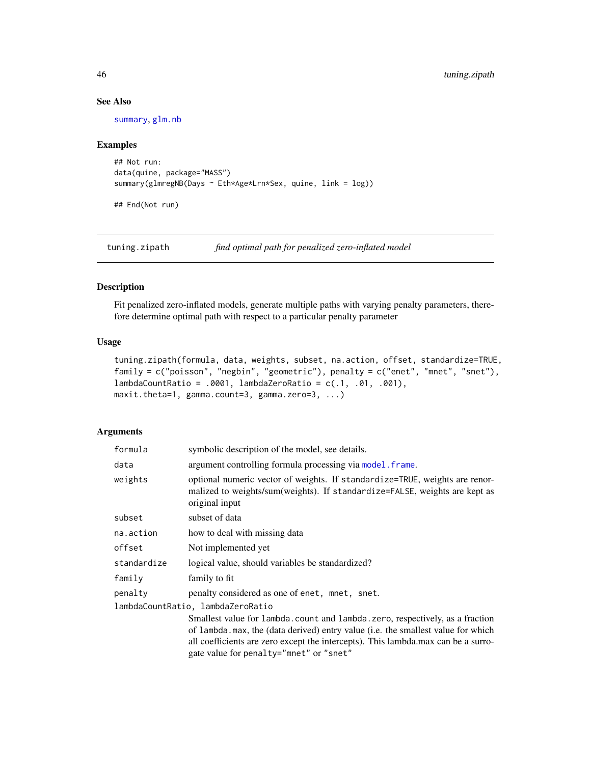## See Also

summary, glm.nb

## Examples

```
## Not run:
data(quine, package="MASS")
summary(glmregNB(Days ~ Eth*Age*Lrn*Sex, quine, link = log))

## End(Not run)
```

---

# tuning.zipath — *find optimal path for penalized zero-inflated model*

## Description

Fit penalized zero-inflated models, generate multiple paths with varying penalty parameters, therefore determine optimal path with respect to a particular penalty parameter

## Usage

```
tuning.zipath(formula, data, weights, subset, na.action, offset, standardize=TRUE,
family = c("poisson", "negbin", "geometric"), penalty = c("enet", "mnet", "snet"),
lambdaCountRatio = .0001, lambdaZeroRatio = c(.1, .01, .001),
maxit.theta=1, gamma.count=3, gamma.zero=3, ...)
```

## Arguments

| | |
|---|---|
| formula | symbolic description of the model, see details. |
| data | argument controlling formula processing via model.frame. |
| weights | optional numeric vector of weights. If standardize=TRUE, weights are renormalized to weights/sum(weights). If standardize=FALSE, weights are kept as original input |
| subset | subset of data |
| na.action | how to deal with missing data |
| offset | Not implemented yet |
| standardize | logical value, should variables be standardized? |
| family | family to fit |
| penalty | penalty considered as one of enet, mnet, snet. |
| lambdaCountRatio, lambdaZeroRatio | Smallest value for lambda.count and lambda.zero, respectively, as a fraction of lambda.max, the (data derived) entry value (i.e. the smallest value for which all coefficients are zero except the intercepts). This lambda.max can be a surrogate value for penalty="mnet" or "snet" |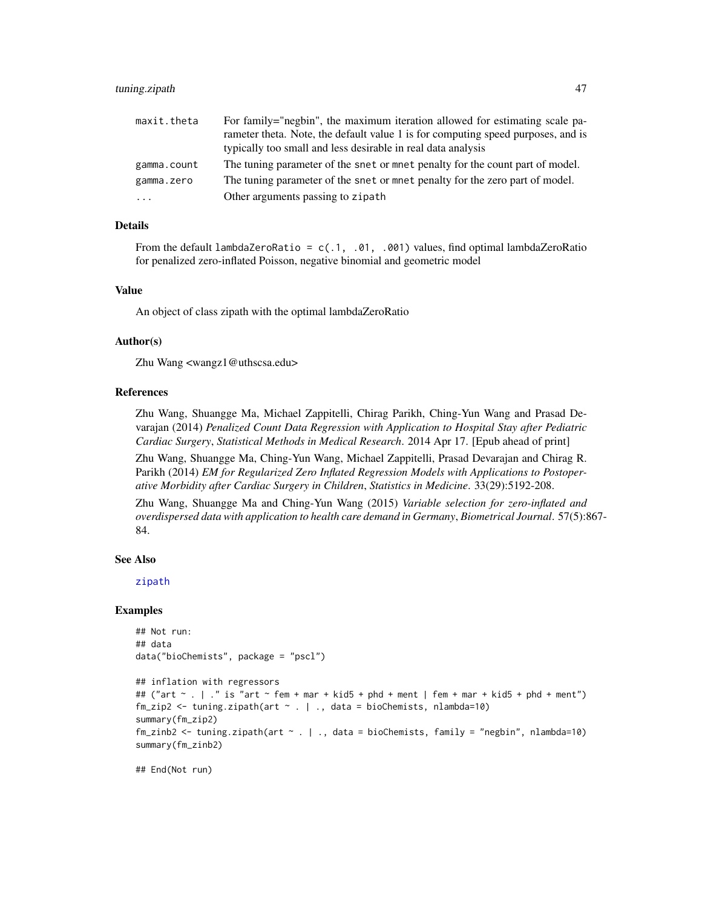| | |
|---|---|
| maxit.theta | For family="negbin", the maximum iteration allowed for estimating scale parameter theta. Note, the default value 1 is for computing speed purposes, and is typically too small and less desirable in real data analysis |
| gamma.count | The tuning parameter of the snet or mnet penalty for the count part of model. |
| gamma.zero | The tuning parameter of the snet or mnet penalty for the zero part of model. |
| ... | Other arguments passing to zipath |

### Details

From the default lambdaZeroRatio = c(.1, .01, .001) values, find optimal lambdaZeroRatio for penalized zero-inflated Poisson, negative binomial and geometric model

### Value

An object of class zipath with the optimal lambdaZeroRatio

### Author(s)

Zhu Wang <wangz1@uthscsa.edu>

### References

Zhu Wang, Shuangge Ma, Michael Zappitelli, Chirag Parikh, Ching-Yun Wang and Prasad Devarajan (2014) *Penalized Count Data Regression with Application to Hospital Stay after Pediatric Cardiac Surgery*, *Statistical Methods in Medical Research*. 2014 Apr 17. [Epub ahead of print]

Zhu Wang, Shuangge Ma, Ching-Yun Wang, Michael Zappitelli, Prasad Devarajan and Chirag R. Parikh (2014) *EM for Regularized Zero Inflated Regression Models with Applications to Postoperative Morbidity after Cardiac Surgery in Children*, *Statistics in Medicine*. 33(29):5192-208.

Zhu Wang, Shuangge Ma and Ching-Yun Wang (2015) *Variable selection for zero-inflated and overdispersed data with application to health care demand in Germany*, *Biometrical Journal*. 57(5):867-84.

### See Also

zipath

### Examples

```
## Not run:
## data
data("bioChemists", package = "pscl")

## inflation with regressors
## ("art ~ . | ." is "art ~ fem + mar + kid5 + phd + ment | fem + mar + kid5 + phd + ment")
fm_zip2 <- tuning.zipath(art ~ . | ., data = bioChemists, nlambda=10)
summary(fm_zip2)
fm_zinb2 <- tuning.zipath(art ~ . | ., data = bioChemists, family = "negbin", nlambda=10)
summary(fm_zinb2)

## End(Not run)
```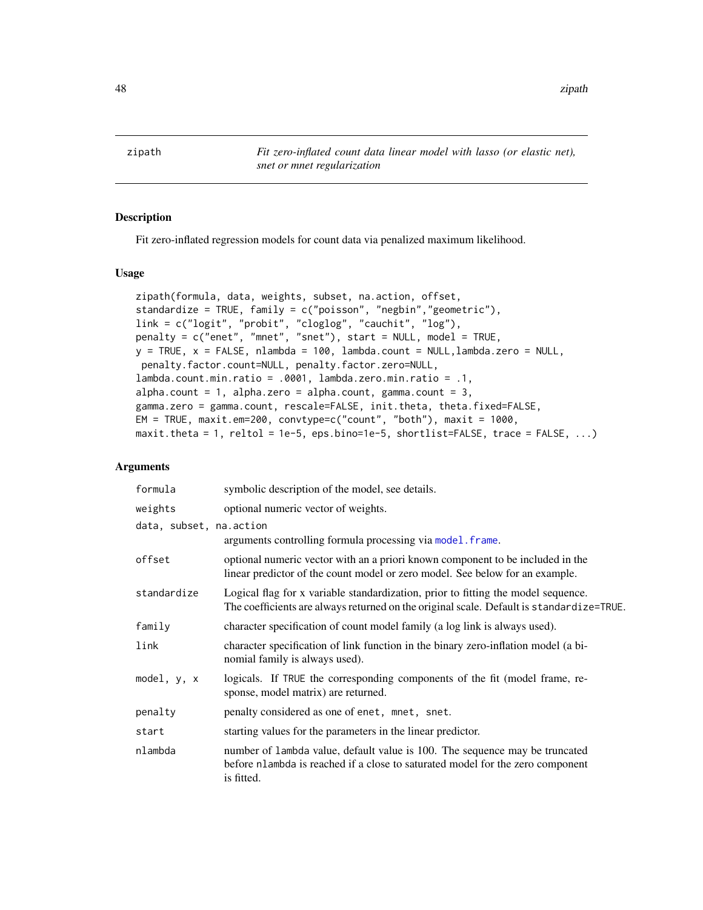zipath *Fit zero-inflated count data linear model with lasso (or elastic net), snet or mnet regularization*

## Description

Fit zero-inflated regression models for count data via penalized maximum likelihood.

## Usage

```
zipath(formula, data, weights, subset, na.action, offset,
standardize = TRUE, family = c("poisson", "negbin","geometric"),
link = c("logit", "probit", "cloglog", "cauchit", "log"),
penalty = c("enet", "mnet", "snet"), start = NULL, model = TRUE,
y = TRUE, x = FALSE, nlambda = 100, lambda.count = NULL,lambda.zero = NULL,
 penalty.factor.count=NULL, penalty.factor.zero=NULL,
lambda.count.min.ratio = .0001, lambda.zero.min.ratio = .1,
alpha.count = 1, alpha.zero = alpha.count, gamma.count = 3,
gamma.zero = gamma.count, rescale=FALSE, init.theta, theta.fixed=FALSE,
EM = TRUE, maxit.em=200, convtype=c("count", "both"), maxit = 1000,
maxit.theta = 1, reltol = 1e-5, eps.bino=1e-5, shortlist=FALSE, trace = FALSE, ...)
```

## Arguments

| Argument | Description |
|---|---|
| formula | symbolic description of the model, see details. |
| weights | optional numeric vector of weights. |
| data, subset, na.action | arguments controlling formula processing via model.frame. |
| offset | optional numeric vector with an a priori known component to be included in the linear predictor of the count model or zero model. See below for an example. |
| standardize | Logical flag for x variable standardization, prior to fitting the model sequence. The coefficients are always returned on the original scale. Default is standardize=TRUE. |
| family | character specification of count model family (a log link is always used). |
| link | character specification of link function in the binary zero-inflation model (a binomial family is always used). |
| model, y, x | logicals. If TRUE the corresponding components of the fit (model frame, response, model matrix) are returned. |
| penalty | penalty considered as one of enet, mnet, snet. |
| start | starting values for the parameters in the linear predictor. |
| nlambda | number of lambda value, default value is 100. The sequence may be truncated before nlambda is reached if a close to saturated model for the zero component is fitted. |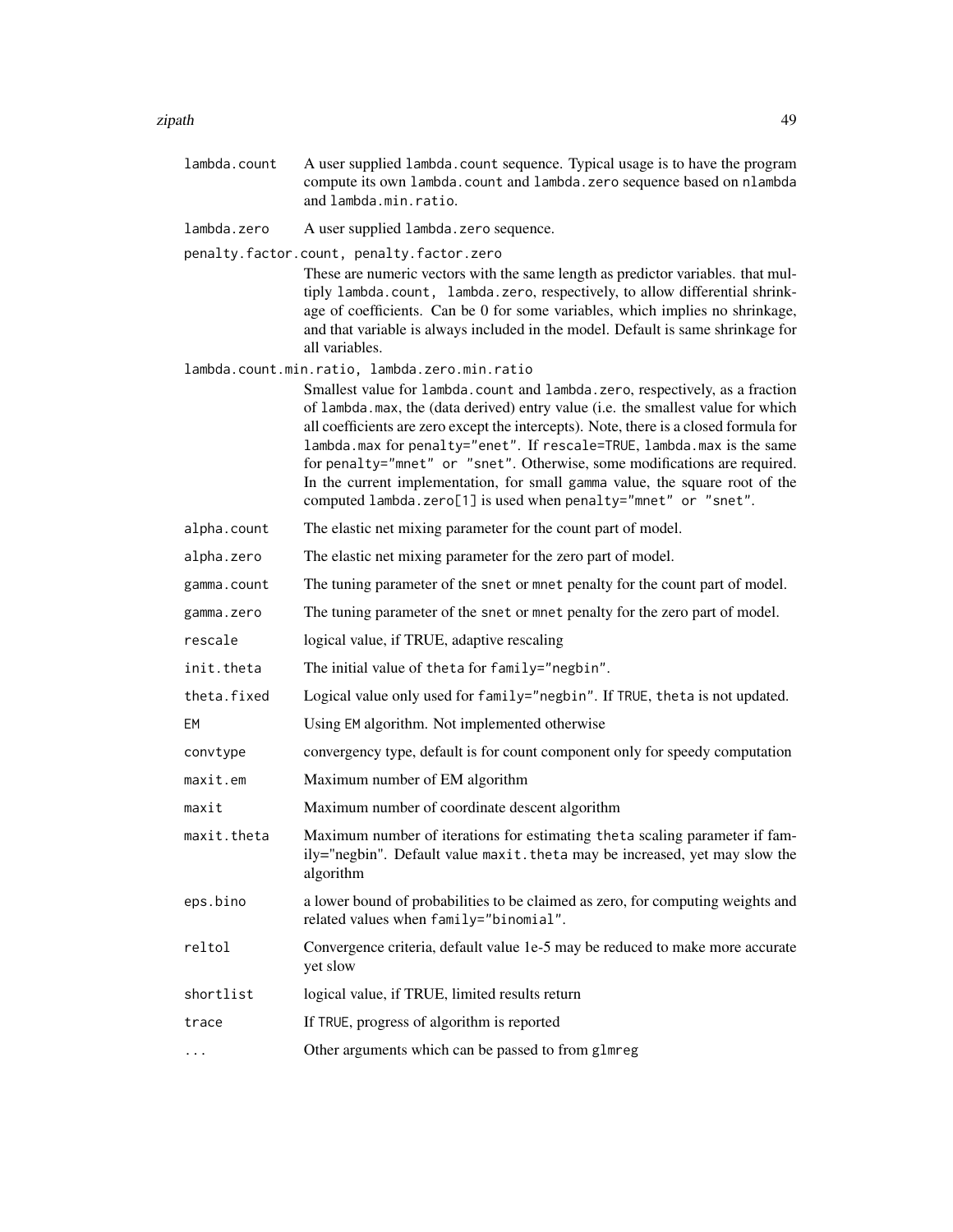`lambda.count`
: A user supplied `lambda.count` sequence. Typical usage is to have the program compute its own `lambda.count` and `lambda.zero` sequence based on `nlambda` and `lambda.min.ratio`.

`lambda.zero`
: A user supplied `lambda.zero` sequence.

`penalty.factor.count, penalty.factor.zero`
: These are numeric vectors with the same length as predictor variables. that multiply `lambda.count, lambda.zero`, respectively, to allow differential shrinkage of coefficients. Can be 0 for some variables, which implies no shrinkage, and that variable is always included in the model. Default is same shrinkage for all variables.

`lambda.count.min.ratio, lambda.zero.min.ratio`
: Smallest value for `lambda.count` and `lambda.zero`, respectively, as a fraction of `lambda.max`, the (data derived) entry value (i.e. the smallest value for which all coefficients are zero except the intercepts). Note, there is a closed formula for `lambda.max` for `penalty="enet"`. If `rescale=TRUE`, `lambda.max` is the same for `penalty="mnet" or "snet"`. Otherwise, some modifications are required. In the current implementation, for small gamma value, the square root of the computed `lambda.zero[1]` is used when `penalty="mnet" or "snet"`.

`alpha.count`
: The elastic net mixing parameter for the count part of model.

`alpha.zero`
: The elastic net mixing parameter for the zero part of model.

`gamma.count`
: The tuning parameter of the `snet` or `mnet` penalty for the count part of model.

`gamma.zero`
: The tuning parameter of the `snet` or `mnet` penalty for the zero part of model.

`rescale`
: logical value, if TRUE, adaptive rescaling

`init.theta`
: The initial value of `theta` for `family="negbin"`.

`theta.fixed`
: Logical value only used for `family="negbin"`. If `TRUE`, `theta` is not updated.

`EM`
: Using `EM` algorithm. Not implemented otherwise

`convtype`
: convergency type, default is for count component only for speedy computation

`maxit.em`
: Maximum number of EM algorithm

`maxit`
: Maximum number of coordinate descent algorithm

`maxit.theta`
: Maximum number of iterations for estimating `theta` scaling parameter if family="negbin". Default value `maxit.theta` may be increased, yet may slow the algorithm

`eps.bino`
: a lower bound of probabilities to be claimed as zero, for computing weights and related values when `family="binomial"`.

`reltol`
: Convergence criteria, default value 1e-5 may be reduced to make more accurate yet slow

`shortlist`
: logical value, if TRUE, limited results return

`trace`
: If `TRUE`, progress of algorithm is reported

`...`
: Other arguments which can be passed to from `glmreg`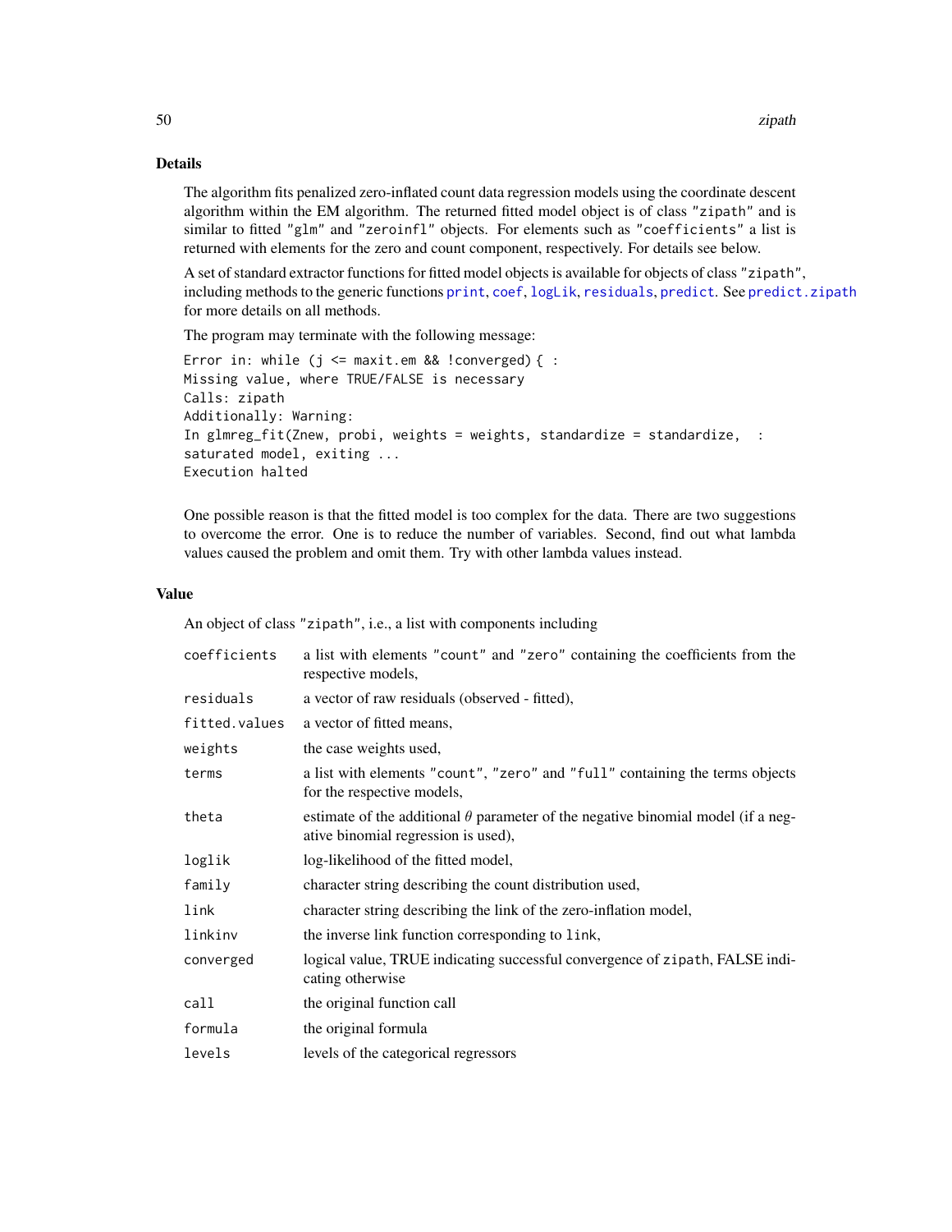## Details

The algorithm fits penalized zero-inflated count data regression models using the coordinate descent algorithm within the EM algorithm. The returned fitted model object is of class "zipath" and is similar to fitted "glm" and "zeroinfl" objects. For elements such as "coefficients" a list is returned with elements for the zero and count component, respectively. For details see below.

A set of standard extractor functions for fitted model objects is available for objects of class "zipath", including methods to the generic functions print, coef, logLik, residuals, predict. See predict.zipath for more details on all methods.

The program may terminate with the following message:

```
Error in: while (j <= maxit.em && !converged) { :
Missing value, where TRUE/FALSE is necessary
Calls: zipath
Additionally: Warning:
In glmreg_fit(Znew, probi, weights = weights, standardize = standardize,  :
saturated model, exiting ...
Execution halted
```

One possible reason is that the fitted model is too complex for the data. There are two suggestions to overcome the error. One is to reduce the number of variables. Second, find out what lambda values caused the problem and omit them. Try with other lambda values instead.

## Value

An object of class "zipath", i.e., a list with components including

| | |
|---|---|
| coefficients | a list with elements "count" and "zero" containing the coefficients from the respective models, |
| residuals | a vector of raw residuals (observed - fitted), |
| fitted.values | a vector of fitted means, |
| weights | the case weights used, |
| terms | a list with elements "count", "zero" and "full" containing the terms objects for the respective models, |
| theta | estimate of the additional $\theta$ parameter of the negative binomial model (if a negative binomial regression is used), |
| loglik | log-likelihood of the fitted model, |
| family | character string describing the count distribution used, |
| link | character string describing the link of the zero-inflation model, |
| linkinv | the inverse link function corresponding to link, |
| converged | logical value, TRUE indicating successful convergence of zipath, FALSE indicating otherwise |
| call | the original function call |
| formula | the original formula |
| levels | levels of the categorical regressors |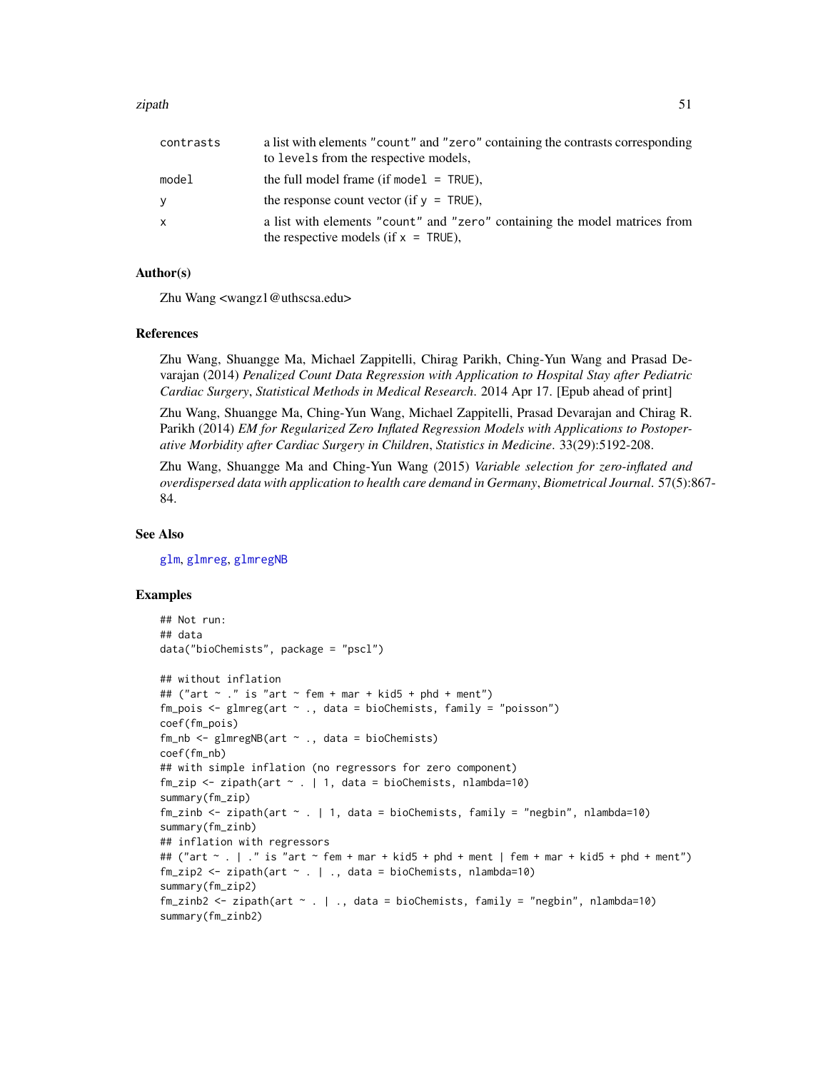| | |
|---|---|
| contrasts | a list with elements "count" and "zero" containing the contrasts corresponding to levels from the respective models, |
| model | the full model frame (if model = TRUE), |
| y | the response count vector (if y = TRUE), |
| x | a list with elements "count" and "zero" containing the model matrices from the respective models (if x = TRUE), |

### Author(s)

Zhu Wang <wangz1@uthscsa.edu>

### References

Zhu Wang, Shuangge Ma, Michael Zappitelli, Chirag Parikh, Ching-Yun Wang and Prasad Devarajan (2014) *Penalized Count Data Regression with Application to Hospital Stay after Pediatric Cardiac Surgery*, *Statistical Methods in Medical Research*. 2014 Apr 17. [Epub ahead of print]

Zhu Wang, Shuangge Ma, Ching-Yun Wang, Michael Zappitelli, Prasad Devarajan and Chirag R. Parikh (2014) *EM for Regularized Zero Inflated Regression Models with Applications to Postoperative Morbidity after Cardiac Surgery in Children*, *Statistics in Medicine*. 33(29):5192-208.

Zhu Wang, Shuangge Ma and Ching-Yun Wang (2015) *Variable selection for zero-inflated and overdispersed data with application to health care demand in Germany*, *Biometrical Journal*. 57(5):867-84.

### See Also

glm, glmreg, glmregNB

### Examples

```
## Not run:
## data
data("bioChemists", package = "pscl")

## without inflation
## ("art ~ ." is "art ~ fem + mar + kid5 + phd + ment")
fm_pois <- glmreg(art ~ ., data = bioChemists, family = "poisson")
coef(fm_pois)
fm_nb <- glmregNB(art ~ ., data = bioChemists)
coef(fm_nb)
## with simple inflation (no regressors for zero component)
fm_zip <- zipath(art ~ . | 1, data = bioChemists, nlambda=10)
summary(fm_zip)
fm_zinb <- zipath(art ~ . | 1, data = bioChemists, family = "negbin", nlambda=10)
summary(fm_zinb)
## inflation with regressors
## ("art ~ . | ." is "art ~ fem + mar + kid5 + phd + ment | fem + mar + kid5 + phd + ment")
fm_zip2 <- zipath(art ~ . | ., data = bioChemists, nlambda=10)
summary(fm_zip2)
fm_zinb2 <- zipath(art ~ . | ., data = bioChemists, family = "negbin", nlambda=10)
summary(fm_zinb2)
```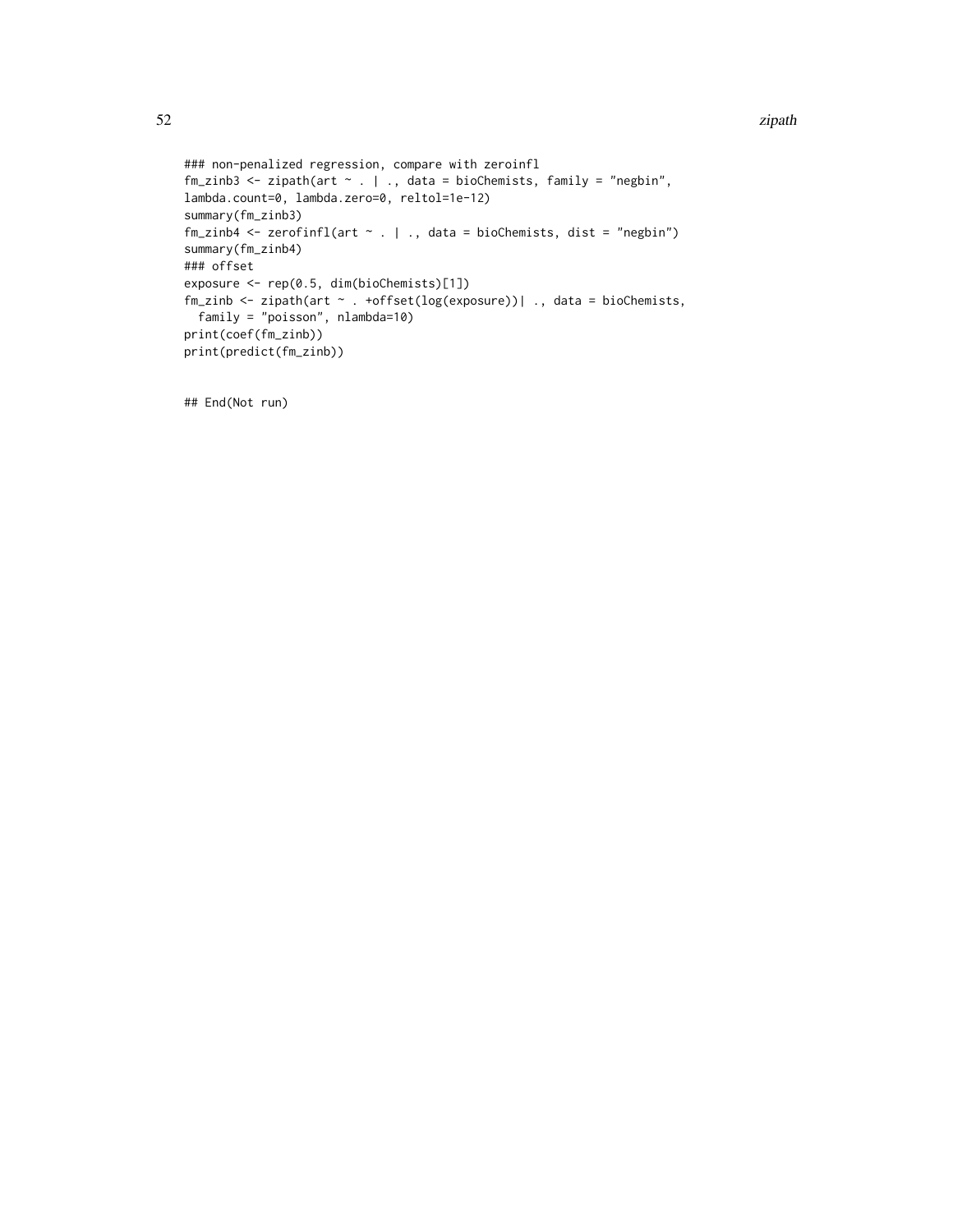```
### non-penalized regression, compare with zeroinfl
fm_zinb3 <- zipath(art ~ . | ., data = bioChemists, family = "negbin",
lambda.count=0, lambda.zero=0, reltol=1e-12)
summary(fm_zinb3)
fm_zinb4 <- zerofinfl(art ~ . | ., data = bioChemists, dist = "negbin")
summary(fm_zinb4)
### offset
exposure <- rep(0.5, dim(bioChemists)[1])
fm_zinb <- zipath(art ~ . +offset(log(exposure))| ., data = bioChemists,
  family = "poisson", nlambda=10)
print(coef(fm_zinb))
print(predict(fm_zinb))


## End(Not run)
```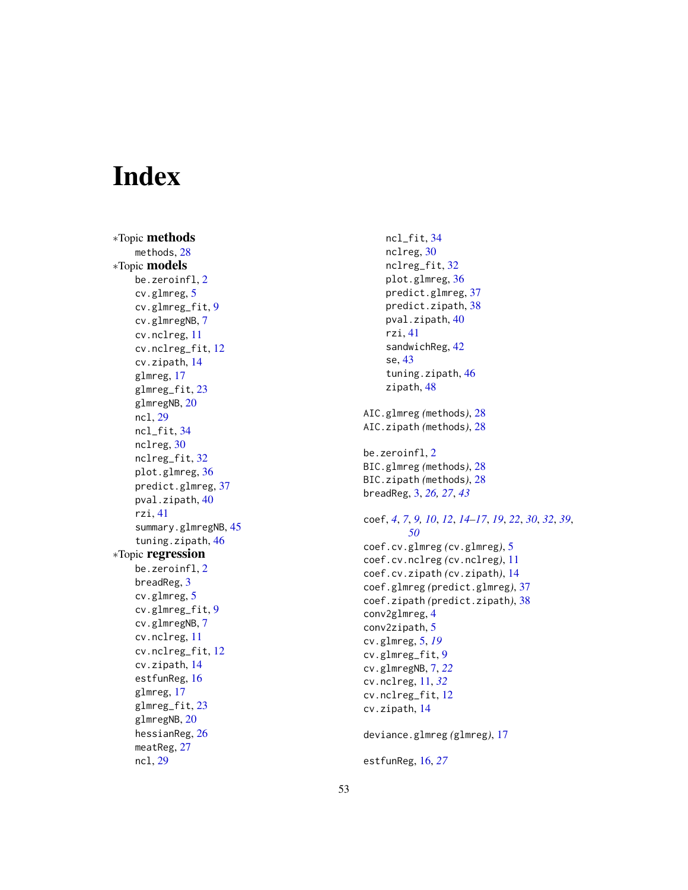# Index

∗Topic **methods**

methods, 28

∗Topic **models**

be.zeroinfl, 2
cv.glmreg, 5
cv.glmreg_fit, 9
cv.glmregNB, 7
cv.nclreg, 11
cv.nclreg_fit, 12
cv.zipath, 14
glmreg, 17
glmreg_fit, 23
glmregNB, 20
ncl, 29
ncl_fit, 34
nclreg, 30
nclreg_fit, 32
plot.glmreg, 36
predict.glmreg, 37
pval.zipath, 40
rzi, 41
summary.glmregNB, 45
tuning.zipath, 46

∗Topic **regression**

be.zeroinfl, 2
breadReg, 3
cv.glmreg, 5
cv.glmreg_fit, 9
cv.glmregNB, 7
cv.nclreg, 11
cv.nclreg_fit, 12
cv.zipath, 14
estfunReg, 16
glmreg, 17
glmreg_fit, 23
glmregNB, 20
hessianReg, 26
meatReg, 27
ncl, 29
ncl_fit, 34
nclreg, 30
nclreg_fit, 32
plot.glmreg, 36
predict.glmreg, 37
predict.zipath, 38
pval.zipath, 40
rzi, 41
sandwichReg, 42
se, 43
tuning.zipath, 46
zipath, 48

AIC.glmreg *(methods)*, 28
AIC.zipath *(methods)*, 28

be.zeroinfl, 2
BIC.glmreg *(methods)*, 28
BIC.zipath *(methods)*, 28
breadReg, 3, *26, 27*, *43*

coef, *4*, *7*, *9, 10*, *12*, *14–17*, *19*, *22*, *30*, *32*, *39*, *50*
coef.cv.glmreg *(cv.glmreg)*, 5
coef.cv.nclreg *(cv.nclreg)*, 11
coef.cv.zipath *(cv.zipath)*, 14
coef.glmreg *(predict.glmreg)*, 37
coef.zipath *(predict.zipath)*, 38
conv2glmreg, 4
conv2zipath, 5
cv.glmreg, 5, *19*
cv.glmreg_fit, 9
cv.glmregNB, 7, *22*
cv.nclreg, 11, *32*
cv.nclreg_fit, 12
cv.zipath, 14

deviance.glmreg *(glmreg)*, 17

estfunReg, 16, *27*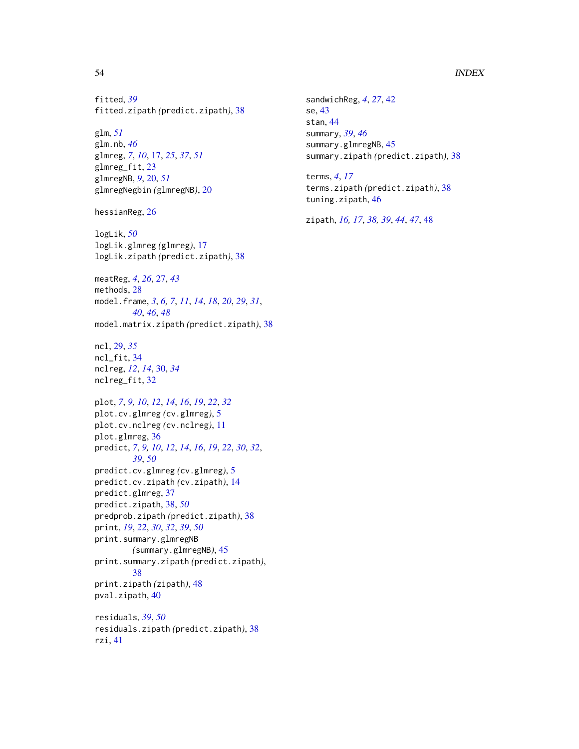fitted, *39*
fitted.zipath *(*predict.zipath*)*, 38

glm, *51*
glm.nb, *46*
glmreg, *7*, *10*, 17, *25*, *37*, *51*
glmreg_fit, 23
glmregNB, *9*, 20, *51*
glmregNegbin *(*glmregNB*)*, 20

hessianReg, 26

logLik, *50*
logLik.glmreg *(*glmreg*)*, 17
logLik.zipath *(*predict.zipath*)*, 38

meatReg, *4*, *26*, 27, *43*
methods, 28
model.frame, *3*, *6, 7*, *11*, *14*, *18*, *20*, *29*, *31*, *40*, *46*, *48*
model.matrix.zipath *(*predict.zipath*)*, 38

ncl, 29, *35*
ncl_fit, 34
nclreg, *12*, *14*, 30, *34*
nclreg_fit, 32

plot, *7*, *9*, *10*, *12*, *14*, *16*, *19*, *22*, *32*
plot.cv.glmreg *(*cv.glmreg*)*, 5
plot.cv.nclreg *(*cv.nclreg*)*, 11
plot.glmreg, 36
predict, *7*, *9*, *10*, *12*, *14*, *16*, *19*, *22*, *30*, *32*, *39*, *50*
predict.cv.glmreg *(*cv.glmreg*)*, 5
predict.cv.zipath *(*cv.zipath*)*, 14
predict.glmreg, 37
predict.zipath, 38, *50*
predprob.zipath *(*predict.zipath*)*, 38
print, *19*, *22*, *30*, *32*, *39*, *50*
print.summary.glmregNB *(*summary.glmregNB*)*, 45
print.summary.zipath *(*predict.zipath*)*, 38
print.zipath *(*zipath*)*, 48
pval.zipath, 40

residuals, *39*, *50*
residuals.zipath *(*predict.zipath*)*, 38
rzi, 41

sandwichReg, *4*, *27*, 42
se, 43
stan, 44
summary, *39*, *46*
summary.glmregNB, 45
summary.zipath *(*predict.zipath*)*, 38

terms, *4*, *17*
terms.zipath *(*predict.zipath*)*, 38
tuning.zipath, 46

zipath, *16, 17*, *38, 39*, *44*, *47*, 48